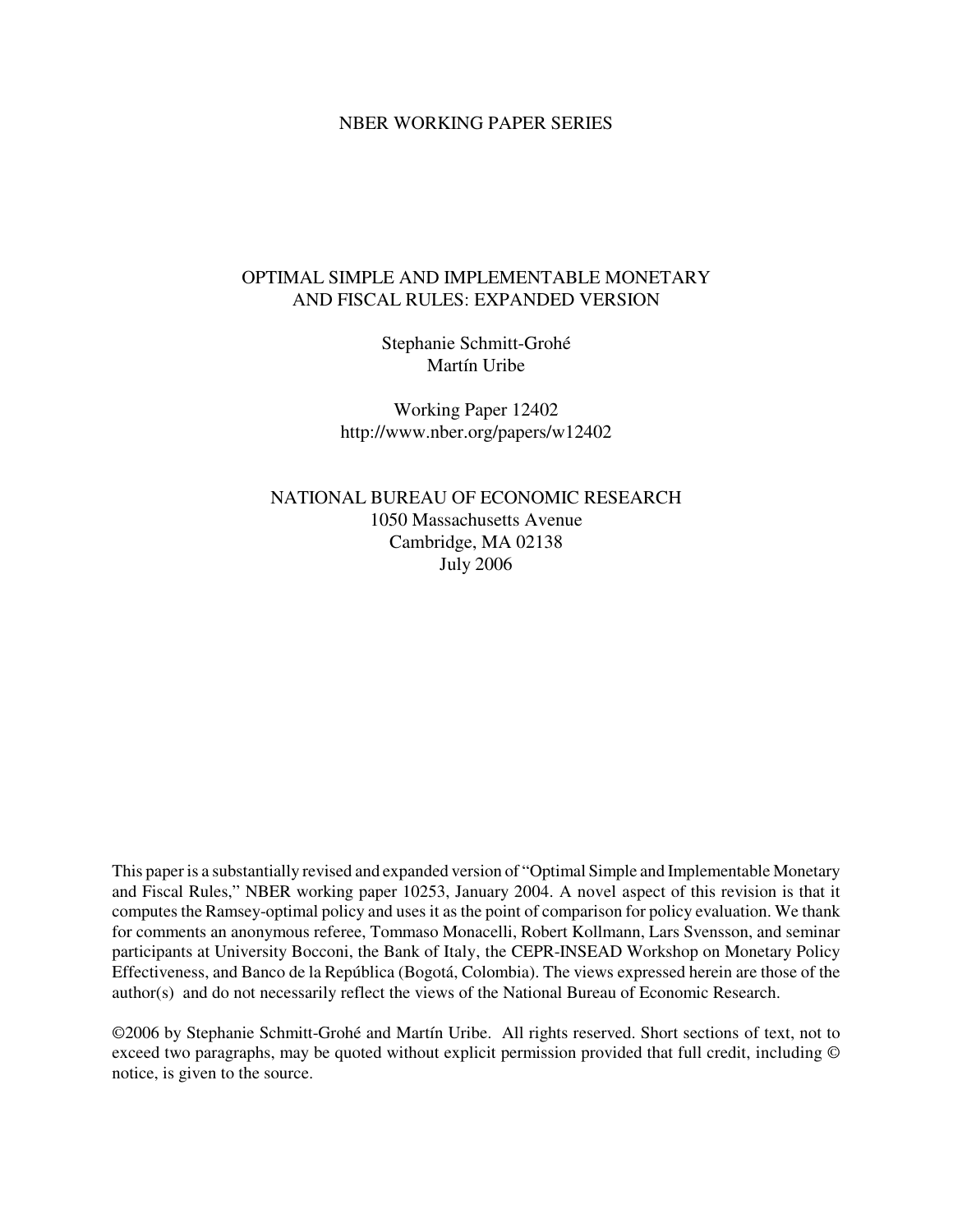NBER WORKING PAPER SERIES

# OPTIMAL SIMPLE AND IMPLEMENTABLE MONETARY AND FISCAL RULES: EXPANDED VERSION

Stephanie Schmitt-Grohé
Martín Uribe

Working Paper 12402
http://www.nber.org/papers/w12402

NATIONAL BUREAU OF ECONOMIC RESEARCH
1050 Massachusetts Avenue
Cambridge, MA 02138
July 2006

This paper is a substantially revised and expanded version of "Optimal Simple and Implementable Monetary and Fiscal Rules," NBER working paper 10253, January 2004. A novel aspect of this revision is that it computes the Ramsey-optimal policy and uses it as the point of comparison for policy evaluation. We thank for comments an anonymous referee, Tommaso Monacelli, Robert Kollmann, Lars Svensson, and seminar participants at University Bocconi, the Bank of Italy, the CEPR-INSEAD Workshop on Monetary Policy Effectiveness, and Banco de la República (Bogotá, Colombia). The views expressed herein are those of the author(s) and do not necessarily reflect the views of the National Bureau of Economic Research.

©2006 by Stephanie Schmitt-Grohé and Martín Uribe. All rights reserved. Short sections of text, not to exceed two paragraphs, may be quoted without explicit permission provided that full credit, including © notice, is given to the source.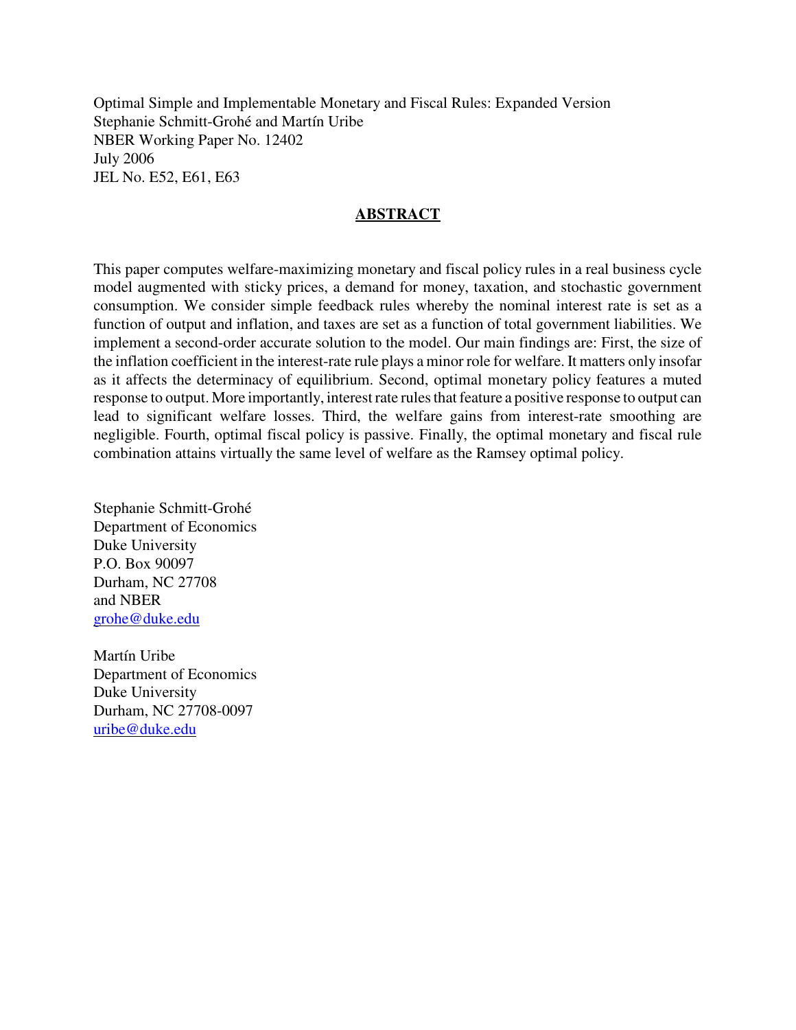Optimal Simple and Implementable Monetary and Fiscal Rules: Expanded Version
Stephanie Schmitt-Grohé and Martín Uribe
NBER Working Paper No. 12402
July 2006
JEL No. E52, E61, E63

## ABSTRACT

This paper computes welfare-maximizing monetary and fiscal policy rules in a real business cycle model augmented with sticky prices, a demand for money, taxation, and stochastic government consumption. We consider simple feedback rules whereby the nominal interest rate is set as a function of output and inflation, and taxes are set as a function of total government liabilities. We implement a second-order accurate solution to the model. Our main findings are: First, the size of the inflation coefficient in the interest-rate rule plays a minor role for welfare. It matters only insofar as it affects the determinacy of equilibrium. Second, optimal monetary policy features a muted response to output. More importantly, interest rate rules that feature a positive response to output can lead to significant welfare losses. Third, the welfare gains from interest-rate smoothing are negligible. Fourth, optimal fiscal policy is passive. Finally, the optimal monetary and fiscal rule combination attains virtually the same level of welfare as the Ramsey optimal policy.

Stephanie Schmitt-Grohé
Department of Economics
Duke University
P.O. Box 90097
Durham, NC 27708
and NBER
grohe@duke.edu

Martín Uribe
Department of Economics
Duke University
Durham, NC 27708-0097
uribe@duke.edu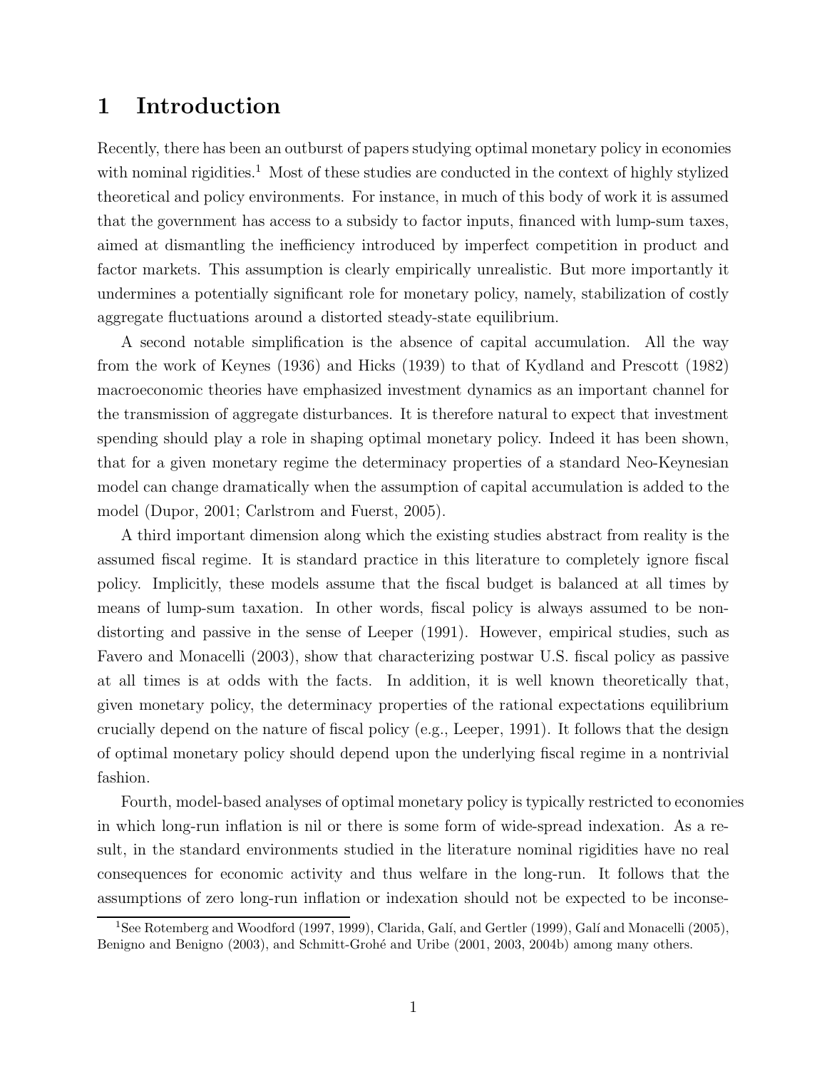# 1 Introduction

Recently, there has been an outburst of papers studying optimal monetary policy in economies with nominal rigidities.[1] Most of these studies are conducted in the context of highly stylized theoretical and policy environments. For instance, in much of this body of work it is assumed that the government has access to a subsidy to factor inputs, financed with lump-sum taxes, aimed at dismantling the inefficiency introduced by imperfect competition in product and factor markets. This assumption is clearly empirically unrealistic. But more importantly it undermines a potentially significant role for monetary policy, namely, stabilization of costly aggregate fluctuations around a distorted steady-state equilibrium.

A second notable simplification is the absence of capital accumulation. All the way from the work of Keynes (1936) and Hicks (1939) to that of Kydland and Prescott (1982) macroeconomic theories have emphasized investment dynamics as an important channel for the transmission of aggregate disturbances. It is therefore natural to expect that investment spending should play a role in shaping optimal monetary policy. Indeed it has been shown, that for a given monetary regime the determinacy properties of a standard Neo-Keynesian model can change dramatically when the assumption of capital accumulation is added to the model (Dupor, 2001; Carlstrom and Fuerst, 2005).

A third important dimension along which the existing studies abstract from reality is the assumed fiscal regime. It is standard practice in this literature to completely ignore fiscal policy. Implicitly, these models assume that the fiscal budget is balanced at all times by means of lump-sum taxation. In other words, fiscal policy is always assumed to be non-distorting and passive in the sense of Leeper (1991). However, empirical studies, such as Favero and Monacelli (2003), show that characterizing postwar U.S. fiscal policy as passive at all times is at odds with the facts. In addition, it is well known theoretically that, given monetary policy, the determinacy properties of the rational expectations equilibrium crucially depend on the nature of fiscal policy (e.g., Leeper, 1991). It follows that the design of optimal monetary policy should depend upon the underlying fiscal regime in a nontrivial fashion.

Fourth, model-based analyses of optimal monetary policy is typically restricted to economies in which long-run inflation is nil or there is some form of wide-spread indexation. As a result, in the standard environments studied in the literature nominal rigidities have no real consequences for economic activity and thus welfare in the long-run. It follows that the assumptions of zero long-run inflation or indexation should not be expected to be inconse-

[1] See Rotemberg and Woodford (1997, 1999), Clarida, Galí, and Gertler (1999), Galí and Monacelli (2005), Benigno and Benigno (2003), and Schmitt-Grohé and Uribe (2001, 2003, 2004b) among many others.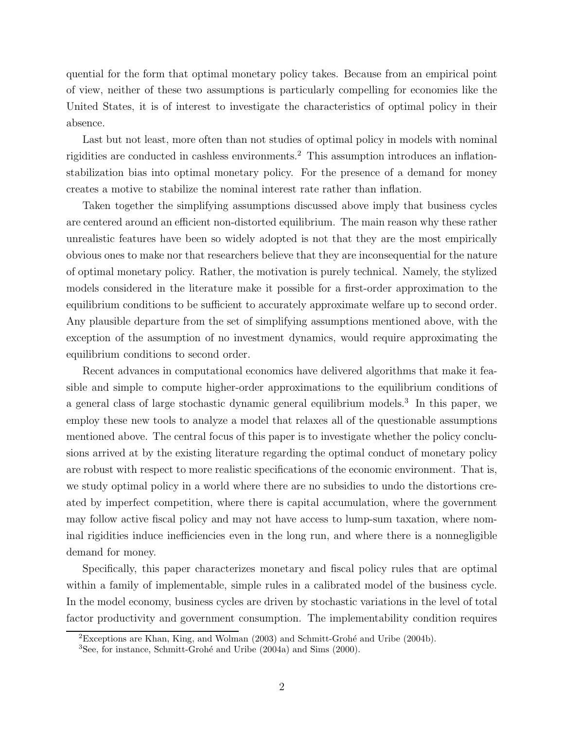quential for the form that optimal monetary policy takes. Because from an empirical point of view, neither of these two assumptions is particularly compelling for economies like the United States, it is of interest to investigate the characteristics of optimal policy in their absence.

Last but not least, more often than not studies of optimal policy in models with nominal rigidities are conducted in cashless environments.[2] This assumption introduces an inflation-stabilization bias into optimal monetary policy. For the presence of a demand for money creates a motive to stabilize the nominal interest rate rather than inflation.

Taken together the simplifying assumptions discussed above imply that business cycles are centered around an efficient non-distorted equilibrium. The main reason why these rather unrealistic features have been so widely adopted is not that they are the most empirically obvious ones to make nor that researchers believe that they are inconsequential for the nature of optimal monetary policy. Rather, the motivation is purely technical. Namely, the stylized models considered in the literature make it possible for a first-order approximation to the equilibrium conditions to be sufficient to accurately approximate welfare up to second order. Any plausible departure from the set of simplifying assumptions mentioned above, with the exception of the assumption of no investment dynamics, would require approximating the equilibrium conditions to second order.

Recent advances in computational economics have delivered algorithms that make it feasible and simple to compute higher-order approximations to the equilibrium conditions of a general class of large stochastic dynamic general equilibrium models.[3] In this paper, we employ these new tools to analyze a model that relaxes all of the questionable assumptions mentioned above. The central focus of this paper is to investigate whether the policy conclusions arrived at by the existing literature regarding the optimal conduct of monetary policy are robust with respect to more realistic specifications of the economic environment. That is, we study optimal policy in a world where there are no subsidies to undo the distortions created by imperfect competition, where there is capital accumulation, where the government may follow active fiscal policy and may not have access to lump-sum taxation, where nominal rigidities induce inefficiencies even in the long run, and where there is a nonnegligible demand for money.

Specifically, this paper characterizes monetary and fiscal policy rules that are optimal within a family of implementable, simple rules in a calibrated model of the business cycle. In the model economy, business cycles are driven by stochastic variations in the level of total factor productivity and government consumption. The implementability condition requires

[2] Exceptions are Khan, King, and Wolman (2003) and Schmitt-Grohé and Uribe (2004b).

[3] See, for instance, Schmitt-Grohé and Uribe (2004a) and Sims (2000).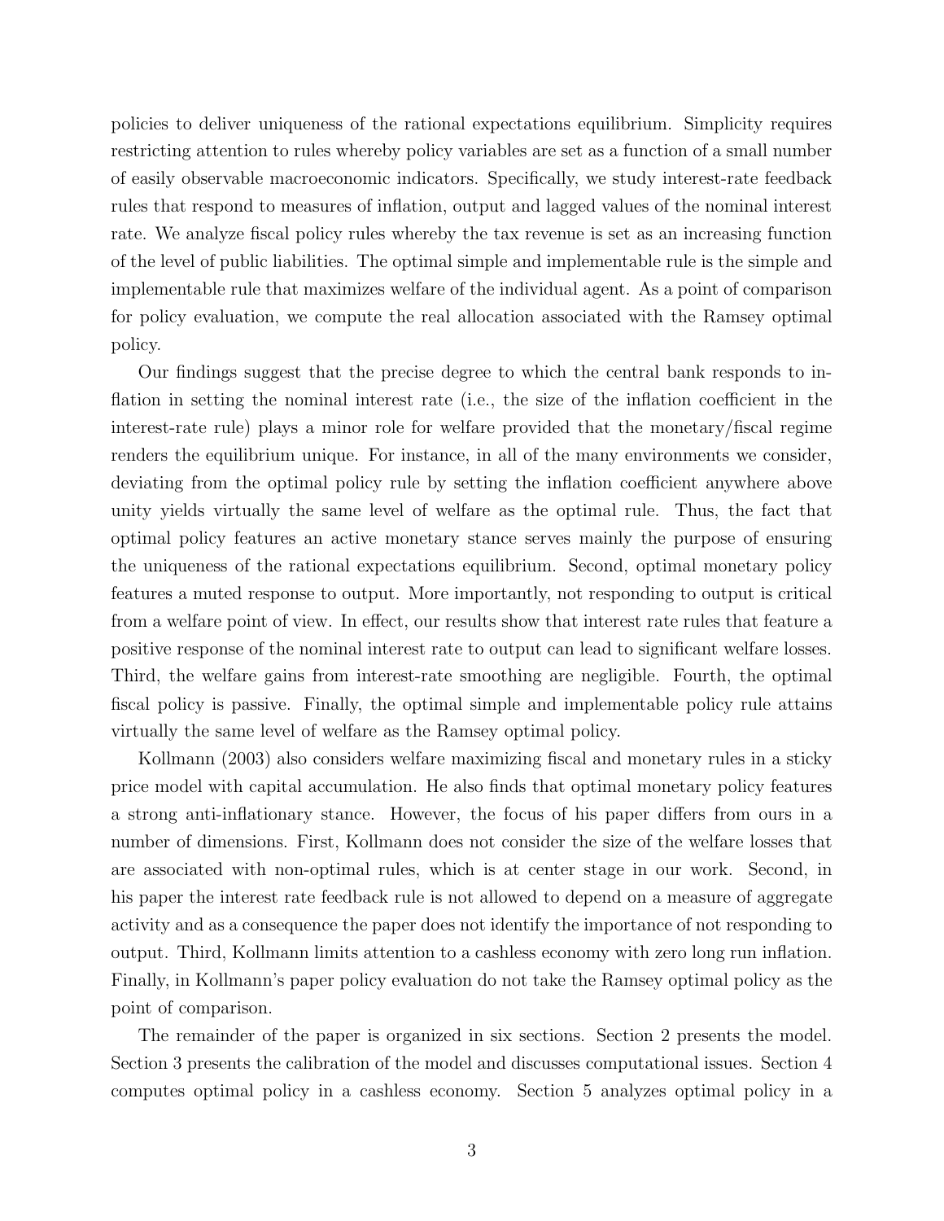policies to deliver uniqueness of the rational expectations equilibrium. Simplicity requires restricting attention to rules whereby policy variables are set as a function of a small number of easily observable macroeconomic indicators. Specifically, we study interest-rate feedback rules that respond to measures of inflation, output and lagged values of the nominal interest rate. We analyze fiscal policy rules whereby the tax revenue is set as an increasing function of the level of public liabilities. The optimal simple and implementable rule is the simple and implementable rule that maximizes welfare of the individual agent. As a point of comparison for policy evaluation, we compute the real allocation associated with the Ramsey optimal policy.

Our findings suggest that the precise degree to which the central bank responds to inflation in setting the nominal interest rate (i.e., the size of the inflation coefficient in the interest-rate rule) plays a minor role for welfare provided that the monetary/fiscal regime renders the equilibrium unique. For instance, in all of the many environments we consider, deviating from the optimal policy rule by setting the inflation coefficient anywhere above unity yields virtually the same level of welfare as the optimal rule. Thus, the fact that optimal policy features an active monetary stance serves mainly the purpose of ensuring the uniqueness of the rational expectations equilibrium. Second, optimal monetary policy features a muted response to output. More importantly, not responding to output is critical from a welfare point of view. In effect, our results show that interest rate rules that feature a positive response of the nominal interest rate to output can lead to significant welfare losses. Third, the welfare gains from interest-rate smoothing are negligible. Fourth, the optimal fiscal policy is passive. Finally, the optimal simple and implementable policy rule attains virtually the same level of welfare as the Ramsey optimal policy.

Kollmann (2003) also considers welfare maximizing fiscal and monetary rules in a sticky price model with capital accumulation. He also finds that optimal monetary policy features a strong anti-inflationary stance. However, the focus of his paper differs from ours in a number of dimensions. First, Kollmann does not consider the size of the welfare losses that are associated with non-optimal rules, which is at center stage in our work. Second, in his paper the interest rate feedback rule is not allowed to depend on a measure of aggregate activity and as a consequence the paper does not identify the importance of not responding to output. Third, Kollmann limits attention to a cashless economy with zero long run inflation. Finally, in Kollmann's paper policy evaluation do not take the Ramsey optimal policy as the point of comparison.

The remainder of the paper is organized in six sections. Section 2 presents the model. Section 3 presents the calibration of the model and discusses computational issues. Section 4 computes optimal policy in a cashless economy. Section 5 analyzes optimal policy in a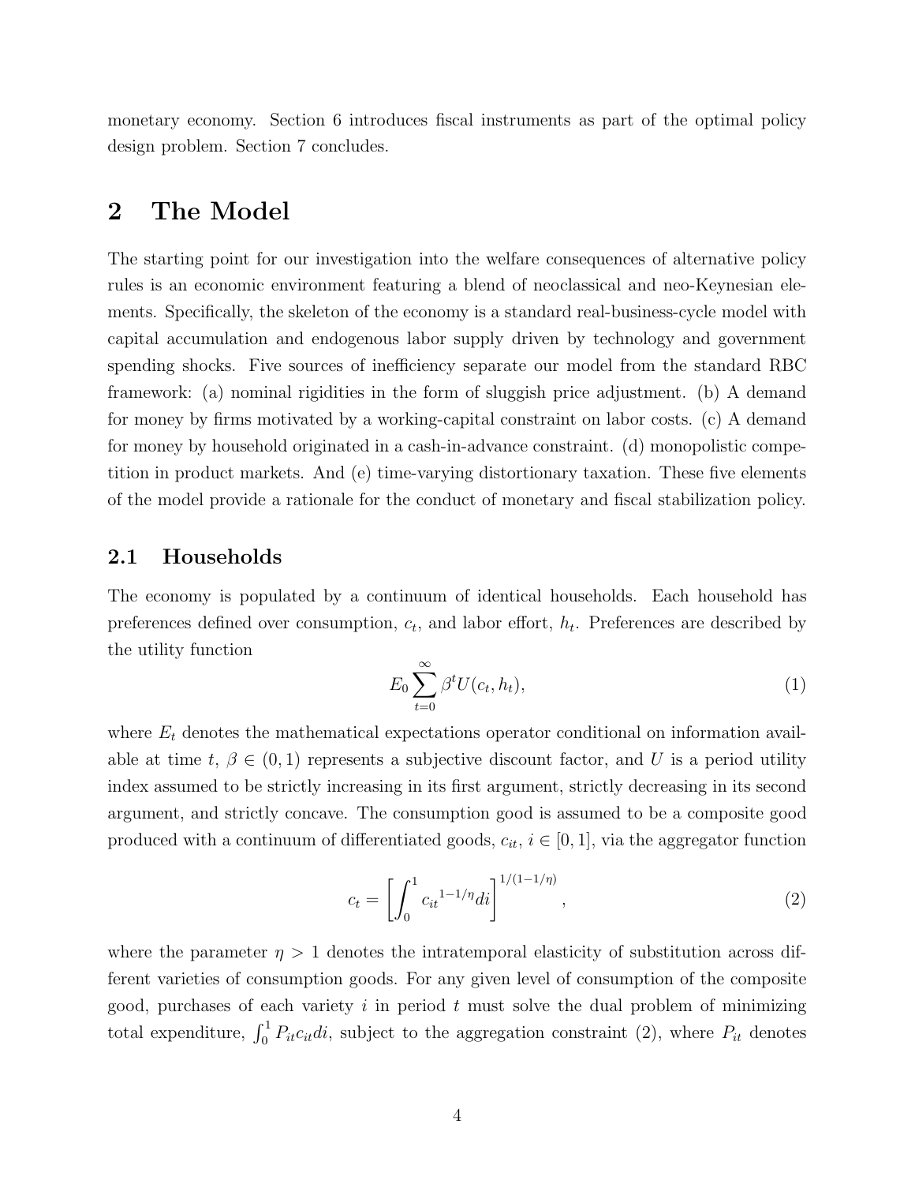monetary economy. Section 6 introduces fiscal instruments as part of the optimal policy design problem. Section 7 concludes.

# 2 The Model

The starting point for our investigation into the welfare consequences of alternative policy rules is an economic environment featuring a blend of neoclassical and neo-Keynesian elements. Specifically, the skeleton of the economy is a standard real-business-cycle model with capital accumulation and endogenous labor supply driven by technology and government spending shocks. Five sources of inefficiency separate our model from the standard RBC framework: (a) nominal rigidities in the form of sluggish price adjustment. (b) A demand for money by firms motivated by a working-capital constraint on labor costs. (c) A demand for money by household originated in a cash-in-advance constraint. (d) monopolistic competition in product markets. And (e) time-varying distortionary taxation. These five elements of the model provide a rationale for the conduct of monetary and fiscal stabilization policy.

## 2.1 Households

The economy is populated by a continuum of identical households. Each household has preferences defined over consumption, $c_t$, and labor effort, $h_t$. Preferences are described by the utility function

$$E_0 \sum_{t=0}^{\infty} \beta^t U(c_t, h_t), \tag{1}$$

where $E_t$ denotes the mathematical expectations operator conditional on information available at time $t$, $\beta \in (0, 1)$ represents a subjective discount factor, and $U$ is a period utility index assumed to be strictly increasing in its first argument, strictly decreasing in its second argument, and strictly concave. The consumption good is assumed to be a composite good produced with a continuum of differentiated goods, $c_{it}$, $i \in [0, 1]$, via the aggregator function

$$c_t = \left[ \int_0^1 {c_{it}}^{1-1/\eta} di \right]^{1/(1-1/\eta)}, \tag{2}$$

where the parameter $\eta > 1$ denotes the intratemporal elasticity of substitution across different varieties of consumption goods. For any given level of consumption of the composite good, purchases of each variety $i$ in period $t$ must solve the dual problem of minimizing total expenditure, $\int_0^1 P_{it} c_{it} di$, subject to the aggregation constraint (2), where $P_{it}$ denotes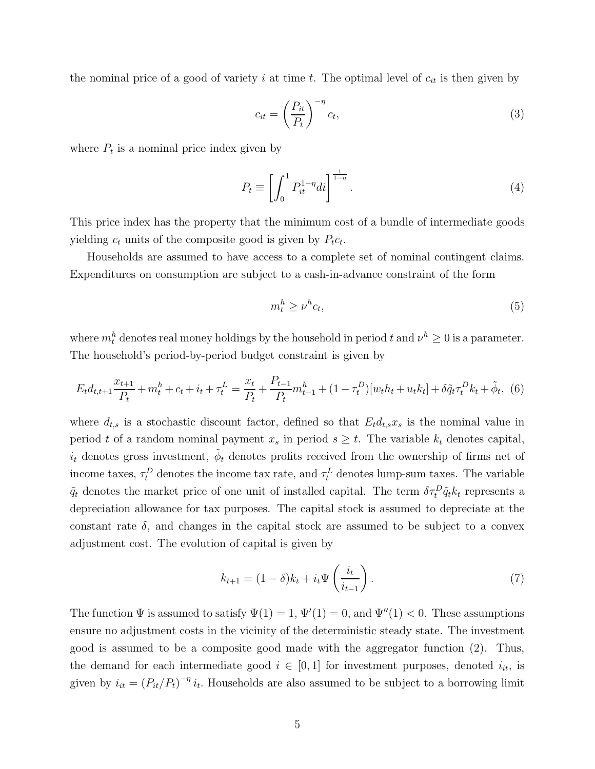the nominal price of a good of variety $i$ at time $t$. The optimal level of $c_{it}$ is then given by

$$c_{it} = \left(\frac{P_{it}}{P_t}\right)^{-\eta} c_t, \tag{3}$$

where $P_t$ is a nominal price index given by

$$P_t \equiv \left[\int_0^1 P_{it}^{1-\eta} di\right]^{\frac{1}{1-\eta}}. \tag{4}$$

This price index has the property that the minimum cost of a bundle of intermediate goods yielding $c_t$ units of the composite good is given by $P_t c_t$.

Households are assumed to have access to a complete set of nominal contingent claims. Expenditures on consumption are subject to a cash-in-advance constraint of the form

$$m_t^h \geq \nu^h c_t, \tag{5}$$

where $m_t^h$ denotes real money holdings by the household in period $t$ and $\nu^h \geq 0$ is a parameter. The household's period-by-period budget constraint is given by

$$E_t d_{t,t+1} \frac{x_{t+1}}{P_t} + m_t^h + c_t + i_t + \tau_t^L = \frac{x_t}{P_t} + \frac{P_{t-1}}{P_t} m_{t-1}^h + (1 - \tau_t^D)[w_t h_t + u_t k_t] + \delta \tilde{q}_t \tau_t^D k_t + \tilde{\phi}_t, \tag{6}$$

where $d_{t,s}$ is a stochastic discount factor, defined so that $E_t d_{t,s} x_s$ is the nominal value in period $t$ of a random nominal payment $x_s$ in period $s \geq t$. The variable $k_t$ denotes capital, $i_t$ denotes gross investment, $\tilde{\phi}_t$ denotes profits received from the ownership of firms net of income taxes, $\tau_t^D$ denotes the income tax rate, and $\tau_t^L$ denotes lump-sum taxes. The variable $\tilde{q}_t$ denotes the market price of one unit of installed capital. The term $\delta \tau_t^D \tilde{q}_t k_t$ represents a depreciation allowance for tax purposes. The capital stock is assumed to depreciate at the constant rate $\delta$, and changes in the capital stock are assumed to be subject to a convex adjustment cost. The evolution of capital is given by

$$k_{t+1} = (1 - \delta) k_t + i_t \Psi\left(\frac{i_t}{i_{t-1}}\right). \tag{7}$$

The function $\Psi$ is assumed to satisfy $\Psi(1) = 1$, $\Psi'(1) = 0$, and $\Psi''(1) < 0$. These assumptions ensure no adjustment costs in the vicinity of the deterministic steady state. The investment good is assumed to be a composite good made with the aggregator function (2). Thus, the demand for each intermediate good $i \in [0, 1]$ for investment purposes, denoted $i_{it}$, is given by $i_{it} = (P_{it}/P_t)^{-\eta} i_t$. Households are also assumed to be subject to a borrowing limit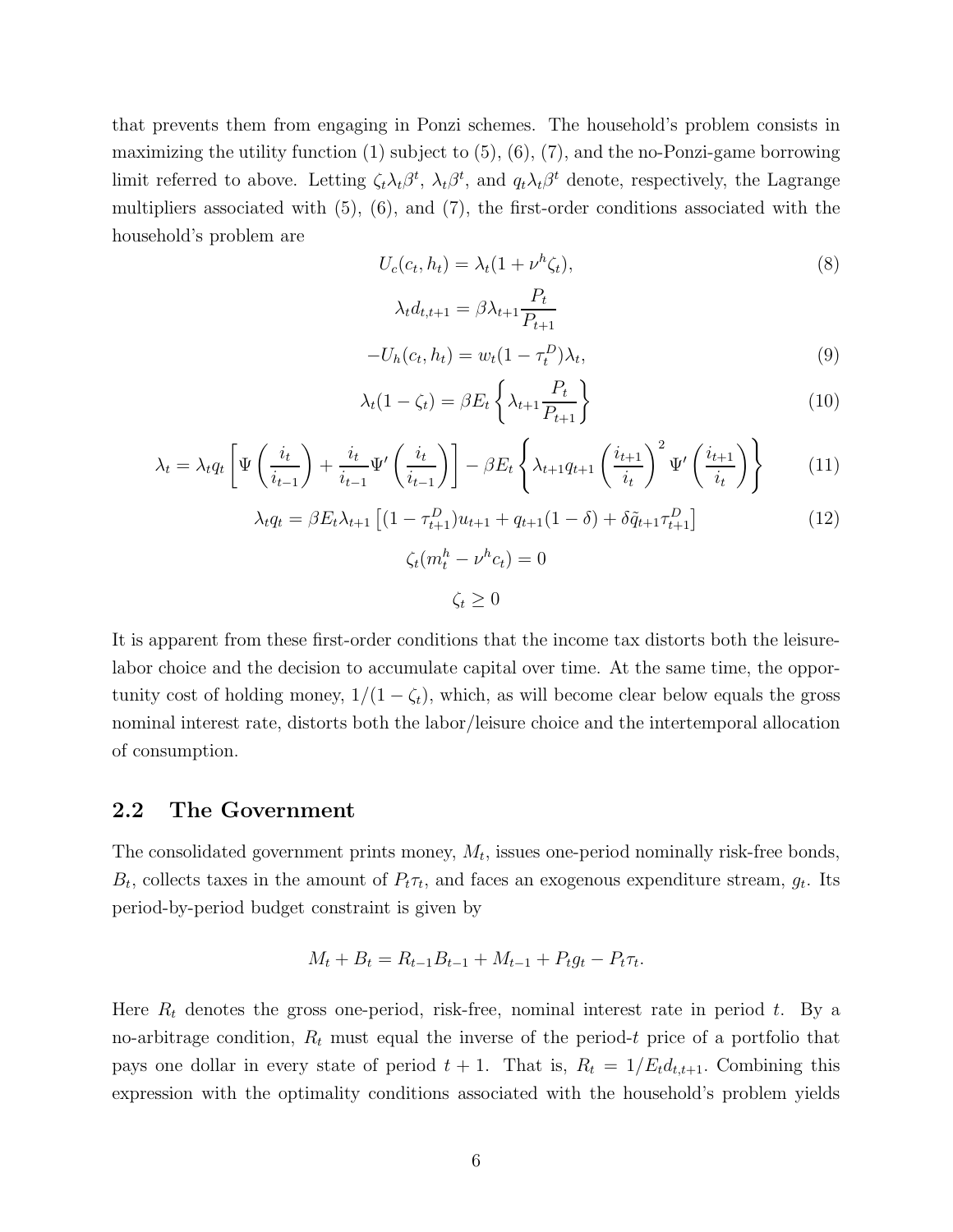that prevents them from engaging in Ponzi schemes. The household's problem consists in maximizing the utility function (1) subject to (5), (6), (7), and the no-Ponzi-game borrowing limit referred to above. Letting $\zeta_t \lambda_t \beta^t$, $\lambda_t \beta^t$, and $q_t \lambda_t \beta^t$ denote, respectively, the Lagrange multipliers associated with (5), (6), and (7), the first-order conditions associated with the household's problem are

$$U_c(c_t, h_t) = \lambda_t (1 + \nu^h \zeta_t), \tag{8}$$

$$\lambda_t d_{t,t+1} = \beta \lambda_{t+1} \frac{P_t}{P_{t+1}}$$

$$-U_h(c_t, h_t) = w_t(1 - \tau_t^D)\lambda_t, \tag{9}$$

$$\lambda_t (1 - \zeta_t) = \beta E_t \left\{ \lambda_{t+1} \frac{P_t}{P_{t+1}} \right\} \tag{10}$$

$$\lambda_t = \lambda_t q_t \left[ \Psi\left(\frac{i_t}{i_{t-1}}\right) + \frac{i_t}{i_{t-1}} \Psi'\left(\frac{i_t}{i_{t-1}}\right) \right] - \beta E_t \left\{ \lambda_{t+1} q_{t+1} \left(\frac{i_{t+1}}{i_t}\right)^2 \Psi'\left(\frac{i_{t+1}}{i_t}\right) \right\} \tag{11}$$

$$\lambda_t q_t = \beta E_t \lambda_{t+1} \left[ (1 - \tau_{t+1}^D) u_{t+1} + q_{t+1}(1 - \delta) + \delta \tilde{q}_{t+1} \tau_{t+1}^D \right] \tag{12}$$

$$\zeta_t (m_t^h - \nu^h c_t) = 0$$

$$\zeta_t \geq 0$$

It is apparent from these first-order conditions that the income tax distorts both the leisure-labor choice and the decision to accumulate capital over time. At the same time, the opportunity cost of holding money, $1/(1 - \zeta_t)$, which, as will become clear below equals the gross nominal interest rate, distorts both the labor/leisure choice and the intertemporal allocation of consumption.

## 2.2 The Government

The consolidated government prints money, $M_t$, issues one-period nominally risk-free bonds, $B_t$, collects taxes in the amount of $P_t \tau_t$, and faces an exogenous expenditure stream, $g_t$. Its period-by-period budget constraint is given by

$$M_t + B_t = R_{t-1} B_{t-1} + M_{t-1} + P_t g_t - P_t \tau_t.$$

Here $R_t$ denotes the gross one-period, risk-free, nominal interest rate in period $t$. By a no-arbitrage condition, $R_t$ must equal the inverse of the period-$t$ price of a portfolio that pays one dollar in every state of period $t + 1$. That is, $R_t = 1/E_t d_{t,t+1}$. Combining this expression with the optimality conditions associated with the household's problem yields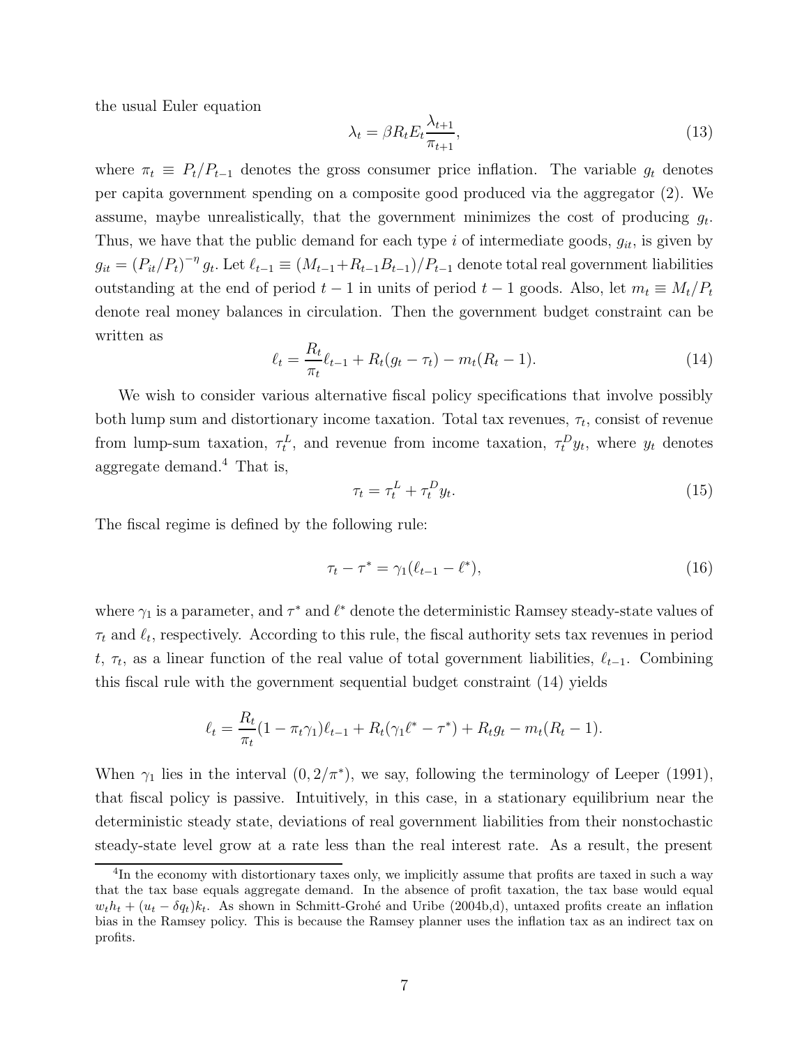the usual Euler equation

$$\lambda_t = \beta R_t E_t \frac{\lambda_{t+1}}{\pi_{t+1}}, \tag{13}$$

where $\pi_t \equiv P_t/P_{t-1}$ denotes the gross consumer price inflation. The variable $g_t$ denotes per capita government spending on a composite good produced via the aggregator (2). We assume, maybe unrealistically, that the government minimizes the cost of producing $g_t$. Thus, we have that the public demand for each type $i$ of intermediate goods, $g_{it}$, is given by $g_{it} = (P_{it}/P_t)^{-\eta} g_t$. Let $\ell_{t-1} \equiv (M_{t-1}+R_{t-1}B_{t-1})/P_{t-1}$ denote total real government liabilities outstanding at the end of period $t-1$ in units of period $t-1$ goods. Also, let $m_t \equiv M_t/P_t$ denote real money balances in circulation. Then the government budget constraint can be written as

$$\ell_t = \frac{R_t}{\pi_t}\ell_{t-1} + R_t(g_t - \tau_t) - m_t(R_t - 1). \tag{14}$$

We wish to consider various alternative fiscal policy specifications that involve possibly both lump sum and distortionary income taxation. Total tax revenues, $\tau_t$, consist of revenue from lump-sum taxation, $\tau_t^L$, and revenue from income taxation, $\tau_t^D y_t$, where $y_t$ denotes aggregate demand.[4] That is,

$$\tau_t = \tau_t^L + \tau_t^D y_t. \tag{15}$$

The fiscal regime is defined by the following rule:

$$\tau_t - \tau^* = \gamma_1(\ell_{t-1} - \ell^*), \tag{16}$$

where $\gamma_1$ is a parameter, and $\tau^*$ and $\ell^*$ denote the deterministic Ramsey steady-state values of $\tau_t$ and $\ell_t$, respectively. According to this rule, the fiscal authority sets tax revenues in period $t$, $\tau_t$, as a linear function of the real value of total government liabilities, $\ell_{t-1}$. Combining this fiscal rule with the government sequential budget constraint (14) yields

$$\ell_t = \frac{R_t}{\pi_t}(1 - \pi_t\gamma_1)\ell_{t-1} + R_t(\gamma_1\ell^* - \tau^*) + R_t g_t - m_t(R_t - 1).$$

When $\gamma_1$ lies in the interval $(0, 2/\pi^*)$, we say, following the terminology of Leeper (1991), that fiscal policy is passive. Intuitively, in this case, in a stationary equilibrium near the deterministic steady state, deviations of real government liabilities from their nonstochastic steady-state level grow at a rate less than the real interest rate. As a result, the present

[4] In the economy with distortionary taxes only, we implicitly assume that profits are taxed in such a way that the tax base equals aggregate demand. In the absence of profit taxation, the tax base would equal $w_t h_t + (u_t - \delta q_t)k_t$. As shown in Schmitt-Grohé and Uribe (2004b,d), untaxed profits create an inflation bias in the Ramsey policy. This is because the Ramsey planner uses the inflation tax as an indirect tax on profits.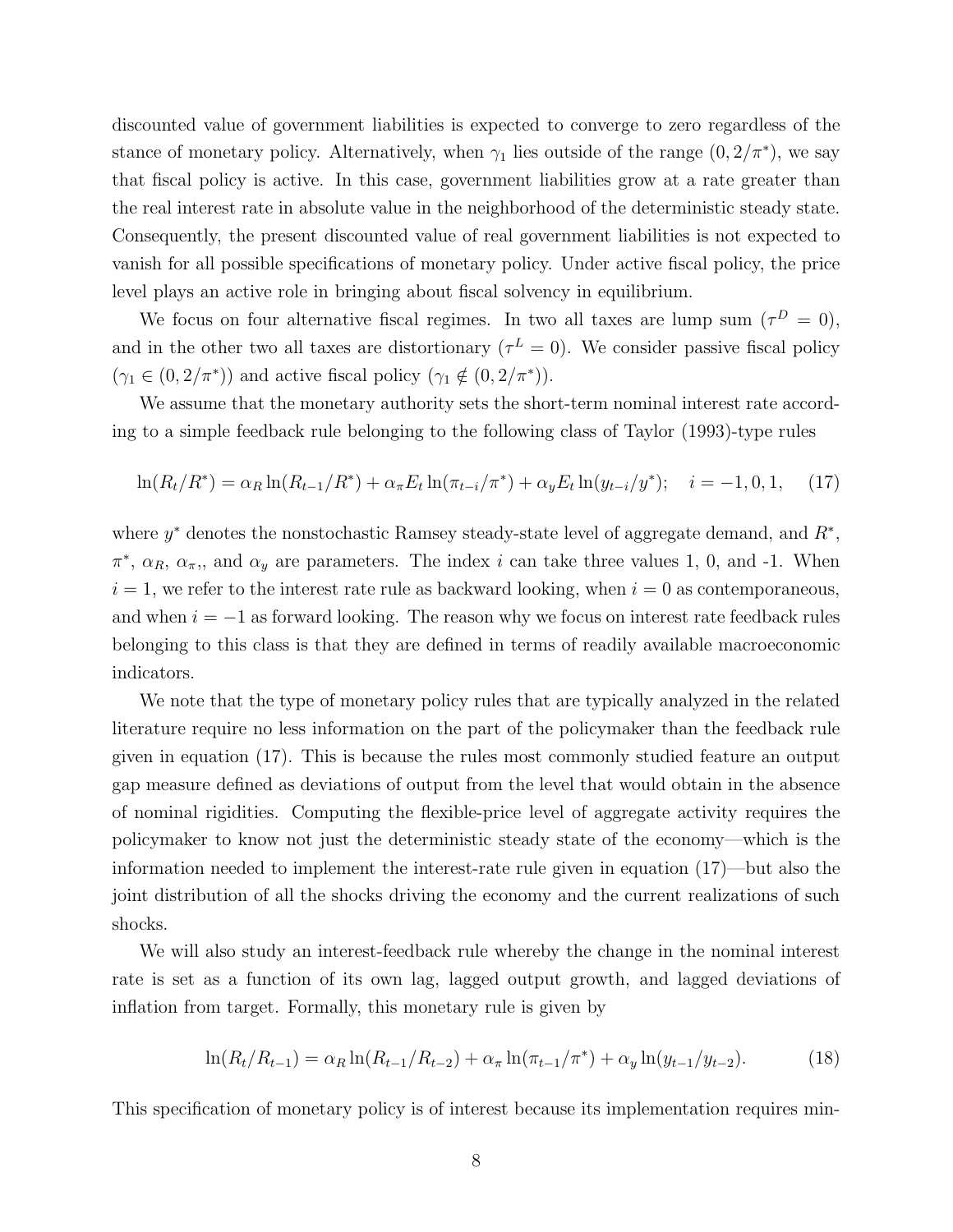discounted value of government liabilities is expected to converge to zero regardless of the stance of monetary policy. Alternatively, when $\gamma_1$ lies outside of the range $(0, 2/\pi^*)$, we say that fiscal policy is active. In this case, government liabilities grow at a rate greater than the real interest rate in absolute value in the neighborhood of the deterministic steady state. Consequently, the present discounted value of real government liabilities is not expected to vanish for all possible specifications of monetary policy. Under active fiscal policy, the price level plays an active role in bringing about fiscal solvency in equilibrium.

We focus on four alternative fiscal regimes. In two all taxes are lump sum ($\tau^D = 0$), and in the other two all taxes are distortionary ($\tau^L = 0$). We consider passive fiscal policy ($\gamma_1 \in (0, 2/\pi^*)$) and active fiscal policy ($\gamma_1 \notin (0, 2/\pi^*)$).

We assume that the monetary authority sets the short-term nominal interest rate according to a simple feedback rule belonging to the following class of Taylor (1993)-type rules

$$\ln(R_t/R^*) = \alpha_R \ln(R_{t-1}/R^*) + \alpha_\pi E_t \ln(\pi_{t-i}/\pi^*) + \alpha_y E_t \ln(y_{t-i}/y^*); \quad i = -1, 0, 1, \tag{17}$$

where $y^*$ denotes the nonstochastic Ramsey steady-state level of aggregate demand, and $R^*$, $\pi^*$, $\alpha_R$, $\alpha_\pi$,, and $\alpha_y$ are parameters. The index $i$ can take three values 1, 0, and -1. When $i = 1$, we refer to the interest rate rule as backward looking, when $i = 0$ as contemporaneous, and when $i = -1$ as forward looking. The reason why we focus on interest rate feedback rules belonging to this class is that they are defined in terms of readily available macroeconomic indicators.

We note that the type of monetary policy rules that are typically analyzed in the related literature require no less information on the part of the policymaker than the feedback rule given in equation (17). This is because the rules most commonly studied feature an output gap measure defined as deviations of output from the level that would obtain in the absence of nominal rigidities. Computing the flexible-price level of aggregate activity requires the policymaker to know not just the deterministic steady state of the economy—which is the information needed to implement the interest-rate rule given in equation (17)—but also the joint distribution of all the shocks driving the economy and the current realizations of such shocks.

We will also study an interest-feedback rule whereby the change in the nominal interest rate is set as a function of its own lag, lagged output growth, and lagged deviations of inflation from target. Formally, this monetary rule is given by

$$\ln(R_t/R_{t-1}) = \alpha_R \ln(R_{t-1}/R_{t-2}) + \alpha_\pi \ln(\pi_{t-1}/\pi^*) + \alpha_y \ln(y_{t-1}/y_{t-2}). \tag{18}$$

This specification of monetary policy is of interest because its implementation requires min-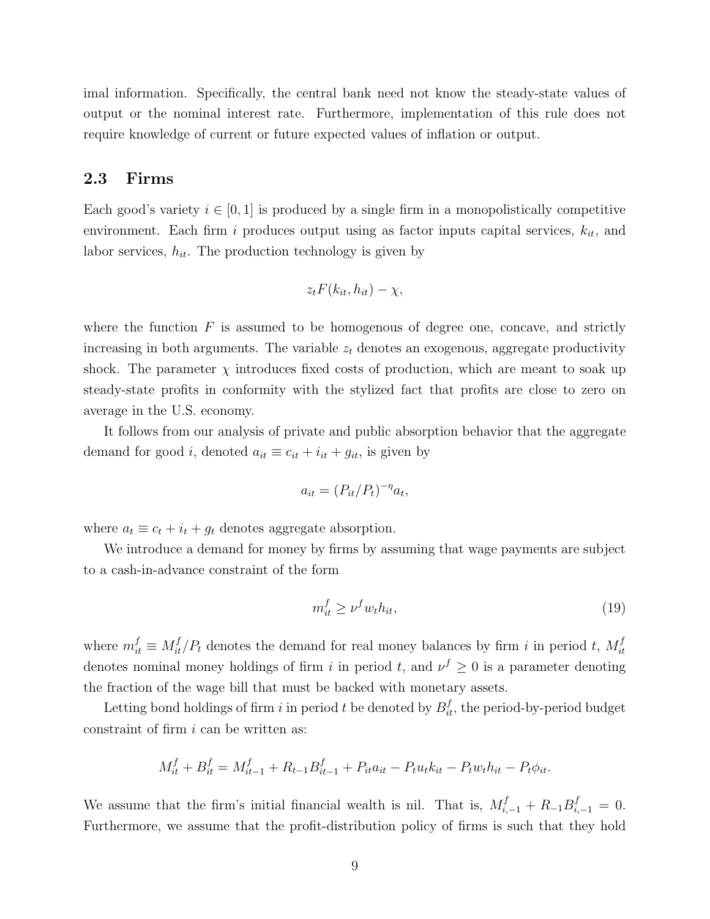imal information. Specifically, the central bank need not know the steady-state values of output or the nominal interest rate. Furthermore, implementation of this rule does not require knowledge of current or future expected values of inflation or output.

### 2.3 Firms

Each good's variety $i \in [0, 1]$ is produced by a single firm in a monopolistically competitive environment. Each firm $i$ produces output using as factor inputs capital services, $k_{it}$, and labor services, $h_{it}$. The production technology is given by

$$z_t F(k_{it}, h_{it}) - \chi,$$

where the function $F$ is assumed to be homogenous of degree one, concave, and strictly increasing in both arguments. The variable $z_t$ denotes an exogenous, aggregate productivity shock. The parameter $\chi$ introduces fixed costs of production, which are meant to soak up steady-state profits in conformity with the stylized fact that profits are close to zero on average in the U.S. economy.

It follows from our analysis of private and public absorption behavior that the aggregate demand for good $i$, denoted $a_{it} \equiv c_{it} + i_{it} + g_{it}$, is given by

$$a_{it} = (P_{it}/P_t)^{-\eta} a_t,$$

where $a_t \equiv c_t + i_t + g_t$ denotes aggregate absorption.

We introduce a demand for money by firms by assuming that wage payments are subject to a cash-in-advance constraint of the form

$$m_{it}^f \geq \nu^f w_t h_{it}, \tag{19}$$

where $m_{it}^f \equiv M_{it}^f / P_t$ denotes the demand for real money balances by firm $i$ in period $t$, $M_{it}^f$ denotes nominal money holdings of firm $i$ in period $t$, and $\nu^f \geq 0$ is a parameter denoting the fraction of the wage bill that must be backed with monetary assets.

Letting bond holdings of firm $i$ in period $t$ be denoted by $B_{it}^f$, the period-by-period budget constraint of firm $i$ can be written as:

$$M_{it}^f + B_{it}^f = M_{it-1}^f + R_{t-1} B_{it-1}^f + P_{it} a_{it} - P_t u_t k_{it} - P_t w_t h_{it} - P_t \phi_{it}.$$

We assume that the firm's initial financial wealth is nil. That is, $M_{i,-1}^f + R_{-1} B_{i,-1}^f = 0$. Furthermore, we assume that the profit-distribution policy of firms is such that they hold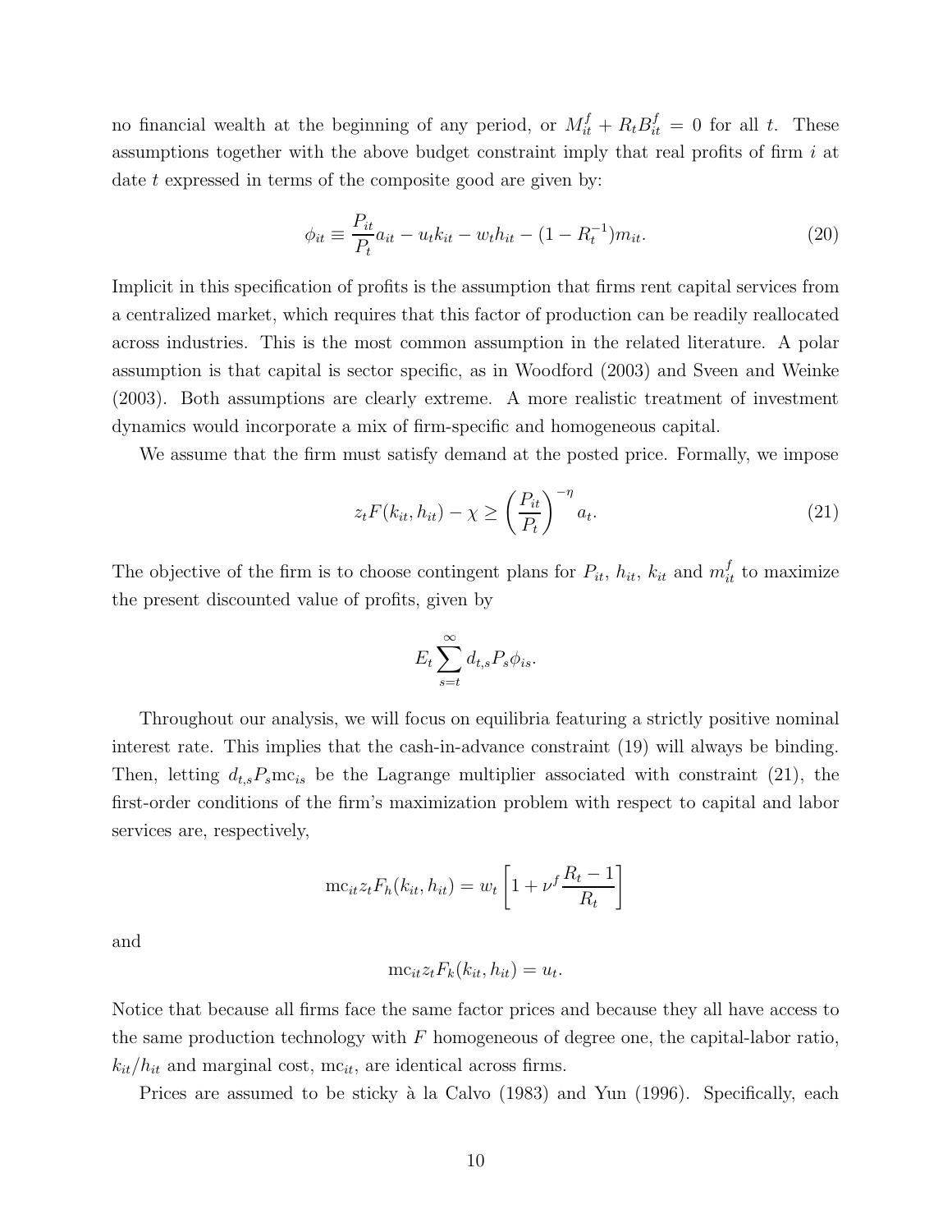no financial wealth at the beginning of any period, or $M_{it}^f + R_t B_{it}^f = 0$ for all $t$. These assumptions together with the above budget constraint imply that real profits of firm $i$ at date $t$ expressed in terms of the composite good are given by:

$$\phi_{it} \equiv \frac{P_{it}}{P_t} a_{it} - u_t k_{it} - w_t h_{it} - (1 - R_t^{-1}) m_{it}. \tag{20}$$

Implicit in this specification of profits is the assumption that firms rent capital services from a centralized market, which requires that this factor of production can be readily reallocated across industries. This is the most common assumption in the related literature. A polar assumption is that capital is sector specific, as in Woodford (2003) and Sveen and Weinke (2003). Both assumptions are clearly extreme. A more realistic treatment of investment dynamics would incorporate a mix of firm-specific and homogeneous capital.

We assume that the firm must satisfy demand at the posted price. Formally, we impose

$$z_t F(k_{it}, h_{it}) - \chi \geq \left( \frac{P_{it}}{P_t} \right)^{-\eta} a_t. \tag{21}$$

The objective of the firm is to choose contingent plans for $P_{it}$, $h_{it}$, $k_{it}$ and $m_{it}^f$ to maximize the present discounted value of profits, given by

$$E_t \sum_{s=t}^{\infty} d_{t,s} P_s \phi_{is}.$$

Throughout our analysis, we will focus on equilibria featuring a strictly positive nominal interest rate. This implies that the cash-in-advance constraint (19) will always be binding. Then, letting $d_{t,s} P_s \text{mc}_{is}$ be the Lagrange multiplier associated with constraint (21), the first-order conditions of the firm's maximization problem with respect to capital and labor services are, respectively,

$$\text{mc}_{it} z_t F_h(k_{it}, h_{it}) = w_t \left[ 1 + \nu^f \frac{R_t - 1}{R_t} \right]$$

and

$$\text{mc}_{it} z_t F_k(k_{it}, h_{it}) = u_t.$$

Notice that because all firms face the same factor prices and because they all have access to the same production technology with $F$ homogeneous of degree one, the capital-labor ratio, $k_{it}/h_{it}$ and marginal cost, $\text{mc}_{it}$, are identical across firms.

Prices are assumed to be sticky à la Calvo (1983) and Yun (1996). Specifically, each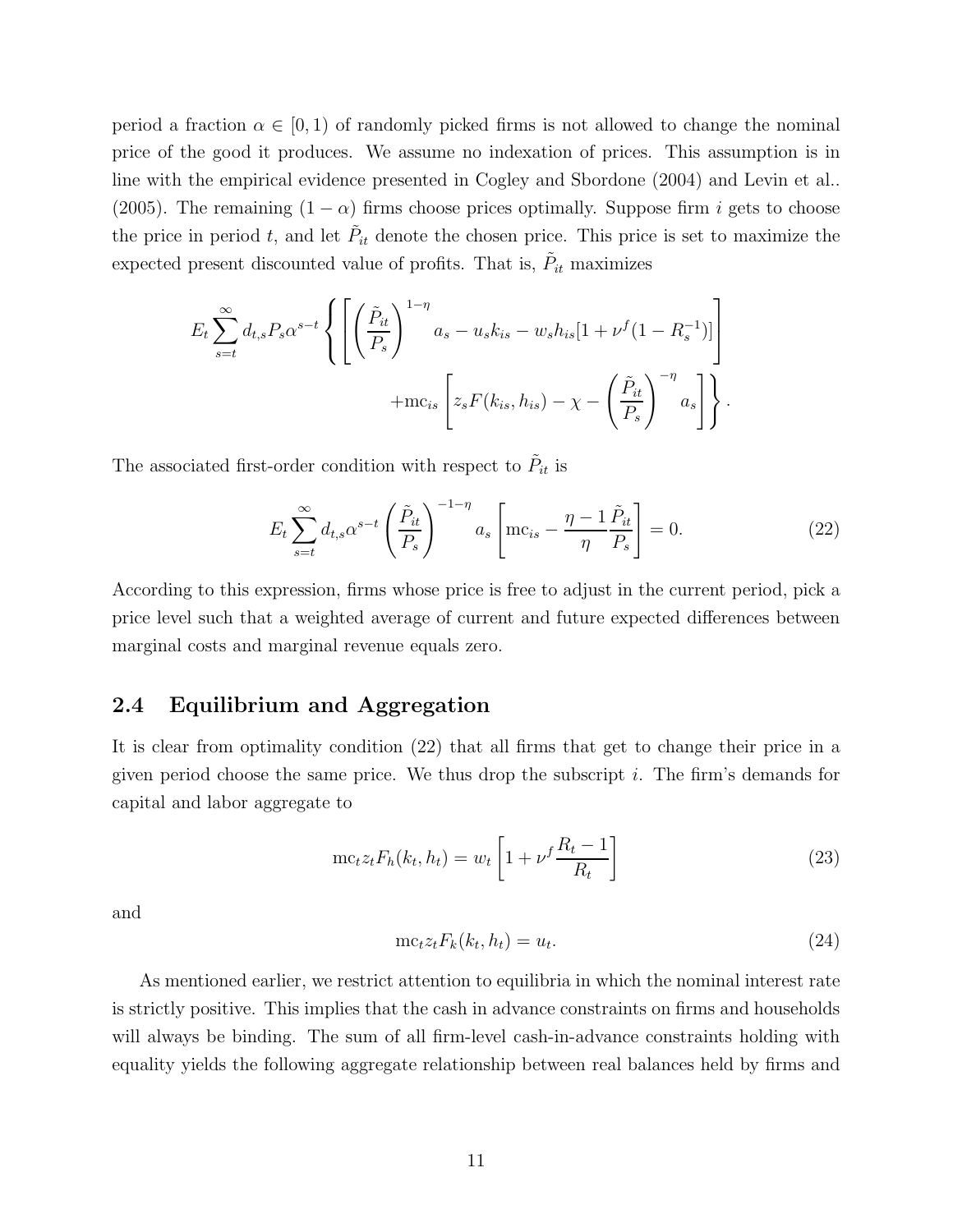period a fraction $\alpha \in [0, 1)$ of randomly picked firms is not allowed to change the nominal price of the good it produces. We assume no indexation of prices. This assumption is in line with the empirical evidence presented in Cogley and Sbordone (2004) and Levin et al.. (2005). The remaining $(1 - \alpha)$ firms choose prices optimally. Suppose firm $i$ gets to choose the price in period $t$, and let $\tilde{P}_{it}$ denote the chosen price. This price is set to maximize the expected present discounted value of profits. That is, $\tilde{P}_{it}$ maximizes

$$E_t \sum_{s=t}^{\infty} d_{t,s} P_s \alpha^{s-t} \left\{ \left[ \left( \frac{\tilde{P}_{it}}{P_s} \right)^{1-\eta} a_s - u_s k_{is} - w_s h_{is} [1 + \nu^f (1 - R_s^{-1})] \right] + \text{mc}_{is} \left[ z_s F(k_{is}, h_{is}) - \chi - \left( \frac{\tilde{P}_{it}}{P_s} \right)^{-\eta} a_s \right] \right\}.$$

The associated first-order condition with respect to $\tilde{P}_{it}$ is

$$E_t \sum_{s=t}^{\infty} d_{t,s} \alpha^{s-t} \left( \frac{\tilde{P}_{it}}{P_s} \right)^{-1-\eta} a_s \left[ \text{mc}_{is} - \frac{\eta - 1}{\eta} \frac{\tilde{P}_{it}}{P_s} \right] = 0. \tag{22}$$

According to this expression, firms whose price is free to adjust in the current period, pick a price level such that a weighted average of current and future expected differences between marginal costs and marginal revenue equals zero.

## 2.4 Equilibrium and Aggregation

It is clear from optimality condition (22) that all firms that get to change their price in a given period choose the same price. We thus drop the subscript $i$. The firm's demands for capital and labor aggregate to

$$\text{mc}_t z_t F_h(k_t, h_t) = w_t \left[ 1 + \nu^f \frac{R_t - 1}{R_t} \right] \tag{23}$$

and

$$\text{mc}_t z_t F_k(k_t, h_t) = u_t. \tag{24}$$

As mentioned earlier, we restrict attention to equilibria in which the nominal interest rate is strictly positive. This implies that the cash in advance constraints on firms and households will always be binding. The sum of all firm-level cash-in-advance constraints holding with equality yields the following aggregate relationship between real balances held by firms and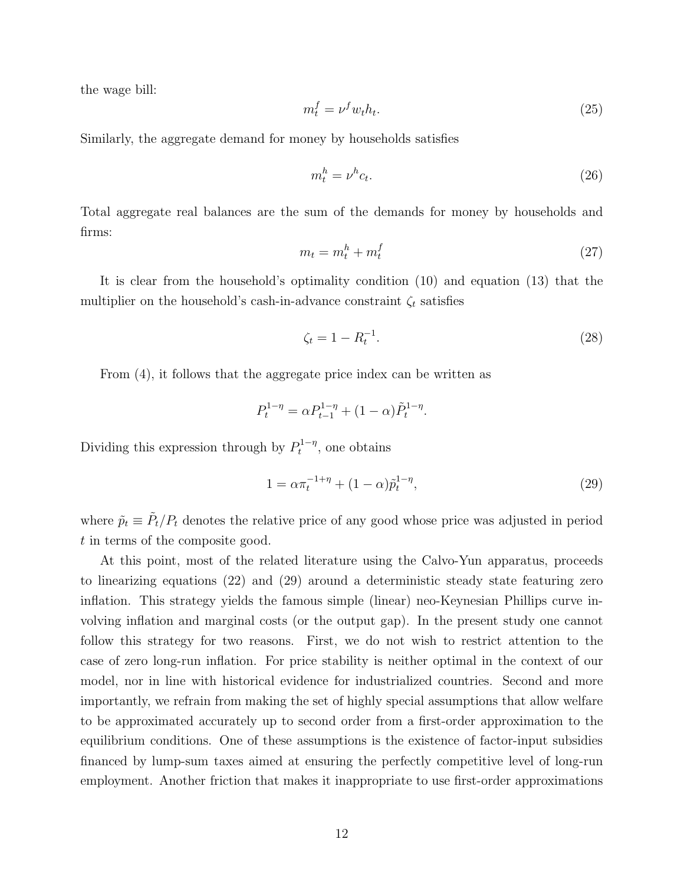the wage bill:

$$m_t^f = \nu^f w_t h_t. \tag{25}$$

Similarly, the aggregate demand for money by households satisfies

$$m_t^h = \nu^h c_t. \tag{26}$$

Total aggregate real balances are the sum of the demands for money by households and firms:

$$m_t = m_t^h + m_t^f \tag{27}$$

It is clear from the household's optimality condition (10) and equation (13) that the multiplier on the household's cash-in-advance constraint $\zeta_t$ satisfies

$$\zeta_t = 1 - R_t^{-1}. \tag{28}$$

From (4), it follows that the aggregate price index can be written as

$$P_t^{1-\eta} = \alpha P_{t-1}^{1-\eta} + (1-\alpha)\tilde{P}_t^{1-\eta}.$$

Dividing this expression through by $P_t^{1-\eta}$, one obtains

$$1 = \alpha \pi_t^{-1+\eta} + (1-\alpha)\tilde{p}_t^{1-\eta}, \tag{29}$$

where $\tilde{p}_t \equiv \tilde{P}_t / P_t$ denotes the relative price of any good whose price was adjusted in period $t$ in terms of the composite good.

At this point, most of the related literature using the Calvo-Yun apparatus, proceeds to linearizing equations (22) and (29) around a deterministic steady state featuring zero inflation. This strategy yields the famous simple (linear) neo-Keynesian Phillips curve involving inflation and marginal costs (or the output gap). In the present study one cannot follow this strategy for two reasons. First, we do not wish to restrict attention to the case of zero long-run inflation. For price stability is neither optimal in the context of our model, nor in line with historical evidence for industrialized countries. Second and more importantly, we refrain from making the set of highly special assumptions that allow welfare to be approximated accurately up to second order from a first-order approximation to the equilibrium conditions. One of these assumptions is the existence of factor-input subsidies financed by lump-sum taxes aimed at ensuring the perfectly competitive level of long-run employment. Another friction that makes it inappropriate to use first-order approximations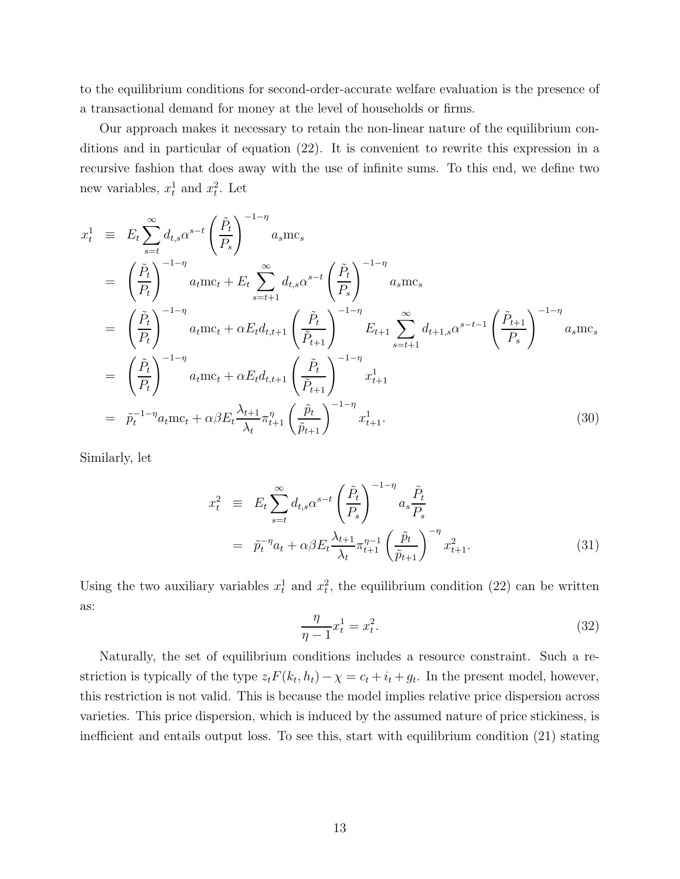to the equilibrium conditions for second-order-accurate welfare evaluation is the presence of a transactional demand for money at the level of households or firms.

Our approach makes it necessary to retain the non-linear nature of the equilibrium conditions and in particular of equation (22). It is convenient to rewrite this expression in a recursive fashion that does away with the use of infinite sums. To this end, we define two new variables, $x_t^1$ and $x_t^2$. Let

$$
\begin{aligned}
x_t^1 &\equiv E_t \sum_{s=t}^{\infty} d_{t,s} \alpha^{s-t} \left(\frac{\tilde{P}_t}{P_s}\right)^{-1-\eta} a_s \mathrm{mc}_s \\
&= \left(\frac{\tilde{P}_t}{P_t}\right)^{-1-\eta} a_t \mathrm{mc}_t + E_t \sum_{s=t+1}^{\infty} d_{t,s} \alpha^{s-t} \left(\frac{\tilde{P}_t}{P_s}\right)^{-1-\eta} a_s \mathrm{mc}_s \\
&= \left(\frac{\tilde{P}_t}{P_t}\right)^{-1-\eta} a_t \mathrm{mc}_t + \alpha E_t d_{t,t+1} \left(\frac{\tilde{P}_t}{\tilde{P}_{t+1}}\right)^{-1-\eta} E_{t+1} \sum_{s=t+1}^{\infty} d_{t+1,s} \alpha^{s-t-1} \left(\frac{\tilde{P}_{t+1}}{P_s}\right)^{-1-\eta} a_s \mathrm{mc}_s \\
&= \left(\frac{\tilde{P}_t}{P_t}\right)^{-1-\eta} a_t \mathrm{mc}_t + \alpha E_t d_{t,t+1} \left(\frac{\tilde{P}_t}{\tilde{P}_{t+1}}\right)^{-1-\eta} x_{t+1}^1 \\
&= \tilde{p}_t^{-1-\eta} a_t \mathrm{mc}_t + \alpha \beta E_t \frac{\lambda_{t+1}}{\lambda_t} \pi_{t+1}^{\eta} \left(\frac{\tilde{p}_t}{\tilde{p}_{t+1}}\right)^{-1-\eta} x_{t+1}^1. \qquad (30)
\end{aligned}
$$

Similarly, let

$$
\begin{aligned}
x_t^2 &\equiv E_t \sum_{s=t}^{\infty} d_{t,s} \alpha^{s-t} \left(\frac{\tilde{P}_t}{P_s}\right)^{-1-\eta} a_s \frac{\tilde{P}_t}{P_s} \\
&= \tilde{p}_t^{-\eta} a_t + \alpha \beta E_t \frac{\lambda_{t+1}}{\lambda_t} \pi_{t+1}^{\eta-1} \left(\frac{\tilde{p}_t}{\tilde{p}_{t+1}}\right)^{-\eta} x_{t+1}^2. \qquad (31)
\end{aligned}
$$

Using the two auxiliary variables $x_t^1$ and $x_t^2$, the equilibrium condition (22) can be written as:

$$
\frac{\eta}{\eta-1} x_t^1 = x_t^2. \qquad (32)
$$

Naturally, the set of equilibrium conditions includes a resource constraint. Such a restriction is typically of the type $z_t F(k_t, h_t) - \chi = c_t + i_t + g_t$. In the present model, however, this restriction is not valid. This is because the model implies relative price dispersion across varieties. This price dispersion, which is induced by the assumed nature of price stickiness, is inefficient and entails output loss. To see this, start with equilibrium condition (21) stating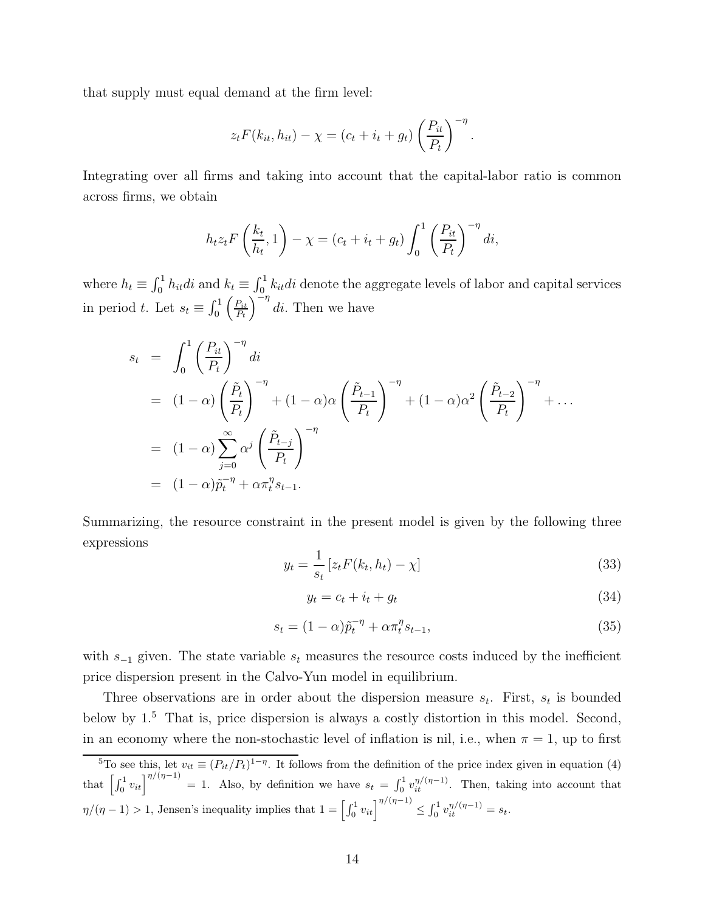that supply must equal demand at the firm level:

$$z_t F(k_{it}, h_{it}) - \chi = (c_t + i_t + g_t) \left( \frac{P_{it}}{P_t} \right)^{-\eta}.$$

Integrating over all firms and taking into account that the capital-labor ratio is common across firms, we obtain

$$h_t z_t F\left(\frac{k_t}{h_t}, 1\right) - \chi = (c_t + i_t + g_t) \int_0^1 \left( \frac{P_{it}}{P_t} \right)^{-\eta} di,$$

where $h_t \equiv \int_0^1 h_{it} di$ and $k_t \equiv \int_0^1 k_{it} di$ denote the aggregate levels of labor and capital services in period $t$. Let $s_t \equiv \int_0^1 \left( \frac{P_{it}}{P_t} \right)^{-\eta} di$. Then we have

$$\begin{aligned}
s_t &= \int_0^1 \left( \frac{P_{it}}{P_t} \right)^{-\eta} di \\
&= (1-\alpha) \left( \frac{\tilde{P}_t}{P_t} \right)^{-\eta} + (1-\alpha)\alpha \left( \frac{\tilde{P}_{t-1}}{P_t} \right)^{-\eta} + (1-\alpha)\alpha^2 \left( \frac{\tilde{P}_{t-2}}{P_t} \right)^{-\eta} + \ldots \\
&= (1-\alpha) \sum_{j=0}^{\infty} \alpha^j \left( \frac{\tilde{P}_{t-j}}{P_t} \right)^{-\eta} \\
&= (1-\alpha) \tilde{p}_t^{-\eta} + \alpha \pi_t^{\eta} s_{t-1}.
\end{aligned}$$

Summarizing, the resource constraint in the present model is given by the following three expressions

$$y_t = \frac{1}{s_t} \left[ z_t F(k_t, h_t) - \chi \right] \tag{33}$$

$$y_t = c_t + i_t + g_t \tag{34}$$

$$s_t = (1-\alpha) \tilde{p}_t^{-\eta} + \alpha \pi_t^{\eta} s_{t-1}, \tag{35}$$

with $s_{-1}$ given. The state variable $s_t$ measures the resource costs induced by the inefficient price dispersion present in the Calvo-Yun model in equilibrium.

Three observations are in order about the dispersion measure $s_t$. First, $s_t$ is bounded below by 1.[5] That is, price dispersion is always a costly distortion in this model. Second, in an economy where the non-stochastic level of inflation is nil, i.e., when $\pi = 1$, up to first

[5] To see this, let $v_{it} \equiv (P_{it}/P_t)^{1-\eta}$. It follows from the definition of the price index given in equation (4) that $\left[\int_0^1 v_{it}\right]^{\eta/(\eta-1)} = 1$. Also, by definition we have $s_t = \int_0^1 v_{it}^{\eta/(\eta-1)}$. Then, taking into account that $\eta/(\eta-1) > 1$, Jensen's inequality implies that $1 = \left[\int_0^1 v_{it}\right]^{\eta/(\eta-1)} \leq \int_0^1 v_{it}^{\eta/(\eta-1)} = s_t$.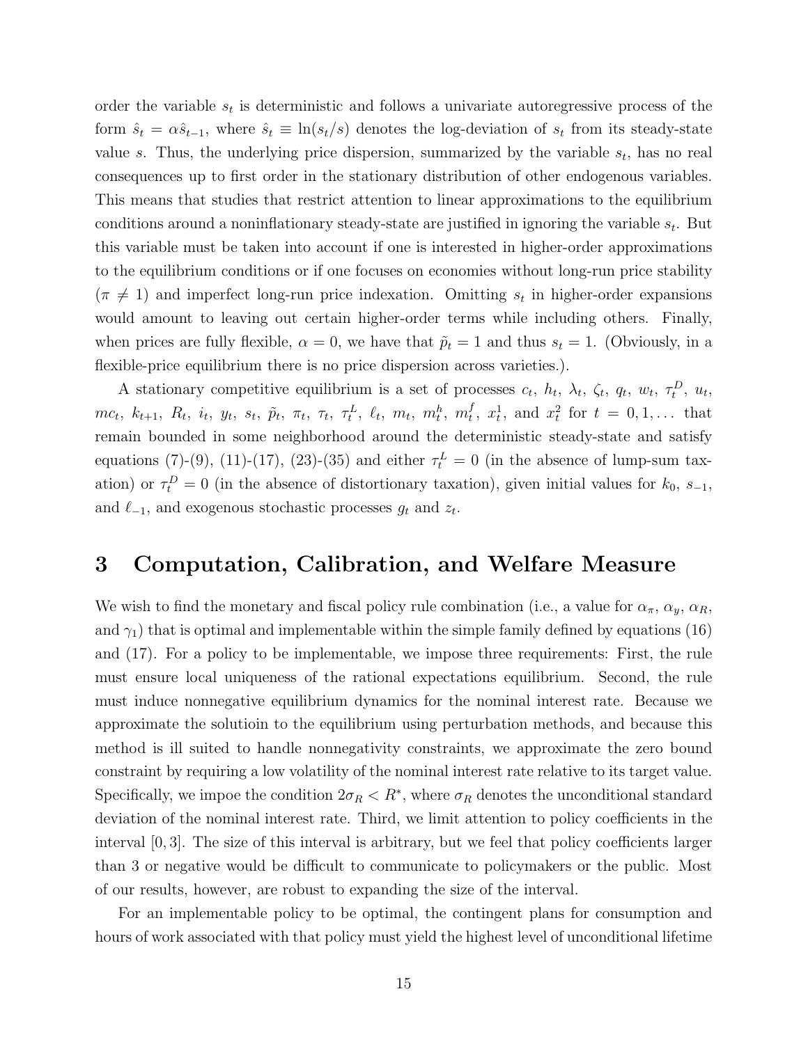order the variable $s_t$ is deterministic and follows a univariate autoregressive process of the form $\hat{s}_t = \alpha \hat{s}_{t-1}$, where $\hat{s}_t \equiv \ln(s_t/s)$ denotes the log-deviation of $s_t$ from its steady-state value $s$. Thus, the underlying price dispersion, summarized by the variable $s_t$, has no real consequences up to first order in the stationary distribution of other endogenous variables. This means that studies that restrict attention to linear approximations to the equilibrium conditions around a noninflationary steady-state are justified in ignoring the variable $s_t$. But this variable must be taken into account if one is interested in higher-order approximations to the equilibrium conditions or if one focuses on economies without long-run price stability ($\pi \neq 1$) and imperfect long-run price indexation. Omitting $s_t$ in higher-order expansions would amount to leaving out certain higher-order terms while including others. Finally, when prices are fully flexible, $\alpha = 0$, we have that $\tilde{p}_t = 1$ and thus $s_t = 1$. (Obviously, in a flexible-price equilibrium there is no price dispersion across varieties.).

A stationary competitive equilibrium is a set of processes $c_t$, $h_t$, $\lambda_t$, $\zeta_t$, $q_t$, $w_t$, $\tau_t^D$, $u_t$, $mc_t$, $k_{t+1}$, $R_t$, $i_t$, $y_t$, $s_t$, $\tilde{p}_t$, $\pi_t$, $\tau_t$, $\tau_t^L$, $\ell_t$, $m_t$, $m_t^h$, $m_t^f$, $x_t^1$, and $x_t^2$ for $t = 0, 1, \ldots$ that remain bounded in some neighborhood around the deterministic steady-state and satisfy equations (7)-(9), (11)-(17), (23)-(35) and either $\tau_t^L = 0$ (in the absence of lump-sum taxation) or $\tau_t^D = 0$ (in the absence of distortionary taxation), given initial values for $k_0$, $s_{-1}$, and $\ell_{-1}$, and exogenous stochastic processes $g_t$ and $z_t$.

# 3 Computation, Calibration, and Welfare Measure

We wish to find the monetary and fiscal policy rule combination (i.e., a value for $\alpha_\pi$, $\alpha_y$, $\alpha_R$, and $\gamma_1$) that is optimal and implementable within the simple family defined by equations (16) and (17). For a policy to be implementable, we impose three requirements: First, the rule must ensure local uniqueness of the rational expectations equilibrium. Second, the rule must induce nonnegative equilibrium dynamics for the nominal interest rate. Because we approximate the solutioin to the equilibrium using perturbation methods, and because this method is ill suited to handle nonnegativity constraints, we approximate the zero bound constraint by requiring a low volatility of the nominal interest rate relative to its target value. Specifically, we impoe the condition $2\sigma_R < R^*$, where $\sigma_R$ denotes the unconditional standard deviation of the nominal interest rate. Third, we limit attention to policy coefficients in the interval $[0, 3]$. The size of this interval is arbitrary, but we feel that policy coefficients larger than 3 or negative would be difficult to communicate to policymakers or the public. Most of our results, however, are robust to expanding the size of the interval.

For an implementable policy to be optimal, the contingent plans for consumption and hours of work associated with that policy must yield the highest level of unconditional lifetime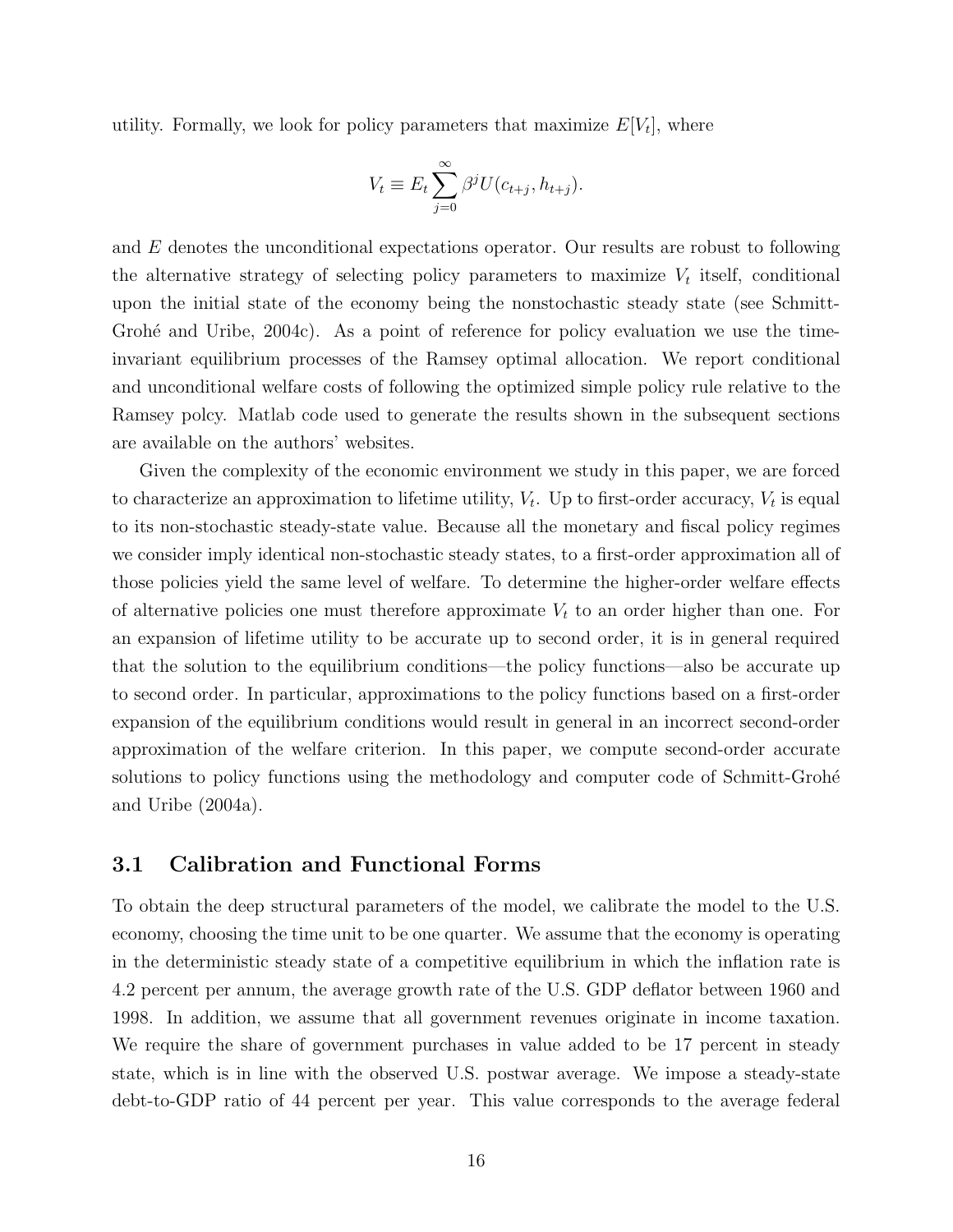utility. Formally, we look for policy parameters that maximize $E[V_t]$, where

$$V_t \equiv E_t \sum_{j=0}^{\infty} \beta^j U(c_{t+j}, h_{t+j}).$$

and $E$ denotes the unconditional expectations operator. Our results are robust to following the alternative strategy of selecting policy parameters to maximize $V_t$ itself, conditional upon the initial state of the economy being the nonstochastic steady state (see Schmitt-Grohé and Uribe, 2004c). As a point of reference for policy evaluation we use the time-invariant equilibrium processes of the Ramsey optimal allocation. We report conditional and unconditional welfare costs of following the optimized simple policy rule relative to the Ramsey polcy. Matlab code used to generate the results shown in the subsequent sections are available on the authors' websites.

Given the complexity of the economic environment we study in this paper, we are forced to characterize an approximation to lifetime utility, $V_t$. Up to first-order accuracy, $V_t$ is equal to its non-stochastic steady-state value. Because all the monetary and fiscal policy regimes we consider imply identical non-stochastic steady states, to a first-order approximation all of those policies yield the same level of welfare. To determine the higher-order welfare effects of alternative policies one must therefore approximate $V_t$ to an order higher than one. For an expansion of lifetime utility to be accurate up to second order, it is in general required that the solution to the equilibrium conditions—the policy functions—also be accurate up to second order. In particular, approximations to the policy functions based on a first-order expansion of the equilibrium conditions would result in general in an incorrect second-order approximation of the welfare criterion. In this paper, we compute second-order accurate solutions to policy functions using the methodology and computer code of Schmitt-Grohé and Uribe (2004a).

## 3.1 Calibration and Functional Forms

To obtain the deep structural parameters of the model, we calibrate the model to the U.S. economy, choosing the time unit to be one quarter. We assume that the economy is operating in the deterministic steady state of a competitive equilibrium in which the inflation rate is 4.2 percent per annum, the average growth rate of the U.S. GDP deflator between 1960 and 1998. In addition, we assume that all government revenues originate in income taxation. We require the share of government purchases in value added to be 17 percent in steady state, which is in line with the observed U.S. postwar average. We impose a steady-state debt-to-GDP ratio of 44 percent per year. This value corresponds to the average federal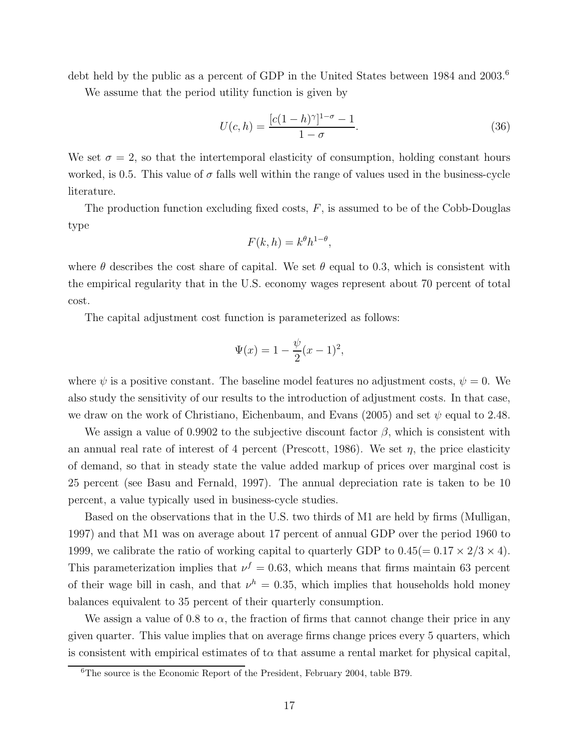debt held by the public as a percent of GDP in the United States between 1984 and 2003.[6]

We assume that the period utility function is given by

$$U(c,h) = \frac{[c(1-h)^{\gamma}]^{1-\sigma} - 1}{1-\sigma}. \tag{36}$$

We set $\sigma = 2$, so that the intertemporal elasticity of consumption, holding constant hours worked, is 0.5. This value of $\sigma$ falls well within the range of values used in the business-cycle literature.

The production function excluding fixed costs, $F$, is assumed to be of the Cobb-Douglas type

$$F(k,h) = k^{\theta}h^{1-\theta},$$

where $\theta$ describes the cost share of capital. We set $\theta$ equal to 0.3, which is consistent with the empirical regularity that in the U.S. economy wages represent about 70 percent of total cost.

The capital adjustment cost function is parameterized as follows:

$$\Psi(x) = 1 - \frac{\psi}{2}(x-1)^2,$$

where $\psi$ is a positive constant. The baseline model features no adjustment costs, $\psi = 0$. We also study the sensitivity of our results to the introduction of adjustment costs. In that case, we draw on the work of Christiano, Eichenbaum, and Evans (2005) and set $\psi$ equal to 2.48.

We assign a value of 0.9902 to the subjective discount factor $\beta$, which is consistent with an annual real rate of interest of 4 percent (Prescott, 1986). We set $\eta$, the price elasticity of demand, so that in steady state the value added markup of prices over marginal cost is 25 percent (see Basu and Fernald, 1997). The annual depreciation rate is taken to be 10 percent, a value typically used in business-cycle studies.

Based on the observations that in the U.S. two thirds of M1 are held by firms (Mulligan, 1997) and that M1 was on average about 17 percent of annual GDP over the period 1960 to 1999, we calibrate the ratio of working capital to quarterly GDP to $0.45 (= 0.17 \times 2/3 \times 4)$. This parameterization implies that $\nu^f = 0.63$, which means that firms maintain 63 percent of their wage bill in cash, and that $\nu^h = 0.35$, which implies that households hold money balances equivalent to 35 percent of their quarterly consumption.

We assign a value of 0.8 to $\alpha$, the fraction of firms that cannot change their price in any given quarter. This value implies that on average firms change prices every 5 quarters, which is consistent with empirical estimates of t$\alpha$ that assume a rental market for physical capital,

[6] The source is the Economic Report of the President, February 2004, table B79.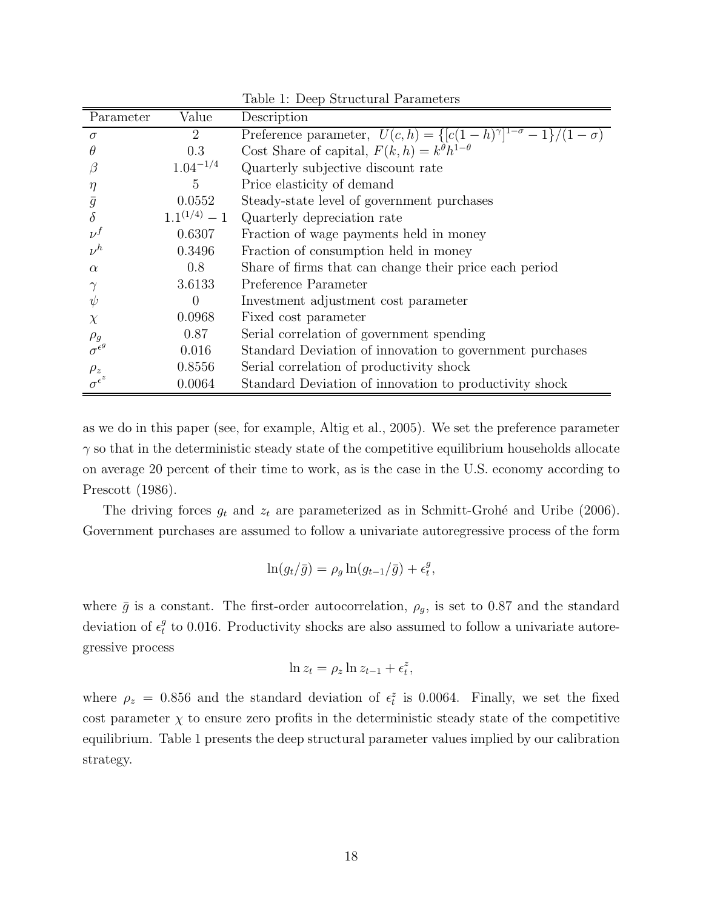Table 1: Deep Structural Parameters

| Parameter | Value | Description |
|---|---|---|
| $\sigma$ | 2 | Preference parameter, $U(c,h) = \{[c(1-h)^{\gamma}]^{1-\sigma} - 1\}/(1-\sigma)$ |
| $\theta$ | 0.3 | Cost Share of capital, $F(k,h) = k^{\theta}h^{1-\theta}$ |
| $\beta$ | $1.04^{-1/4}$ | Quarterly subjective discount rate |
| $\eta$ | 5 | Price elasticity of demand |
| $\bar{g}$ | 0.0552 | Steady-state level of government purchases |
| $\delta$ | $1.1^{(1/4)} - 1$ | Quarterly depreciation rate |
| $\nu^f$ | 0.6307 | Fraction of wage payments held in money |
| $\nu^h$ | 0.3496 | Fraction of consumption held in money |
| $\alpha$ | 0.8 | Share of firms that can change their price each period |
| $\gamma$ | 3.6133 | Preference Parameter |
| $\psi$ | 0 | Investment adjustment cost parameter |
| $\chi$ | 0.0968 | Fixed cost parameter |
| $\rho_g$ | 0.87 | Serial correlation of government spending |
| $\sigma^{\epsilon^g}$ | 0.016 | Standard Deviation of innovation to government purchases |
| $\rho_z$ | 0.8556 | Serial correlation of productivity shock |
| $\sigma^{\epsilon^z}$ | 0.0064 | Standard Deviation of innovation to productivity shock |

as we do in this paper (see, for example, Altig et al., 2005). We set the preference parameter $\gamma$ so that in the deterministic steady state of the competitive equilibrium households allocate on average 20 percent of their time to work, as is the case in the U.S. economy according to Prescott (1986).

The driving forces $g_t$ and $z_t$ are parameterized as in Schmitt-Grohé and Uribe (2006). Government purchases are assumed to follow a univariate autoregressive process of the form

$$\ln(g_t/\bar{g}) = \rho_g \ln(g_{t-1}/\bar{g}) + \epsilon_t^g,$$

where $\bar{g}$ is a constant. The first-order autocorrelation, $\rho_g$, is set to 0.87 and the standard deviation of $\epsilon_t^g$ to 0.016. Productivity shocks are also assumed to follow a univariate autoregressive process

$$\ln z_t = \rho_z \ln z_{t-1} + \epsilon_t^z,$$

where $\rho_z = 0.856$ and the standard deviation of $\epsilon_t^z$ is 0.0064. Finally, we set the fixed cost parameter $\chi$ to ensure zero profits in the deterministic steady state of the competitive equilibrium. Table 1 presents the deep structural parameter values implied by our calibration strategy.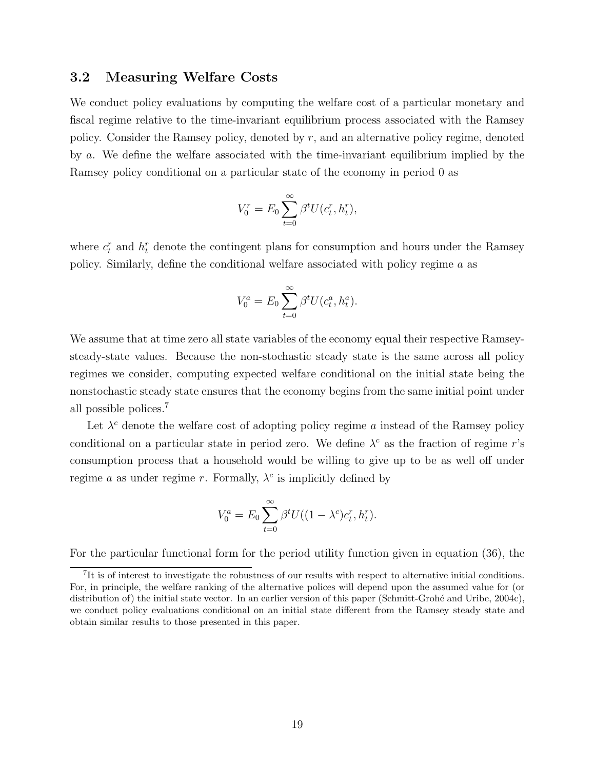### 3.2 Measuring Welfare Costs

We conduct policy evaluations by computing the welfare cost of a particular monetary and fiscal regime relative to the time-invariant equilibrium process associated with the Ramsey policy. Consider the Ramsey policy, denoted by $r$, and an alternative policy regime, denoted by $a$. We define the welfare associated with the time-invariant equilibrium implied by the Ramsey policy conditional on a particular state of the economy in period 0 as

$$V_0^r = E_0 \sum_{t=0}^{\infty} \beta^t U(c_t^r, h_t^r),$$

where $c_t^r$ and $h_t^r$ denote the contingent plans for consumption and hours under the Ramsey policy. Similarly, define the conditional welfare associated with policy regime $a$ as

$$V_0^a = E_0 \sum_{t=0}^{\infty} \beta^t U(c_t^a, h_t^a).$$

We assume that at time zero all state variables of the economy equal their respective Ramsey-steady-state values. Because the non-stochastic steady state is the same across all policy regimes we consider, computing expected welfare conditional on the initial state being the nonstochastic steady state ensures that the economy begins from the same initial point under all possible polices.[7]

Let $\lambda^c$ denote the welfare cost of adopting policy regime $a$ instead of the Ramsey policy conditional on a particular state in period zero. We define $\lambda^c$ as the fraction of regime $r$'s consumption process that a household would be willing to give up to be as well off under regime $a$ as under regime $r$. Formally, $\lambda^c$ is implicitly defined by

$$V_0^a = E_0 \sum_{t=0}^{\infty} \beta^t U((1-\lambda^c)c_t^r, h_t^r).$$

For the particular functional form for the period utility function given in equation (36), the

[7]It is of interest to investigate the robustness of our results with respect to alternative initial conditions. For, in principle, the welfare ranking of the alternative polices will depend upon the assumed value for (or distribution of) the initial state vector. In an earlier version of this paper (Schmitt-Grohé and Uribe, 2004c), we conduct policy evaluations conditional on an initial state different from the Ramsey steady state and obtain similar results to those presented in this paper.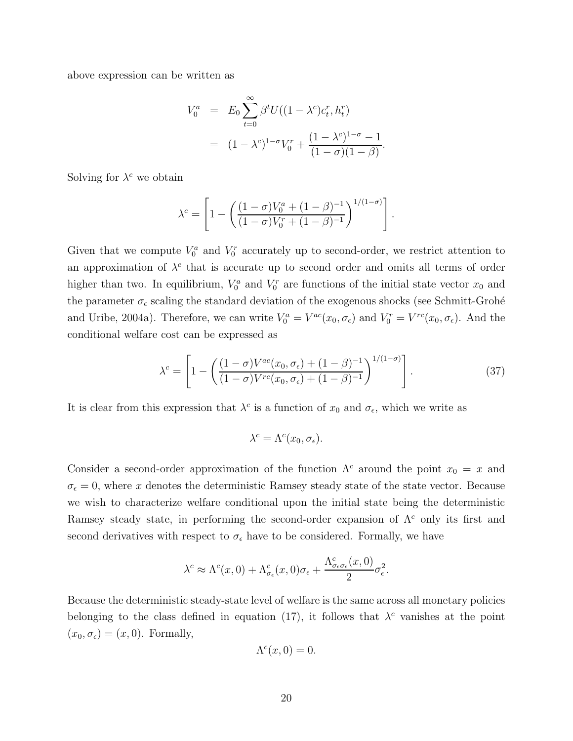above expression can be written as

$$
\begin{aligned}
V_0^a &= E_0 \sum_{t=0}^{\infty} \beta^t U((1-\lambda^c)c_t^r, h_t^r) \\
&= (1-\lambda^c)^{1-\sigma} V_0^r + \frac{(1-\lambda^c)^{1-\sigma} - 1}{(1-\sigma)(1-\beta)}.
\end{aligned}
$$

Solving for $\lambda^c$ we obtain

$$
\lambda^c = \left[ 1 - \left( \frac{(1-\sigma)V_0^a + (1-\beta)^{-1}}{(1-\sigma)V_0^r + (1-\beta)^{-1}} \right)^{1/(1-\sigma)} \right].
$$

Given that we compute $V_0^a$ and $V_0^r$ accurately up to second-order, we restrict attention to an approximation of $\lambda^c$ that is accurate up to second order and omits all terms of order higher than two. In equilibrium, $V_0^a$ and $V_0^r$ are functions of the initial state vector $x_0$ and the parameter $\sigma_\epsilon$ scaling the standard deviation of the exogenous shocks (see Schmitt-Grohé and Uribe, 2004a). Therefore, we can write $V_0^a = V^{ac}(x_0, \sigma_\epsilon)$ and $V_0^r = V^{rc}(x_0, \sigma_\epsilon)$. And the conditional welfare cost can be expressed as

$$
\lambda^c = \left[ 1 - \left( \frac{(1-\sigma)V^{ac}(x_0, \sigma_\epsilon) + (1-\beta)^{-1}}{(1-\sigma)V^{rc}(x_0, \sigma_\epsilon) + (1-\beta)^{-1}} \right)^{1/(1-\sigma)} \right]. \tag{37}
$$

It is clear from this expression that $\lambda^c$ is a function of $x_0$ and $\sigma_\epsilon$, which we write as

$$
\lambda^c = \Lambda^c(x_0, \sigma_\epsilon).
$$

Consider a second-order approximation of the function $\Lambda^c$ around the point $x_0 = x$ and $\sigma_\epsilon = 0$, where $x$ denotes the deterministic Ramsey steady state of the state vector. Because we wish to characterize welfare conditional upon the initial state being the deterministic Ramsey steady state, in performing the second-order expansion of $\Lambda^c$ only its first and second derivatives with respect to $\sigma_\epsilon$ have to be considered. Formally, we have

$$
\lambda^c \approx \Lambda^c(x, 0) + \Lambda^c_{\sigma_\epsilon}(x, 0)\sigma_\epsilon + \frac{\Lambda^c_{\sigma_\epsilon \sigma_\epsilon}(x, 0)}{2} \sigma_\epsilon^2.
$$

Because the deterministic steady-state level of welfare is the same across all monetary policies belonging to the class defined in equation (17), it follows that $\lambda^c$ vanishes at the point $(x_0, \sigma_\epsilon) = (x, 0)$. Formally,

$$
\Lambda^c(x, 0) = 0.
$$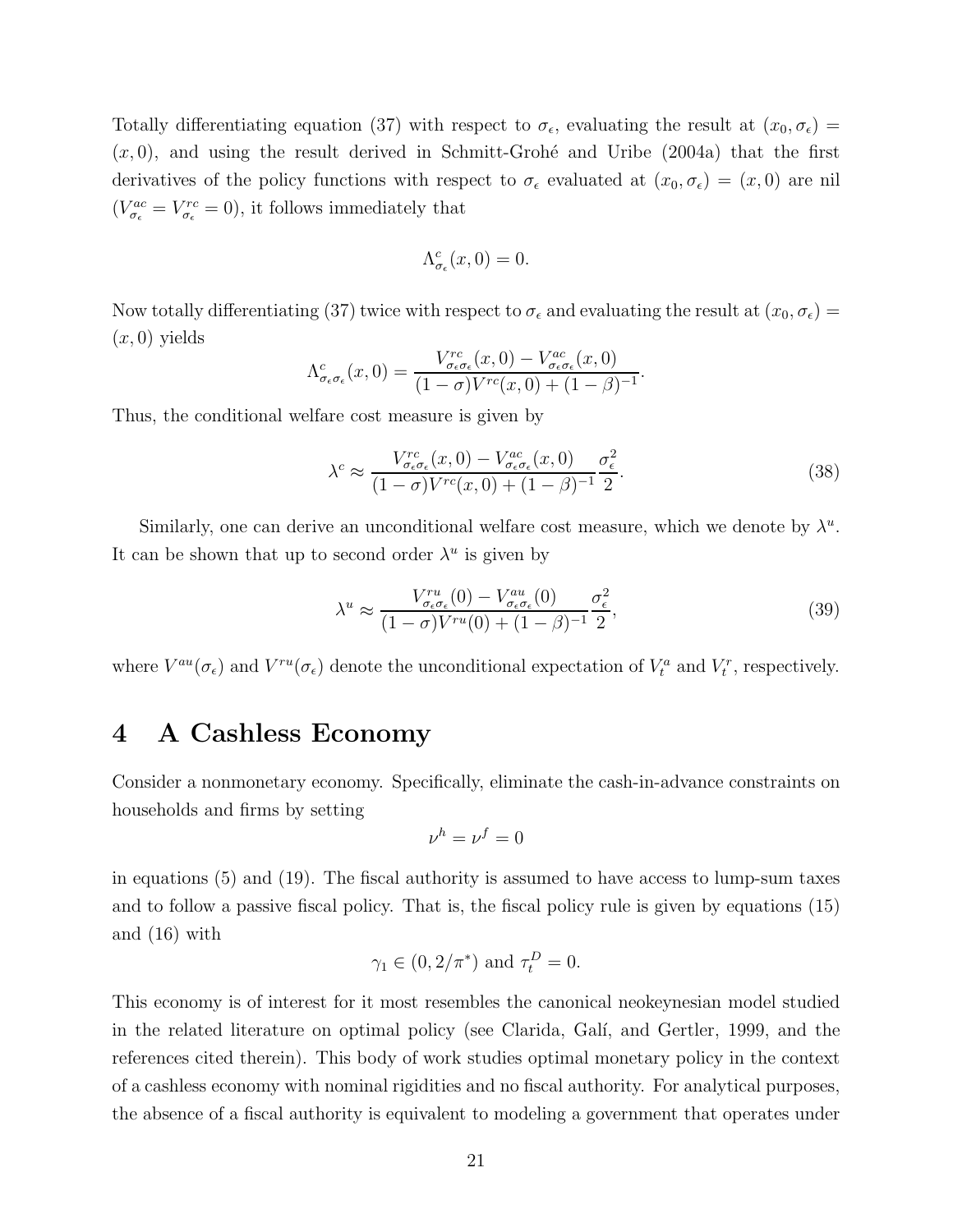Totally differentiating equation (37) with respect to $\sigma_\epsilon$, evaluating the result at $(x_0, \sigma_\epsilon) = (x, 0)$, and using the result derived in Schmitt-Grohé and Uribe (2004a) that the first derivatives of the policy functions with respect to $\sigma_\epsilon$ evaluated at $(x_0, \sigma_\epsilon) = (x, 0)$ are nil ($V^{ac}_{\sigma_\epsilon} = V^{rc}_{\sigma_\epsilon} = 0$), it follows immediately that

$$\Lambda^c_{\sigma_\epsilon}(x, 0) = 0.$$

Now totally differentiating (37) twice with respect to $\sigma_\epsilon$ and evaluating the result at $(x_0, \sigma_\epsilon) = (x, 0)$ yields

$$\Lambda^c_{\sigma_\epsilon \sigma_\epsilon}(x, 0) = \frac{V^{rc}_{\sigma_\epsilon \sigma_\epsilon}(x, 0) - V^{ac}_{\sigma_\epsilon \sigma_\epsilon}(x, 0)}{(1 - \sigma)V^{rc}(x, 0) + (1 - \beta)^{-1}}.$$

Thus, the conditional welfare cost measure is given by

$$\lambda^c \approx \frac{V^{rc}_{\sigma_\epsilon \sigma_\epsilon}(x, 0) - V^{ac}_{\sigma_\epsilon \sigma_\epsilon}(x, 0)}{(1 - \sigma)V^{rc}(x, 0) + (1 - \beta)^{-1}} \frac{\sigma_\epsilon^2}{2}. \tag{38}$$

Similarly, one can derive an unconditional welfare cost measure, which we denote by $\lambda^u$. It can be shown that up to second order $\lambda^u$ is given by

$$\lambda^u \approx \frac{V^{ru}_{\sigma_\epsilon \sigma_\epsilon}(0) - V^{au}_{\sigma_\epsilon \sigma_\epsilon}(0)}{(1 - \sigma)V^{ru}(0) + (1 - \beta)^{-1}} \frac{\sigma_\epsilon^2}{2}, \tag{39}$$

where $V^{au}(\sigma_\epsilon)$ and $V^{ru}(\sigma_\epsilon)$ denote the unconditional expectation of $V^a_t$ and $V^r_t$, respectively.

# 4 A Cashless Economy

Consider a nonmonetary economy. Specifically, eliminate the cash-in-advance constraints on households and firms by setting

$$\nu^h = \nu^f = 0$$

in equations (5) and (19). The fiscal authority is assumed to have access to lump-sum taxes and to follow a passive fiscal policy. That is, the fiscal policy rule is given by equations (15) and (16) with

$$\gamma_1 \in (0, 2/\pi^*) \text{ and } \tau^D_t = 0.$$

This economy is of interest for it most resembles the canonical neokeynesian model studied in the related literature on optimal policy (see Clarida, Galí, and Gertler, 1999, and the references cited therein). This body of work studies optimal monetary policy in the context of a cashless economy with nominal rigidities and no fiscal authority. For analytical purposes, the absence of a fiscal authority is equivalent to modeling a government that operates under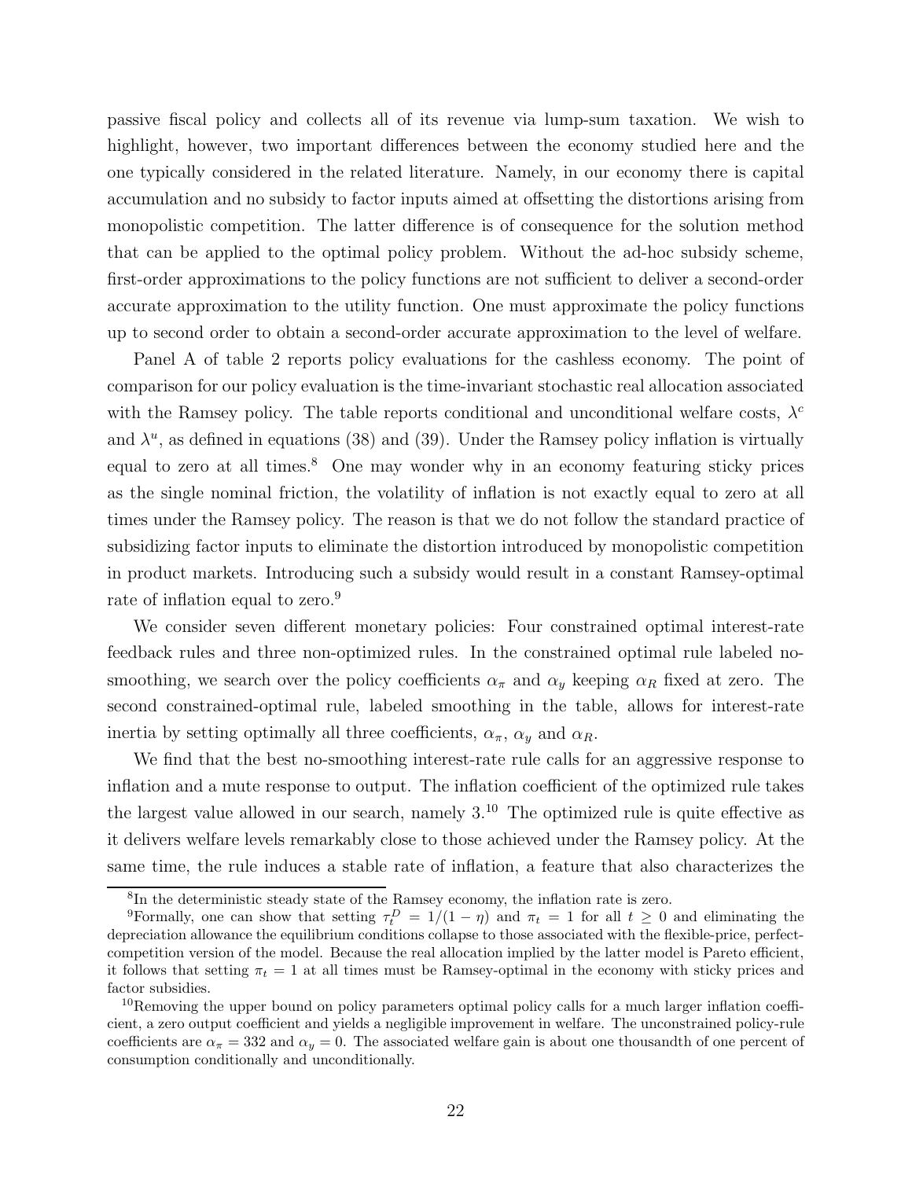passive fiscal policy and collects all of its revenue via lump-sum taxation. We wish to highlight, however, two important differences between the economy studied here and the one typically considered in the related literature. Namely, in our economy there is capital accumulation and no subsidy to factor inputs aimed at offsetting the distortions arising from monopolistic competition. The latter difference is of consequence for the solution method that can be applied to the optimal policy problem. Without the ad-hoc subsidy scheme, first-order approximations to the policy functions are not sufficient to deliver a second-order accurate approximation to the utility function. One must approximate the policy functions up to second order to obtain a second-order accurate approximation to the level of welfare.

Panel A of table 2 reports policy evaluations for the cashless economy. The point of comparison for our policy evaluation is the time-invariant stochastic real allocation associated with the Ramsey policy. The table reports conditional and unconditional welfare costs, $\lambda^c$ and $\lambda^u$, as defined in equations (38) and (39). Under the Ramsey policy inflation is virtually equal to zero at all times.[8] One may wonder why in an economy featuring sticky prices as the single nominal friction, the volatility of inflation is not exactly equal to zero at all times under the Ramsey policy. The reason is that we do not follow the standard practice of subsidizing factor inputs to eliminate the distortion introduced by monopolistic competition in product markets. Introducing such a subsidy would result in a constant Ramsey-optimal rate of inflation equal to zero.[9]

We consider seven different monetary policies: Four constrained optimal interest-rate feedback rules and three non-optimized rules. In the constrained optimal rule labeled no-smoothing, we search over the policy coefficients $\alpha_\pi$ and $\alpha_y$ keeping $\alpha_R$ fixed at zero. The second constrained-optimal rule, labeled smoothing in the table, allows for interest-rate inertia by setting optimally all three coefficients, $\alpha_\pi$, $\alpha_y$ and $\alpha_R$.

We find that the best no-smoothing interest-rate rule calls for an aggressive response to inflation and a mute response to output. The inflation coefficient of the optimized rule takes the largest value allowed in our search, namely 3.[10] The optimized rule is quite effective as it delivers welfare levels remarkably close to those achieved under the Ramsey policy. At the same time, the rule induces a stable rate of inflation, a feature that also characterizes the

[8] In the deterministic steady state of the Ramsey economy, the inflation rate is zero.

[9] Formally, one can show that setting $\tau_t^D = 1/(1-\eta)$ and $\pi_t = 1$ for all $t \geq 0$ and eliminating the depreciation allowance the equilibrium conditions collapse to those associated with the flexible-price, perfect-competition version of the model. Because the real allocation implied by the latter model is Pareto efficient, it follows that setting $\pi_t = 1$ at all times must be Ramsey-optimal in the economy with sticky prices and factor subsidies.

[10] Removing the upper bound on policy parameters optimal policy calls for a much larger inflation coefficient, a zero output coefficient and yields a negligible improvement in welfare. The unconstrained policy-rule coefficients are $\alpha_\pi = 332$ and $\alpha_y = 0$. The associated welfare gain is about one thousandth of one percent of consumption conditionally and unconditionally.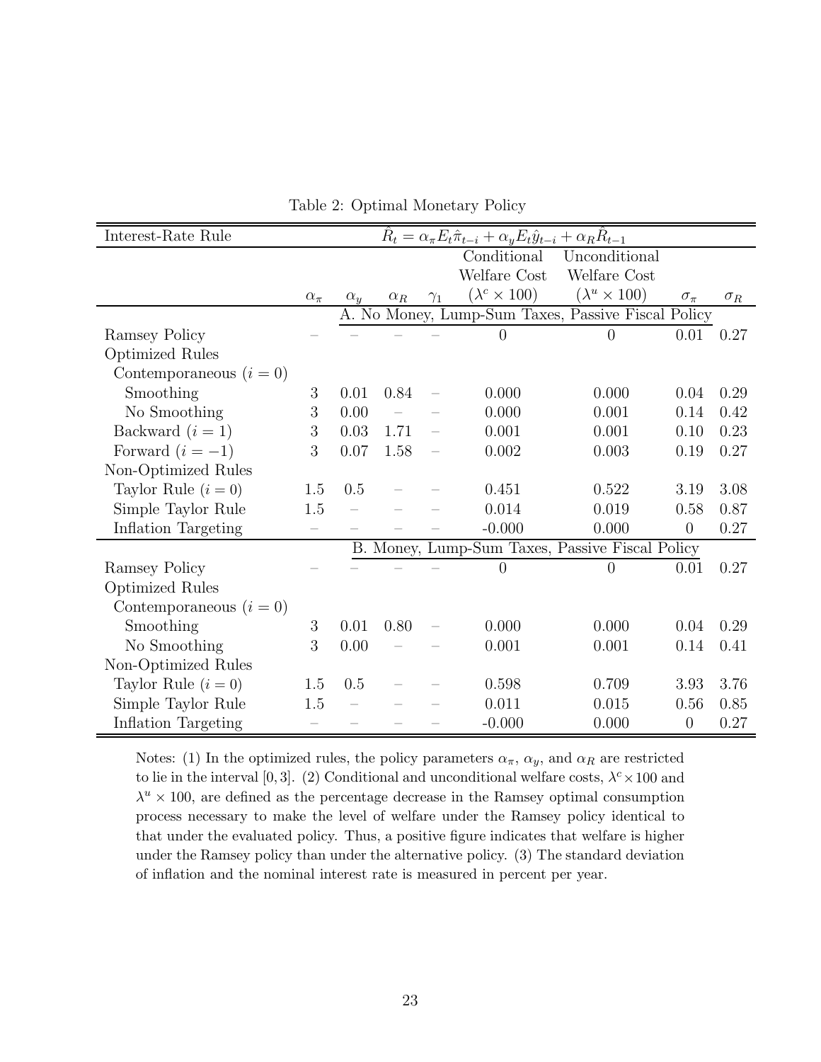Table 2: Optimal Monetary Policy

| Interest-Rate Rule | $\hat{R}_t = \alpha_\pi E_t \hat{\pi}_{t-i} + \alpha_y E_t \hat{y}_{t-i} + \alpha_R \hat{R}_{t-1}$ | | | | | | | |
|---|---|---|---|---|---|---|---|---|
| | $\alpha_\pi$ | $\alpha_y$ | $\alpha_R$ | $\gamma_1$ | Conditional Welfare Cost ($\lambda^c \times 100$) | Unconditional Welfare Cost ($\lambda^u \times 100$) | $\sigma_\pi$ | $\sigma_R$ |
| | A. No Money, Lump-Sum Taxes, Passive Fiscal Policy | | | | | | | |
| Ramsey Policy | – | – | – | – | 0 | 0 | 0.01 | 0.27 |
| Optimized Rules | | | | | | | | |
| Contemporaneous ($i = 0$) | | | | | | | | |
| Smoothing | 3 | 0.01 | 0.84 | – | 0.000 | 0.000 | 0.04 | 0.29 |
| No Smoothing | 3 | 0.00 | – | – | 0.000 | 0.001 | 0.14 | 0.42 |
| Backward ($i = 1$) | 3 | 0.03 | 1.71 | – | 0.001 | 0.001 | 0.10 | 0.23 |
| Forward ($i = -1$) | 3 | 0.07 | 1.58 | – | 0.002 | 0.003 | 0.19 | 0.27 |
| Non-Optimized Rules | | | | | | | | |
| Taylor Rule ($i = 0$) | 1.5 | 0.5 | – | – | 0.451 | 0.522 | 3.19 | 3.08 |
| Simple Taylor Rule | 1.5 | – | – | – | 0.014 | 0.019 | 0.58 | 0.87 |
| Inflation Targeting | – | – | – | – | -0.000 | 0.000 | 0 | 0.27 |
| | B. Money, Lump-Sum Taxes, Passive Fiscal Policy | | | | | | | |
| Ramsey Policy | – | – | – | – | 0 | 0 | 0.01 | 0.27 |
| Optimized Rules | | | | | | | | |
| Contemporaneous ($i = 0$) | | | | | | | | |
| Smoothing | 3 | 0.01 | 0.80 | – | 0.000 | 0.000 | 0.04 | 0.29 |
| No Smoothing | 3 | 0.00 | – | – | 0.001 | 0.001 | 0.14 | 0.41 |
| Non-Optimized Rules | | | | | | | | |
| Taylor Rule ($i = 0$) | 1.5 | 0.5 | – | – | 0.598 | 0.709 | 3.93 | 3.76 |
| Simple Taylor Rule | 1.5 | – | – | – | 0.011 | 0.015 | 0.56 | 0.85 |
| Inflation Targeting | – | – | – | – | -0.000 | 0.000 | 0 | 0.27 |

Notes: (1) In the optimized rules, the policy parameters $\alpha_\pi$, $\alpha_y$, and $\alpha_R$ are restricted to lie in the interval $[0, 3]$. (2) Conditional and unconditional welfare costs, $\lambda^c \times 100$ and $\lambda^u \times 100$, are defined as the percentage decrease in the Ramsey optimal consumption process necessary to make the level of welfare under the Ramsey policy identical to that under the evaluated policy. Thus, a positive figure indicates that welfare is higher under the Ramsey policy than under the alternative policy. (3) The standard deviation of inflation and the nominal interest rate is measured in percent per year.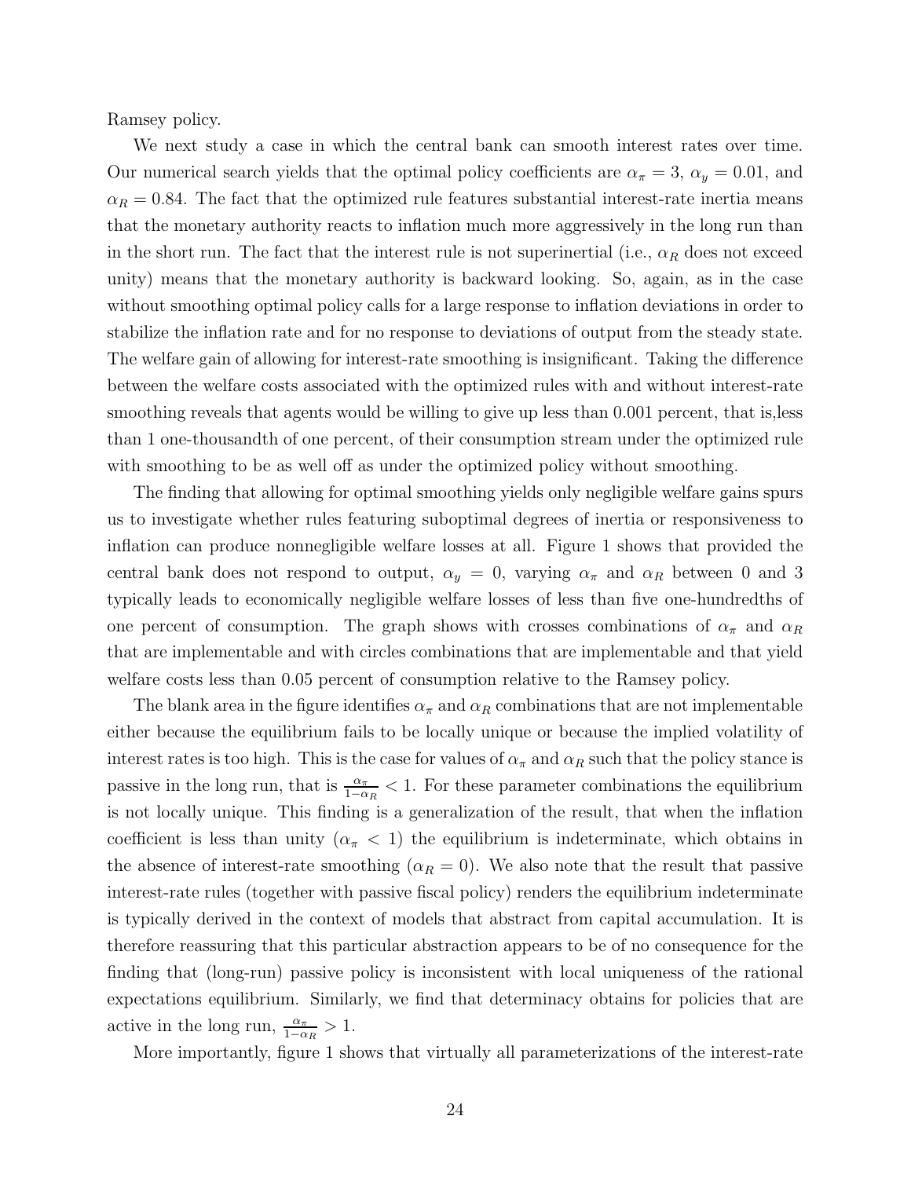Ramsey policy.

We next study a case in which the central bank can smooth interest rates over time. Our numerical search yields that the optimal policy coefficients are $\alpha_\pi = 3$, $\alpha_y = 0.01$, and $\alpha_R = 0.84$. The fact that the optimized rule features substantial interest-rate inertia means that the monetary authority reacts to inflation much more aggressively in the long run than in the short run. The fact that the interest rule is not superinertial (i.e., $\alpha_R$ does not exceed unity) means that the monetary authority is backward looking. So, again, as in the case without smoothing optimal policy calls for a large response to inflation deviations in order to stabilize the inflation rate and for no response to deviations of output from the steady state. The welfare gain of allowing for interest-rate smoothing is insignificant. Taking the difference between the welfare costs associated with the optimized rules with and without interest-rate smoothing reveals that agents would be willing to give up less than 0.001 percent, that is,less than 1 one-thousandth of one percent, of their consumption stream under the optimized rule with smoothing to be as well off as under the optimized policy without smoothing.

The finding that allowing for optimal smoothing yields only negligible welfare gains spurs us to investigate whether rules featuring suboptimal degrees of inertia or responsiveness to inflation can produce nonnegligible welfare losses at all. Figure 1 shows that provided the central bank does not respond to output, $\alpha_y = 0$, varying $\alpha_\pi$ and $\alpha_R$ between 0 and 3 typically leads to economically negligible welfare losses of less than five one-hundredths of one percent of consumption. The graph shows with crosses combinations of $\alpha_\pi$ and $\alpha_R$ that are implementable and with circles combinations that are implementable and that yield welfare costs less than 0.05 percent of consumption relative to the Ramsey policy.

The blank area in the figure identifies $\alpha_\pi$ and $\alpha_R$ combinations that are not implementable either because the equilibrium fails to be locally unique or because the implied volatility of interest rates is too high. This is the case for values of $\alpha_\pi$ and $\alpha_R$ such that the policy stance is passive in the long run, that is $\frac{\alpha_\pi}{1-\alpha_R} < 1$. For these parameter combinations the equilibrium is not locally unique. This finding is a generalization of the result, that when the inflation coefficient is less than unity ($\alpha_\pi < 1$) the equilibrium is indeterminate, which obtains in the absence of interest-rate smoothing ($\alpha_R = 0$). We also note that the result that passive interest-rate rules (together with passive fiscal policy) renders the equilibrium indeterminate is typically derived in the context of models that abstract from capital accumulation. It is therefore reassuring that this particular abstraction appears to be of no consequence for the finding that (long-run) passive policy is inconsistent with local uniqueness of the rational expectations equilibrium. Similarly, we find that determinacy obtains for policies that are active in the long run, $\frac{\alpha_\pi}{1-\alpha_R} > 1$.

More importantly, figure 1 shows that virtually all parameterizations of the interest-rate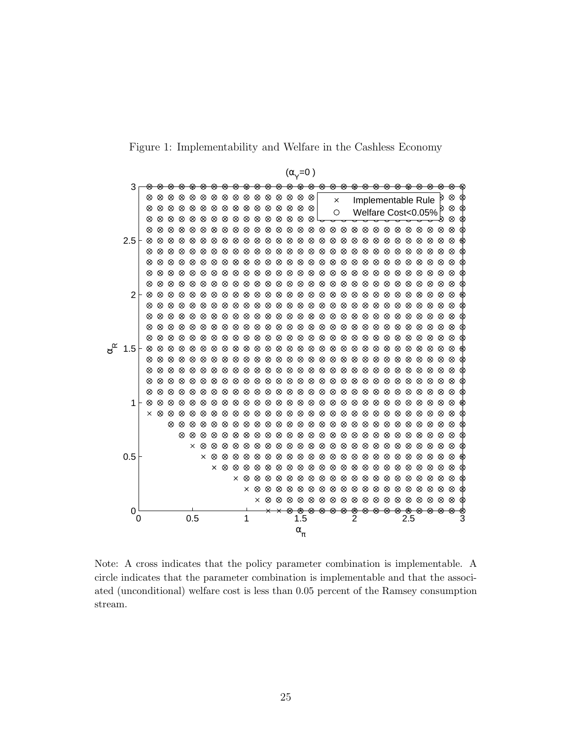Figure 1: Implementability and Welfare in the Cashless Economy

Note: A cross indicates that the policy parameter combination is implementable. A circle indicates that the parameter combination is implementable and that the associated (unconditional) welfare cost is less than 0.05 percent of the Ramsey consumption stream.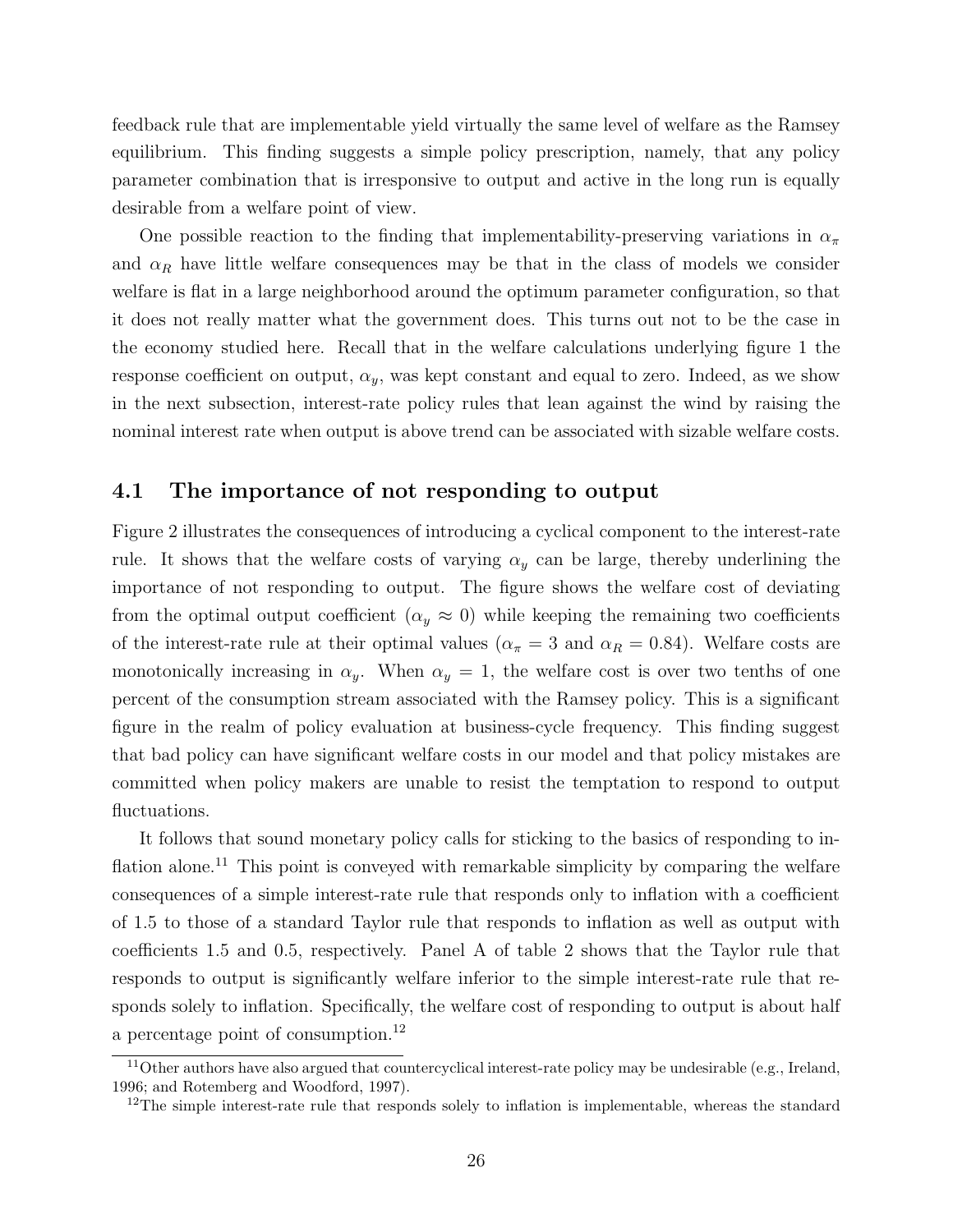feedback rule that are implementable yield virtually the same level of welfare as the Ramsey equilibrium. This finding suggests a simple policy prescription, namely, that any policy parameter combination that is irresponsive to output and active in the long run is equally desirable from a welfare point of view.

One possible reaction to the finding that implementability-preserving variations in $\alpha_\pi$ and $\alpha_R$ have little welfare consequences may be that in the class of models we consider welfare is flat in a large neighborhood around the optimum parameter configuration, so that it does not really matter what the government does. This turns out not to be the case in the economy studied here. Recall that in the welfare calculations underlying figure 1 the response coefficient on output, $\alpha_y$, was kept constant and equal to zero. Indeed, as we show in the next subsection, interest-rate policy rules that lean against the wind by raising the nominal interest rate when output is above trend can be associated with sizable welfare costs.

## 4.1 The importance of not responding to output

Figure 2 illustrates the consequences of introducing a cyclical component to the interest-rate rule. It shows that the welfare costs of varying $\alpha_y$ can be large, thereby underlining the importance of not responding to output. The figure shows the welfare cost of deviating from the optimal output coefficient ($\alpha_y \approx 0$) while keeping the remaining two coefficients of the interest-rate rule at their optimal values ($\alpha_\pi = 3$ and $\alpha_R = 0.84$). Welfare costs are monotonically increasing in $\alpha_y$. When $\alpha_y = 1$, the welfare cost is over two tenths of one percent of the consumption stream associated with the Ramsey policy. This is a significant figure in the realm of policy evaluation at business-cycle frequency. This finding suggest that bad policy can have significant welfare costs in our model and that policy mistakes are committed when policy makers are unable to resist the temptation to respond to output fluctuations.

It follows that sound monetary policy calls for sticking to the basics of responding to inflation alone.[11] This point is conveyed with remarkable simplicity by comparing the welfare consequences of a simple interest-rate rule that responds only to inflation with a coefficient of 1.5 to those of a standard Taylor rule that responds to inflation as well as output with coefficients 1.5 and 0.5, respectively. Panel A of table 2 shows that the Taylor rule that responds to output is significantly welfare inferior to the simple interest-rate rule that responds solely to inflation. Specifically, the welfare cost of responding to output is about half a percentage point of consumption.[12]

[11] Other authors have also argued that countercyclical interest-rate policy may be undesirable (e.g., Ireland, 1996; and Rotemberg and Woodford, 1997).

[12] The simple interest-rate rule that responds solely to inflation is implementable, whereas the standard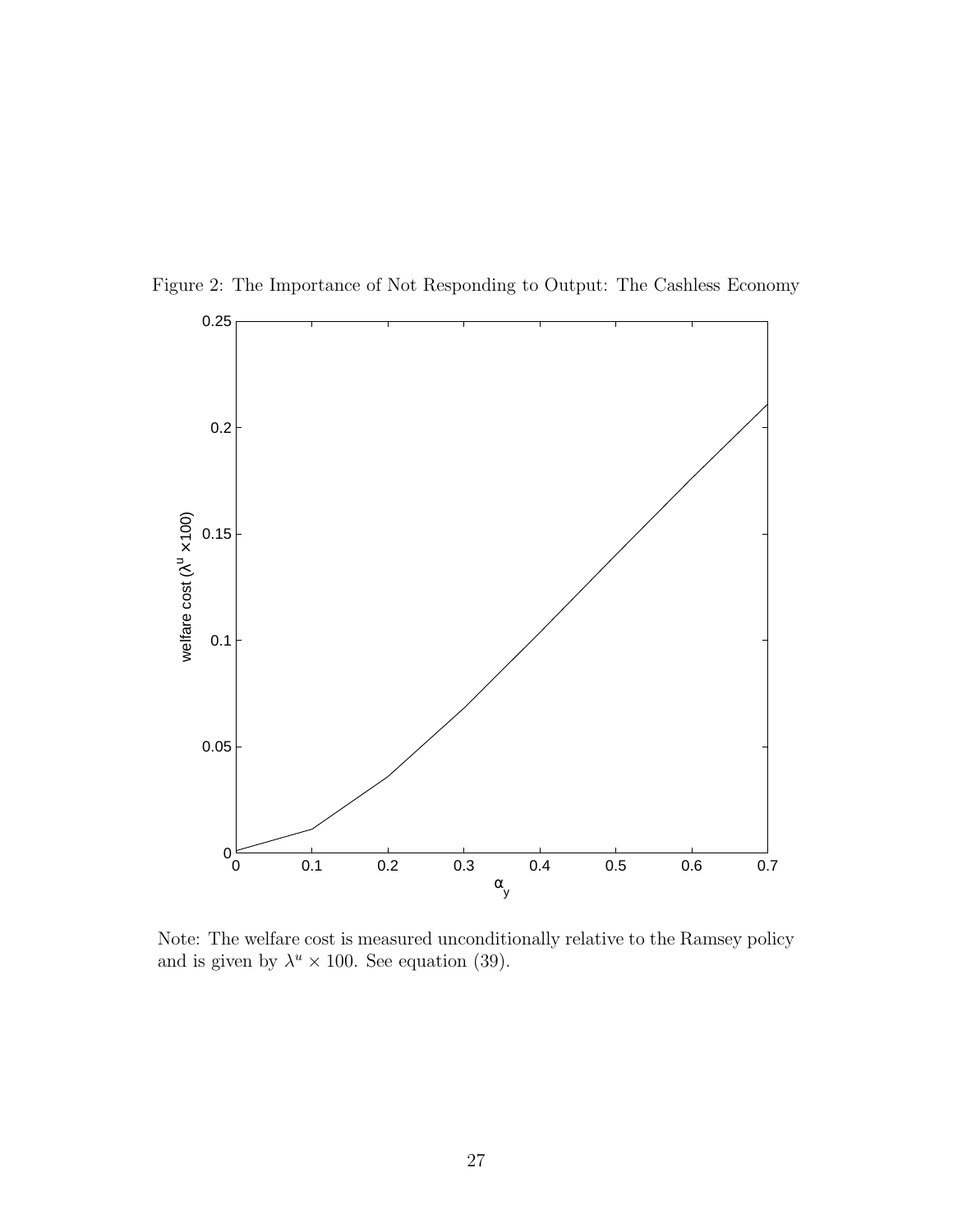Figure 2: The Importance of Not Responding to Output: The Cashless Economy

Note: The welfare cost is measured unconditionally relative to the Ramsey policy and is given by $\lambda^u \times 100$. See equation (39).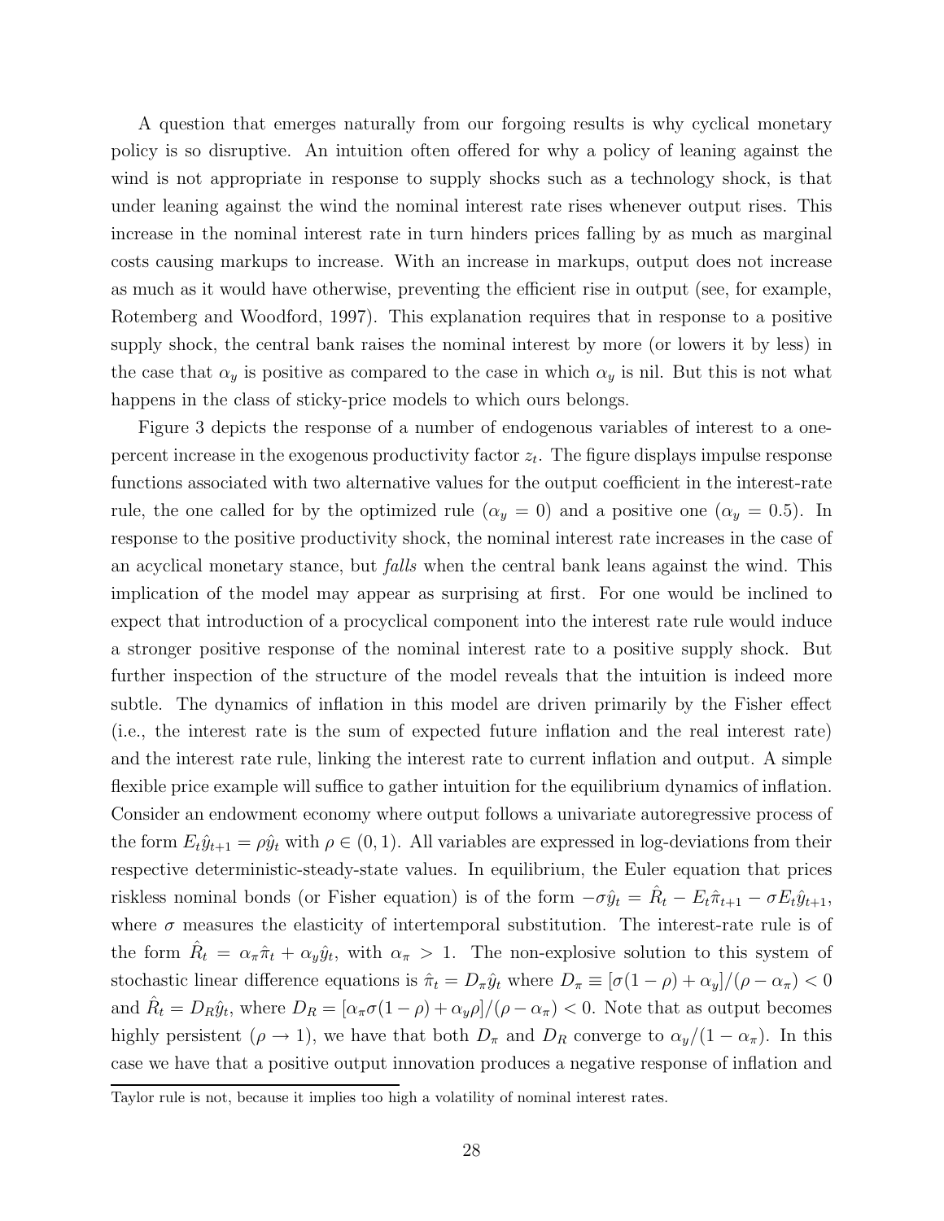A question that emerges naturally from our forgoing results is why cyclical monetary policy is so disruptive. An intuition often offered for why a policy of leaning against the wind is not appropriate in response to supply shocks such as a technology shock, is that under leaning against the wind the nominal interest rate rises whenever output rises. This increase in the nominal interest rate in turn hinders prices falling by as much as marginal costs causing markups to increase. With an increase in markups, output does not increase as much as it would have otherwise, preventing the efficient rise in output (see, for example, Rotemberg and Woodford, 1997). This explanation requires that in response to a positive supply shock, the central bank raises the nominal interest by more (or lowers it by less) in the case that $\alpha_y$ is positive as compared to the case in which $\alpha_y$ is nil. But this is not what happens in the class of sticky-price models to which ours belongs.

Figure 3 depicts the response of a number of endogenous variables of interest to a one-percent increase in the exogenous productivity factor $z_t$. The figure displays impulse response functions associated with two alternative values for the output coefficient in the interest-rate rule, the one called for by the optimized rule ($\alpha_y = 0$) and a positive one ($\alpha_y = 0.5$). In response to the positive productivity shock, the nominal interest rate increases in the case of an acyclical monetary stance, but *falls* when the central bank leans against the wind. This implication of the model may appear as surprising at first. For one would be inclined to expect that introduction of a procyclical component into the interest rate rule would induce a stronger positive response of the nominal interest rate to a positive supply shock. But further inspection of the structure of the model reveals that the intuition is indeed more subtle. The dynamics of inflation in this model are driven primarily by the Fisher effect (i.e., the interest rate is the sum of expected future inflation and the real interest rate) and the interest rate rule, linking the interest rate to current inflation and output. A simple flexible price example will suffice to gather intuition for the equilibrium dynamics of inflation. Consider an endowment economy where output follows a univariate autoregressive process of the form $E_t \hat{y}_{t+1} = \rho \hat{y}_t$ with $\rho \in (0, 1)$. All variables are expressed in log-deviations from their respective deterministic-steady-state values. In equilibrium, the Euler equation that prices riskless nominal bonds (or Fisher equation) is of the form $-\sigma \hat{y}_t = \hat{R}_t - E_t \hat{\pi}_{t+1} - \sigma E_t \hat{y}_{t+1}$, where $\sigma$ measures the elasticity of intertemporal substitution. The interest-rate rule is of the form $\hat{R}_t = \alpha_\pi \hat{\pi}_t + \alpha_y \hat{y}_t$, with $\alpha_\pi > 1$. The non-explosive solution to this system of stochastic linear difference equations is $\hat{\pi}_t = D_\pi \hat{y}_t$ where $D_\pi \equiv [\sigma(1-\rho) + \alpha_y]/(\rho - \alpha_\pi) < 0$ and $\hat{R}_t = D_R \hat{y}_t$, where $D_R = [\alpha_\pi \sigma(1-\rho) + \alpha_y \rho]/(\rho - \alpha_\pi) < 0$. Note that as output becomes highly persistent ($\rho \to 1$), we have that both $D_\pi$ and $D_R$ converge to $\alpha_y/(1 - \alpha_\pi)$. In this case we have that a positive output innovation produces a negative response of inflation and

Taylor rule is not, because it implies too high a volatility of nominal interest rates.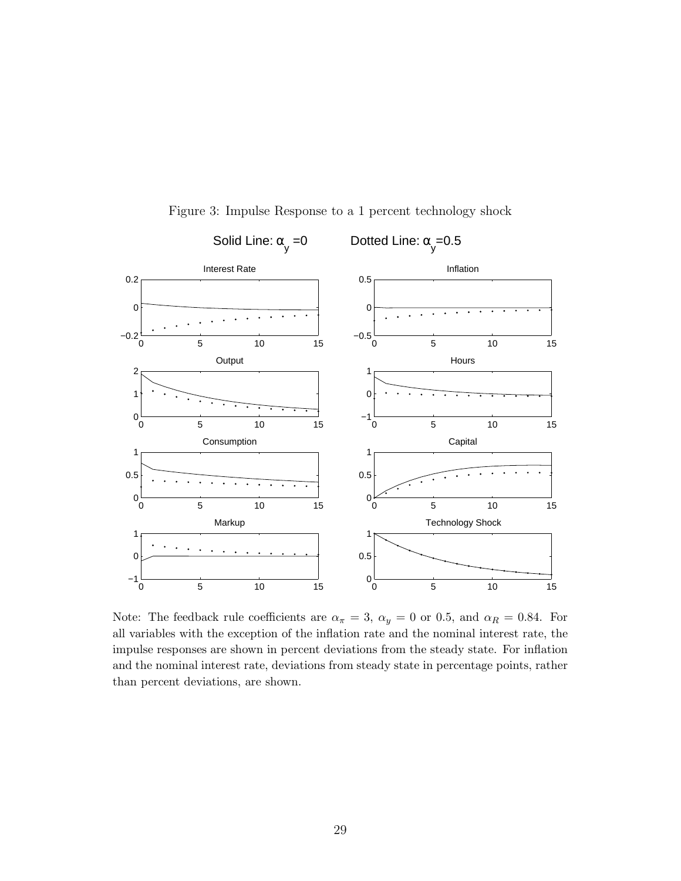Figure 3: Impulse Response to a 1 percent technology shock

Note: The feedback rule coefficients are $\alpha_\pi = 3$, $\alpha_y = 0$ or 0.5, and $\alpha_R = 0.84$. For all variables with the exception of the inflation rate and the nominal interest rate, the impulse responses are shown in percent deviations from the steady state. For inflation and the nominal interest rate, deviations from steady state in percentage points, rather than percent deviations, are shown.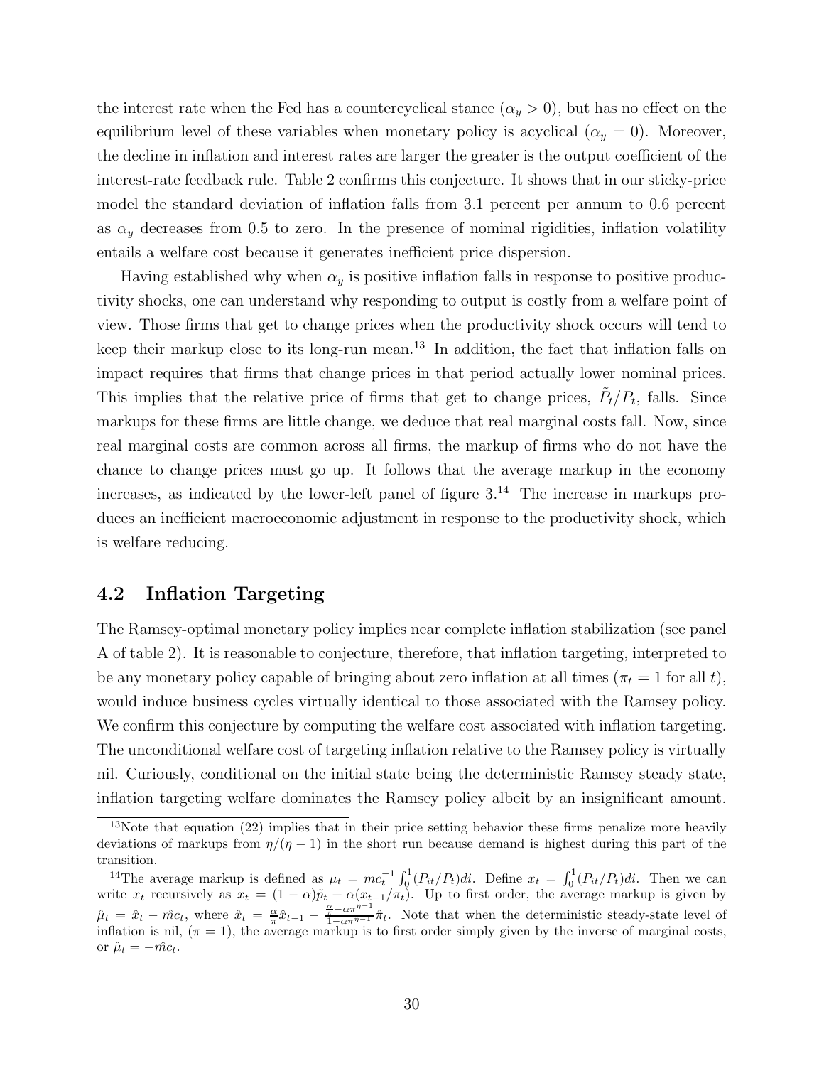the interest rate when the Fed has a countercyclical stance ($\alpha_y > 0$), but has no effect on the equilibrium level of these variables when monetary policy is acyclical ($\alpha_y = 0$). Moreover, the decline in inflation and interest rates are larger the greater is the output coefficient of the interest-rate feedback rule. Table 2 confirms this conjecture. It shows that in our sticky-price model the standard deviation of inflation falls from 3.1 percent per annum to 0.6 percent as $\alpha_y$ decreases from 0.5 to zero. In the presence of nominal rigidities, inflation volatility entails a welfare cost because it generates inefficient price dispersion.

Having established why when $\alpha_y$ is positive inflation falls in response to positive productivity shocks, one can understand why responding to output is costly from a welfare point of view. Those firms that get to change prices when the productivity shock occurs will tend to keep their markup close to its long-run mean.[13] In addition, the fact that inflation falls on impact requires that firms that change prices in that period actually lower nominal prices. This implies that the relative price of firms that get to change prices, $\tilde{P}_t/P_t$, falls. Since markups for these firms are little change, we deduce that real marginal costs fall. Now, since real marginal costs are common across all firms, the markup of firms who do not have the chance to change prices must go up. It follows that the average markup in the economy increases, as indicated by the lower-left panel of figure 3.[14] The increase in markups produces an inefficient macroeconomic adjustment in response to the productivity shock, which is welfare reducing.

## 4.2 Inflation Targeting

The Ramsey-optimal monetary policy implies near complete inflation stabilization (see panel A of table 2). It is reasonable to conjecture, therefore, that inflation targeting, interpreted to be any monetary policy capable of bringing about zero inflation at all times ($\pi_t = 1$ for all $t$), would induce business cycles virtually identical to those associated with the Ramsey policy. We confirm this conjecture by computing the welfare cost associated with inflation targeting. The unconditional welfare cost of targeting inflation relative to the Ramsey policy is virtually nil. Curiously, conditional on the initial state being the deterministic Ramsey steady state, inflation targeting welfare dominates the Ramsey policy albeit by an insignificant amount.

[13] Note that equation (22) implies that in their price setting behavior these firms penalize more heavily deviations of markups from $\eta/(\eta-1)$ in the short run because demand is highest during this part of the transition.

[14] The average markup is defined as $\mu_t = mc_t^{-1} \int_0^1 (P_{it}/P_t)di$. Define $x_t = \int_0^1 (P_{it}/P_t)di$. Then we can write $x_t$ recursively as $x_t = (1-\alpha)\tilde{p}_t + \alpha(x_{t-1}/\pi_t)$. Up to first order, the average markup is given by $\hat{\mu}_t = \hat{x}_t - \hat{mc}_t$, where $\hat{x}_t = \frac{\alpha}{\pi}\hat{x}_{t-1} - \frac{\frac{\alpha}{\pi} - \alpha\pi^{\eta-1}}{1-\alpha\pi^{\eta-1}}\hat{\pi}_t$. Note that when the deterministic steady-state level of inflation is nil, ($\pi = 1$), the average markup is to first order simply given by the inverse of marginal costs, or $\hat{\mu}_t = -\hat{mc}_t$.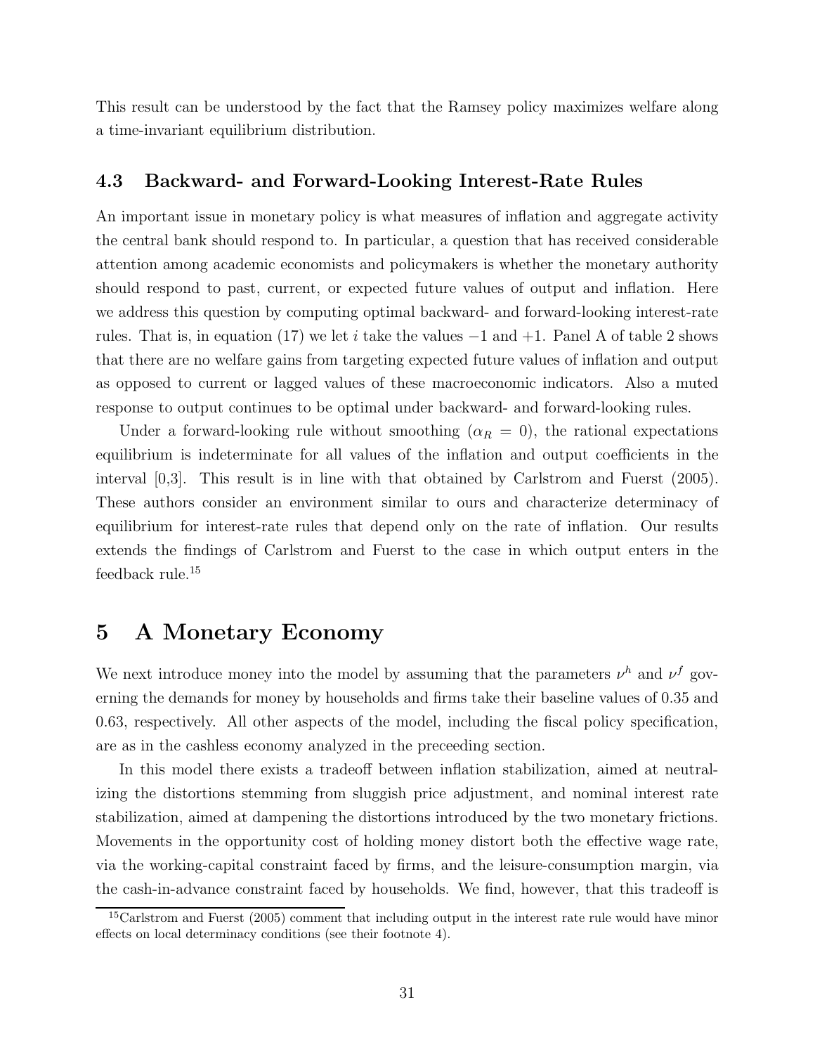This result can be understood by the fact that the Ramsey policy maximizes welfare along a time-invariant equilibrium distribution.

### 4.3 Backward- and Forward-Looking Interest-Rate Rules

An important issue in monetary policy is what measures of inflation and aggregate activity the central bank should respond to. In particular, a question that has received considerable attention among academic economists and policymakers is whether the monetary authority should respond to past, current, or expected future values of output and inflation. Here we address this question by computing optimal backward- and forward-looking interest-rate rules. That is, in equation (17) we let $i$ take the values $-1$ and $+1$. Panel A of table 2 shows that there are no welfare gains from targeting expected future values of inflation and output as opposed to current or lagged values of these macroeconomic indicators. Also a muted response to output continues to be optimal under backward- and forward-looking rules.

Under a forward-looking rule without smoothing ($\alpha_R = 0$), the rational expectations equilibrium is indeterminate for all values of the inflation and output coefficients in the interval [0,3]. This result is in line with that obtained by Carlstrom and Fuerst (2005). These authors consider an environment similar to ours and characterize determinacy of equilibrium for interest-rate rules that depend only on the rate of inflation. Our results extends the findings of Carlstrom and Fuerst to the case in which output enters in the feedback rule.[15]

## 5 A Monetary Economy

We next introduce money into the model by assuming that the parameters $\nu^h$ and $\nu^f$ governing the demands for money by households and firms take their baseline values of 0.35 and 0.63, respectively. All other aspects of the model, including the fiscal policy specification, are as in the cashless economy analyzed in the preceeding section.

In this model there exists a tradeoff between inflation stabilization, aimed at neutralizing the distortions stemming from sluggish price adjustment, and nominal interest rate stabilization, aimed at dampening the distortions introduced by the two monetary frictions. Movements in the opportunity cost of holding money distort both the effective wage rate, via the working-capital constraint faced by firms, and the leisure-consumption margin, via the cash-in-advance constraint faced by households. We find, however, that this tradeoff is

[15] Carlstrom and Fuerst (2005) comment that including output in the interest rate rule would have minor effects on local determinacy conditions (see their footnote 4).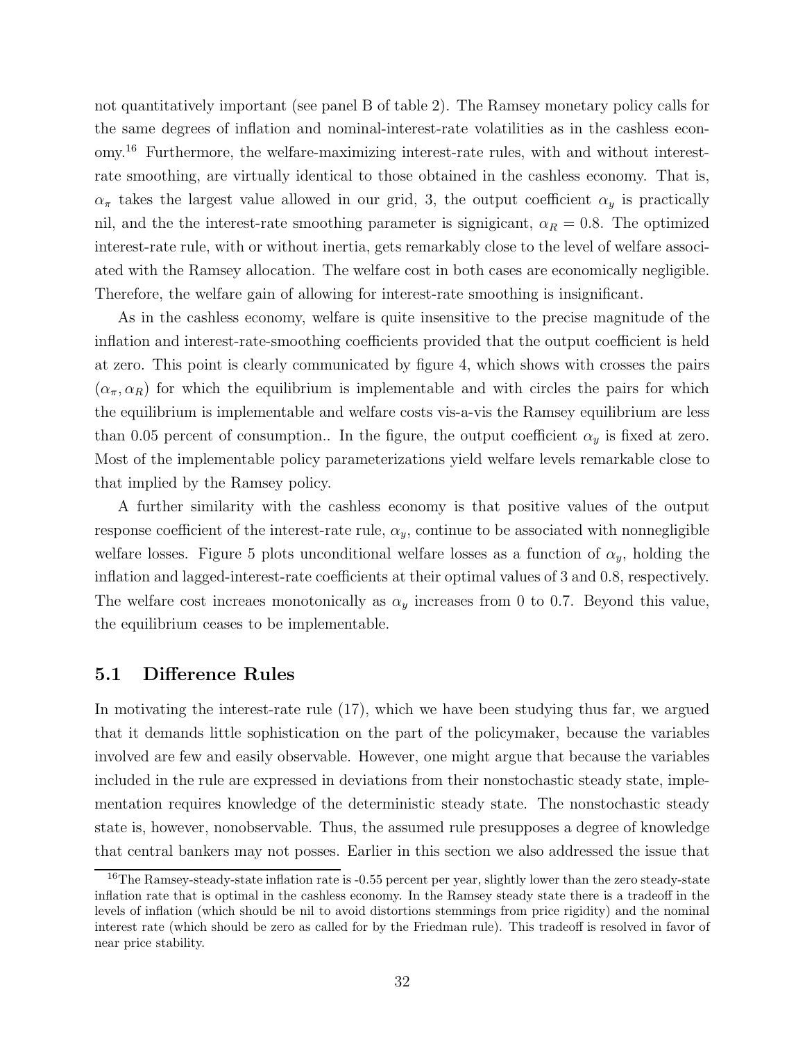not quantitatively important (see panel B of table 2). The Ramsey monetary policy calls for the same degrees of inflation and nominal-interest-rate volatilities as in the cashless economy.[16] Furthermore, the welfare-maximizing interest-rate rules, with and without interest-rate smoothing, are virtually identical to those obtained in the cashless economy. That is, $\alpha_\pi$ takes the largest value allowed in our grid, 3, the output coefficient $\alpha_y$ is practically nil, and the the interest-rate smoothing parameter is signigicant, $\alpha_R = 0.8$. The optimized interest-rate rule, with or without inertia, gets remarkably close to the level of welfare associated with the Ramsey allocation. The welfare cost in both cases are economically negligible. Therefore, the welfare gain of allowing for interest-rate smoothing is insignificant.

As in the cashless economy, welfare is quite insensitive to the precise magnitude of the inflation and interest-rate-smoothing coefficients provided that the output coefficient is held at zero. This point is clearly communicated by figure 4, which shows with crosses the pairs $(\alpha_\pi, \alpha_R)$ for which the equilibrium is implementable and with circles the pairs for which the equilibrium is implementable and welfare costs vis-a-vis the Ramsey equilibrium are less than 0.05 percent of consumption.. In the figure, the output coefficient $\alpha_y$ is fixed at zero. Most of the implementable policy parameterizations yield welfare levels remarkable close to that implied by the Ramsey policy.

A further similarity with the cashless economy is that positive values of the output response coefficient of the interest-rate rule, $\alpha_y$, continue to be associated with nonnegligible welfare losses. Figure 5 plots unconditional welfare losses as a function of $\alpha_y$, holding the inflation and lagged-interest-rate coefficients at their optimal values of 3 and 0.8, respectively. The welfare cost increaes monotonically as $\alpha_y$ increases from 0 to 0.7. Beyond this value, the equilibrium ceases to be implementable.

## 5.1 Difference Rules

In motivating the interest-rate rule (17), which we have been studying thus far, we argued that it demands little sophistication on the part of the policymaker, because the variables involved are few and easily observable. However, one might argue that because the variables included in the rule are expressed in deviations from their nonstochastic steady state, implementation requires knowledge of the deterministic steady state. The nonstochastic steady state is, however, nonobservable. Thus, the assumed rule presupposes a degree of knowledge that central bankers may not posses. Earlier in this section we also addressed the issue that

[16] The Ramsey-steady-state inflation rate is -0.55 percent per year, slightly lower than the zero steady-state inflation rate that is optimal in the cashless economy. In the Ramsey steady state there is a tradeoff in the levels of inflation (which should be nil to avoid distortions stemmings from price rigidity) and the nominal interest rate (which should be zero as called for by the Friedman rule). This tradeoff is resolved in favor of near price stability.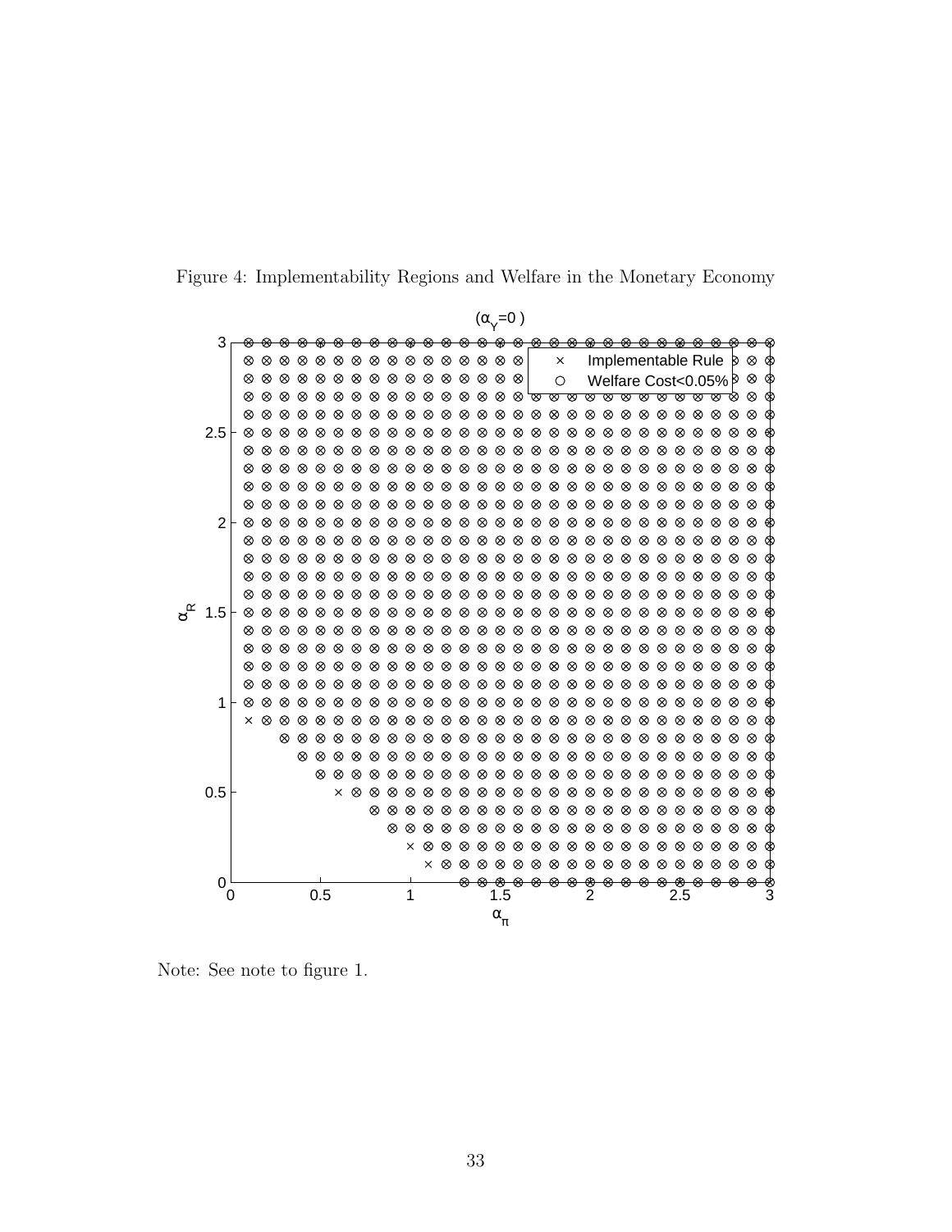Figure 4: Implementability Regions and Welfare in the Monetary Economy

Note: See note to figure 1.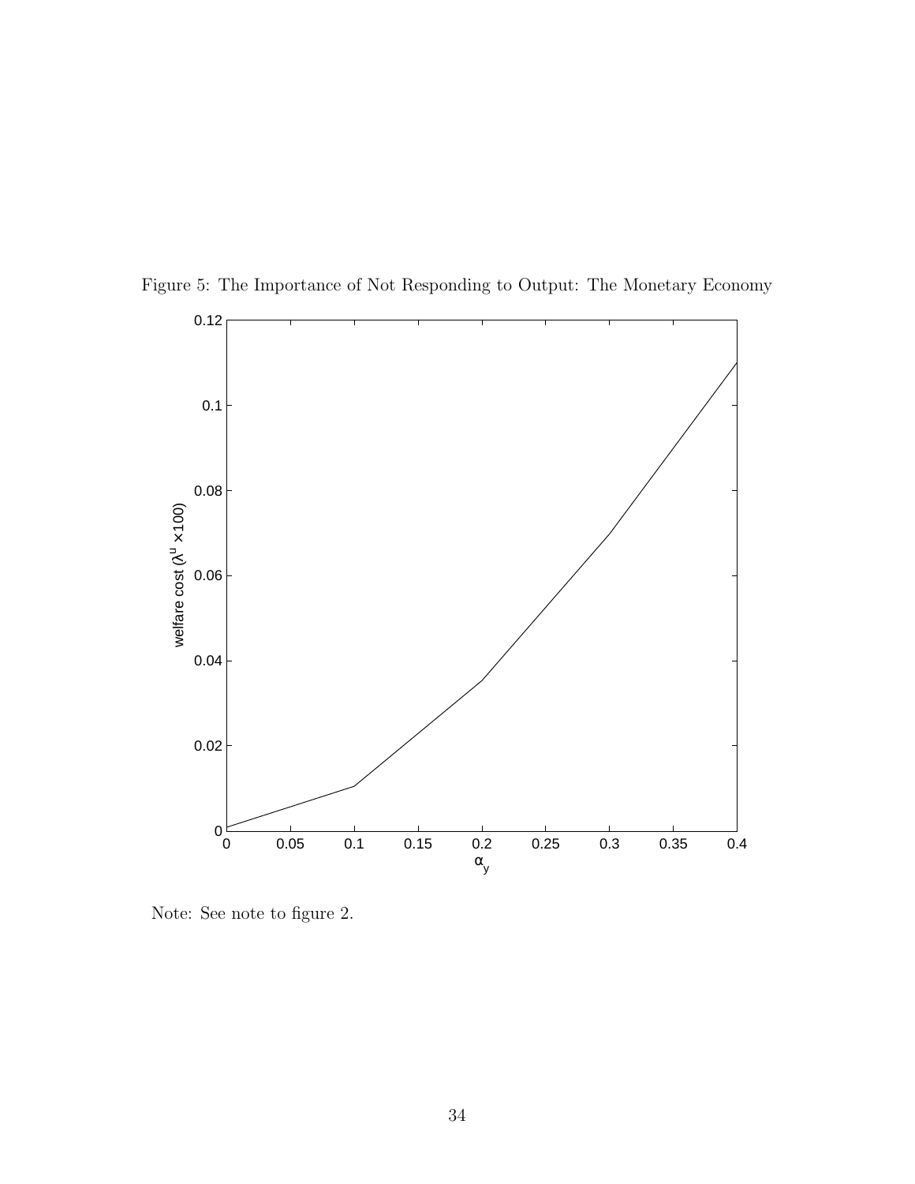Figure 5: The Importance of Not Responding to Output: The Monetary Economy

Note: See note to figure 2.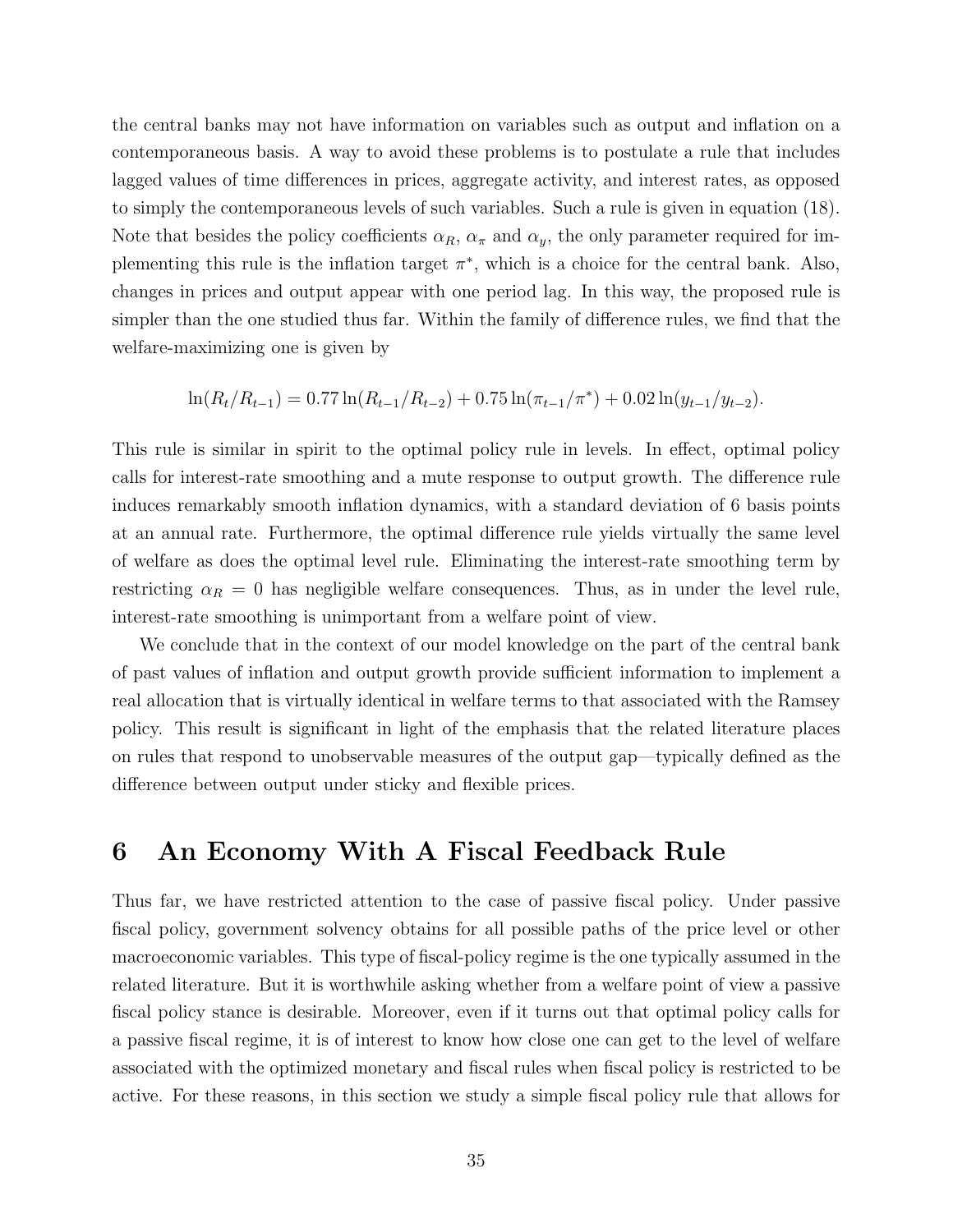the central banks may not have information on variables such as output and inflation on a contemporaneous basis. A way to avoid these problems is to postulate a rule that includes lagged values of time differences in prices, aggregate activity, and interest rates, as opposed to simply the contemporaneous levels of such variables. Such a rule is given in equation (18). Note that besides the policy coefficients $\alpha_R$, $\alpha_\pi$ and $\alpha_y$, the only parameter required for implementing this rule is the inflation target $\pi^*$, which is a choice for the central bank. Also, changes in prices and output appear with one period lag. In this way, the proposed rule is simpler than the one studied thus far. Within the family of difference rules, we find that the welfare-maximizing one is given by

$$\ln(R_t/R_{t-1}) = 0.77 \ln(R_{t-1}/R_{t-2}) + 0.75 \ln(\pi_{t-1}/\pi^*) + 0.02 \ln(y_{t-1}/y_{t-2}).$$

This rule is similar in spirit to the optimal policy rule in levels. In effect, optimal policy calls for interest-rate smoothing and a mute response to output growth. The difference rule induces remarkably smooth inflation dynamics, with a standard deviation of 6 basis points at an annual rate. Furthermore, the optimal difference rule yields virtually the same level of welfare as does the optimal level rule. Eliminating the interest-rate smoothing term by restricting $\alpha_R = 0$ has negligible welfare consequences. Thus, as in under the level rule, interest-rate smoothing is unimportant from a welfare point of view.

We conclude that in the context of our model knowledge on the part of the central bank of past values of inflation and output growth provide sufficient information to implement a real allocation that is virtually identical in welfare terms to that associated with the Ramsey policy. This result is significant in light of the emphasis that the related literature places on rules that respond to unobservable measures of the output gap—typically defined as the difference between output under sticky and flexible prices.

# 6 An Economy With A Fiscal Feedback Rule

Thus far, we have restricted attention to the case of passive fiscal policy. Under passive fiscal policy, government solvency obtains for all possible paths of the price level or other macroeconomic variables. This type of fiscal-policy regime is the one typically assumed in the related literature. But it is worthwhile asking whether from a welfare point of view a passive fiscal policy stance is desirable. Moreover, even if it turns out that optimal policy calls for a passive fiscal regime, it is of interest to know how close one can get to the level of welfare associated with the optimized monetary and fiscal rules when fiscal policy is restricted to be active. For these reasons, in this section we study a simple fiscal policy rule that allows for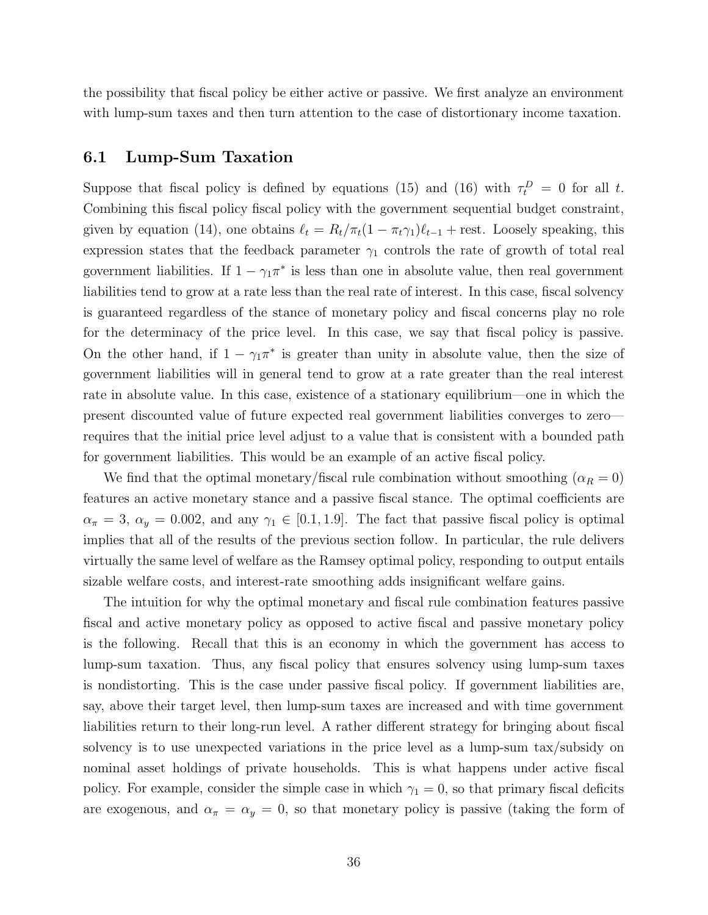the possibility that fiscal policy be either active or passive. We first analyze an environment with lump-sum taxes and then turn attention to the case of distortionary income taxation.

## 6.1 Lump-Sum Taxation

Suppose that fiscal policy is defined by equations (15) and (16) with $\tau_t^D = 0$ for all $t$. Combining this fiscal policy fiscal policy with the government sequential budget constraint, given by equation (14), one obtains $\ell_t = R_t/\pi_t(1 - \pi_t\gamma_1)\ell_{t-1} + \text{rest}$. Loosely speaking, this expression states that the feedback parameter $\gamma_1$ controls the rate of growth of total real government liabilities. If $1 - \gamma_1\pi^*$ is less than one in absolute value, then real government liabilities tend to grow at a rate less than the real rate of interest. In this case, fiscal solvency is guaranteed regardless of the stance of monetary policy and fiscal concerns play no role for the determinacy of the price level. In this case, we say that fiscal policy is passive. On the other hand, if $1 - \gamma_1\pi^*$ is greater than unity in absolute value, then the size of government liabilities will in general tend to grow at a rate greater than the real interest rate in absolute value. In this case, existence of a stationary equilibrium—one in which the present discounted value of future expected real government liabilities converges to zero—requires that the initial price level adjust to a value that is consistent with a bounded path for government liabilities. This would be an example of an active fiscal policy.

We find that the optimal monetary/fiscal rule combination without smoothing ($\alpha_R = 0$) features an active monetary stance and a passive fiscal stance. The optimal coefficients are $\alpha_\pi = 3$, $\alpha_y = 0.002$, and any $\gamma_1 \in [0.1, 1.9]$. The fact that passive fiscal policy is optimal implies that all of the results of the previous section follow. In particular, the rule delivers virtually the same level of welfare as the Ramsey optimal policy, responding to output entails sizable welfare costs, and interest-rate smoothing adds insignificant welfare gains.

The intuition for why the optimal monetary and fiscal rule combination features passive fiscal and active monetary policy as opposed to active fiscal and passive monetary policy is the following. Recall that this is an economy in which the government has access to lump-sum taxation. Thus, any fiscal policy that ensures solvency using lump-sum taxes is nondistorting. This is the case under passive fiscal policy. If government liabilities are, say, above their target level, then lump-sum taxes are increased and with time government liabilities return to their long-run level. A rather different strategy for bringing about fiscal solvency is to use unexpected variations in the price level as a lump-sum tax/subsidy on nominal asset holdings of private households. This is what happens under active fiscal policy. For example, consider the simple case in which $\gamma_1 = 0$, so that primary fiscal deficits are exogenous, and $\alpha_\pi = \alpha_y = 0$, so that monetary policy is passive (taking the form of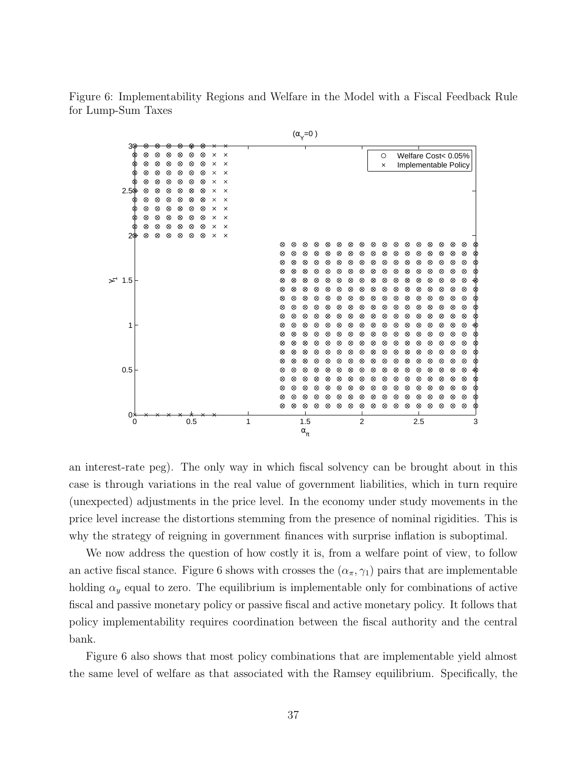Figure 6: Implementability Regions and Welfare in the Model with a Fiscal Feedback Rule for Lump-Sum Taxes

an interest-rate peg). The only way in which fiscal solvency can be brought about in this case is through variations in the real value of government liabilities, which in turn require (unexpected) adjustments in the price level. In the economy under study movements in the price level increase the distortions stemming from the presence of nominal rigidities. This is why the strategy of reigning in government finances with surprise inflation is suboptimal.

We now address the question of how costly it is, from a welfare point of view, to follow an active fiscal stance. Figure 6 shows with crosses the $(\alpha_\pi, \gamma_1)$ pairs that are implementable holding $\alpha_y$ equal to zero. The equilibrium is implementable only for combinations of active fiscal and passive monetary policy or passive fiscal and active monetary policy. It follows that policy implementability requires coordination between the fiscal authority and the central bank.

Figure 6 also shows that most policy combinations that are implementable yield almost the same level of welfare as that associated with the Ramsey equilibrium. Specifically, the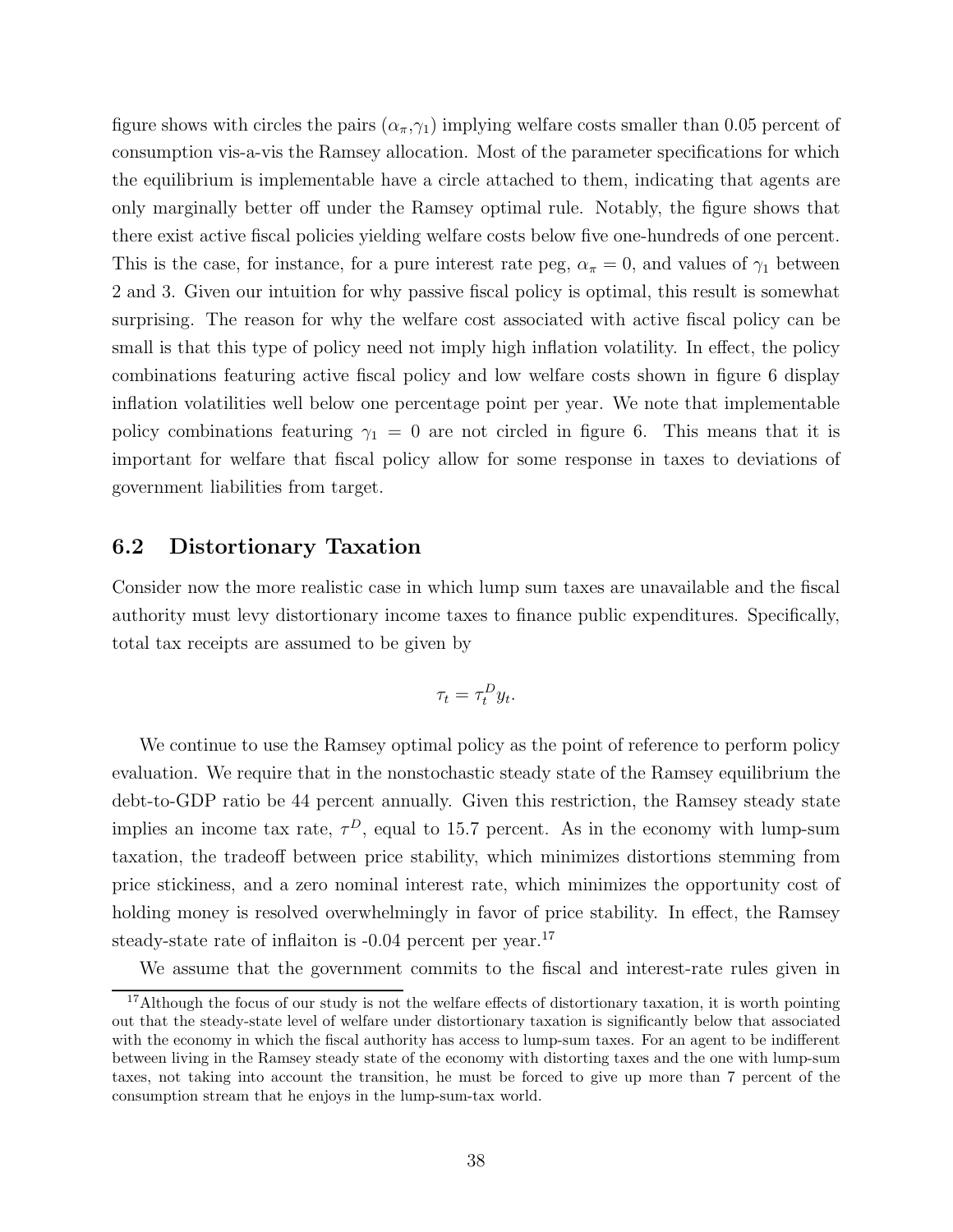figure shows with circles the pairs ($\alpha_\pi$,$\gamma_1$) implying welfare costs smaller than 0.05 percent of consumption vis-a-vis the Ramsey allocation. Most of the parameter specifications for which the equilibrium is implementable have a circle attached to them, indicating that agents are only marginally better off under the Ramsey optimal rule. Notably, the figure shows that there exist active fiscal policies yielding welfare costs below five one-hundreds of one percent. This is the case, for instance, for a pure interest rate peg, $\alpha_\pi = 0$, and values of $\gamma_1$ between 2 and 3. Given our intuition for why passive fiscal policy is optimal, this result is somewhat surprising. The reason for why the welfare cost associated with active fiscal policy can be small is that this type of policy need not imply high inflation volatility. In effect, the policy combinations featuring active fiscal policy and low welfare costs shown in figure 6 display inflation volatilities well below one percentage point per year. We note that implementable policy combinations featuring $\gamma_1 = 0$ are not circled in figure 6. This means that it is important for welfare that fiscal policy allow for some response in taxes to deviations of government liabilities from target.

## 6.2 Distortionary Taxation

Consider now the more realistic case in which lump sum taxes are unavailable and the fiscal authority must levy distortionary income taxes to finance public expenditures. Specifically, total tax receipts are assumed to be given by

$$\tau_t = \tau_t^D y_t.$$

We continue to use the Ramsey optimal policy as the point of reference to perform policy evaluation. We require that in the nonstochastic steady state of the Ramsey equilibrium the debt-to-GDP ratio be 44 percent annually. Given this restriction, the Ramsey steady state implies an income tax rate, $\tau^D$, equal to 15.7 percent. As in the economy with lump-sum taxation, the tradeoff between price stability, which minimizes distortions stemming from price stickiness, and a zero nominal interest rate, which minimizes the opportunity cost of holding money is resolved overwhelmingly in favor of price stability. In effect, the Ramsey steady-state rate of inflaiton is -0.04 percent per year.[17]

We assume that the government commits to the fiscal and interest-rate rules given in

[17]Although the focus of our study is not the welfare effects of distortionary taxation, it is worth pointing out that the steady-state level of welfare under distortionary taxation is significantly below that associated with the economy in which the fiscal authority has access to lump-sum taxes. For an agent to be indifferent between living in the Ramsey steady state of the economy with distorting taxes and the one with lump-sum taxes, not taking into account the transition, he must be forced to give up more than 7 percent of the consumption stream that he enjoys in the lump-sum-tax world.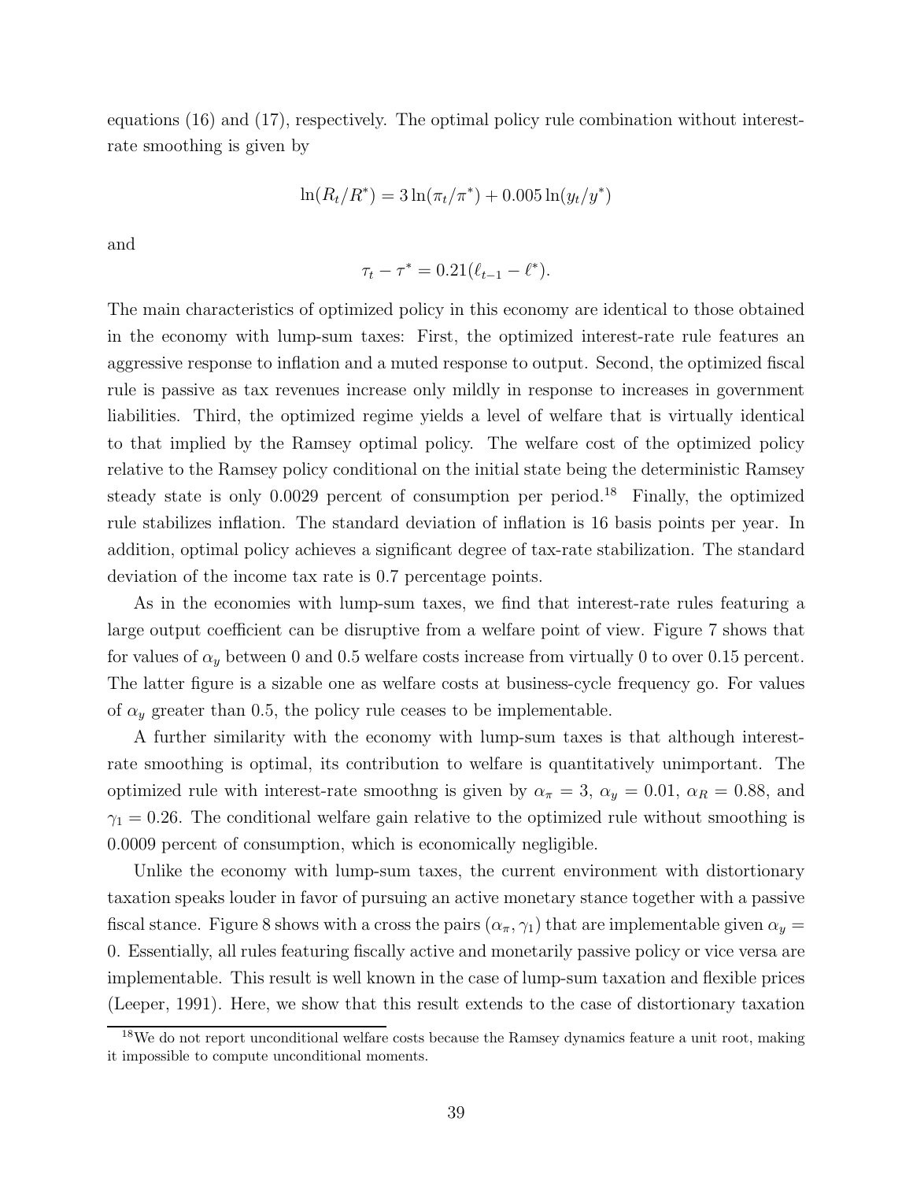equations (16) and (17), respectively. The optimal policy rule combination without interest-rate smoothing is given by

$$\ln(R_t/R^*) = 3\ln(\pi_t/\pi^*) + 0.005\ln(y_t/y^*)$$

and

$$\tau_t - \tau^* = 0.21(\ell_{t-1} - \ell^*).$$

The main characteristics of optimized policy in this economy are identical to those obtained in the economy with lump-sum taxes: First, the optimized interest-rate rule features an aggressive response to inflation and a muted response to output. Second, the optimized fiscal rule is passive as tax revenues increase only mildly in response to increases in government liabilities. Third, the optimized regime yields a level of welfare that is virtually identical to that implied by the Ramsey optimal policy. The welfare cost of the optimized policy relative to the Ramsey policy conditional on the initial state being the deterministic Ramsey steady state is only 0.0029 percent of consumption per period.[18] Finally, the optimized rule stabilizes inflation. The standard deviation of inflation is 16 basis points per year. In addition, optimal policy achieves a significant degree of tax-rate stabilization. The standard deviation of the income tax rate is 0.7 percentage points.

As in the economies with lump-sum taxes, we find that interest-rate rules featuring a large output coefficient can be disruptive from a welfare point of view. Figure 7 shows that for values of $\alpha_y$ between 0 and 0.5 welfare costs increase from virtually 0 to over 0.15 percent. The latter figure is a sizable one as welfare costs at business-cycle frequency go. For values of $\alpha_y$ greater than 0.5, the policy rule ceases to be implementable.

A further similarity with the economy with lump-sum taxes is that although interest-rate smoothing is optimal, its contribution to welfare is quantitatively unimportant. The optimized rule with interest-rate smoothng is given by $\alpha_\pi = 3$, $\alpha_y = 0.01$, $\alpha_R = 0.88$, and $\gamma_1 = 0.26$. The conditional welfare gain relative to the optimized rule without smoothing is 0.0009 percent of consumption, which is economically negligible.

Unlike the economy with lump-sum taxes, the current environment with distortionary taxation speaks louder in favor of pursuing an active monetary stance together with a passive fiscal stance. Figure 8 shows with a cross the pairs $(\alpha_\pi, \gamma_1)$ that are implementable given $\alpha_y = 0$. Essentially, all rules featuring fiscally active and monetarily passive policy or vice versa are implementable. This result is well known in the case of lump-sum taxation and flexible prices (Leeper, 1991). Here, we show that this result extends to the case of distortionary taxation

[18] We do not report unconditional welfare costs because the Ramsey dynamics feature a unit root, making it impossible to compute unconditional moments.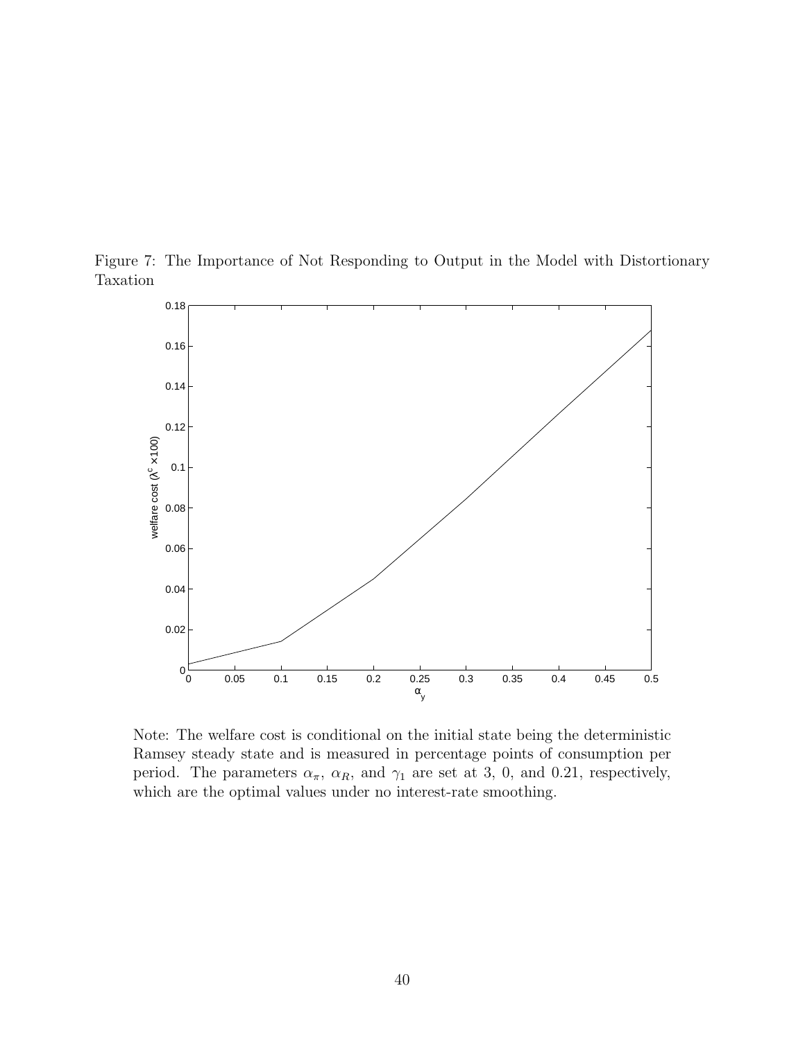Figure 7: The Importance of Not Responding to Output in the Model with Distortionary Taxation

Note: The welfare cost is conditional on the initial state being the deterministic Ramsey steady state and is measured in percentage points of consumption per period. The parameters $\alpha_\pi$, $\alpha_R$, and $\gamma_1$ are set at 3, 0, and 0.21, respectively, which are the optimal values under no interest-rate smoothing.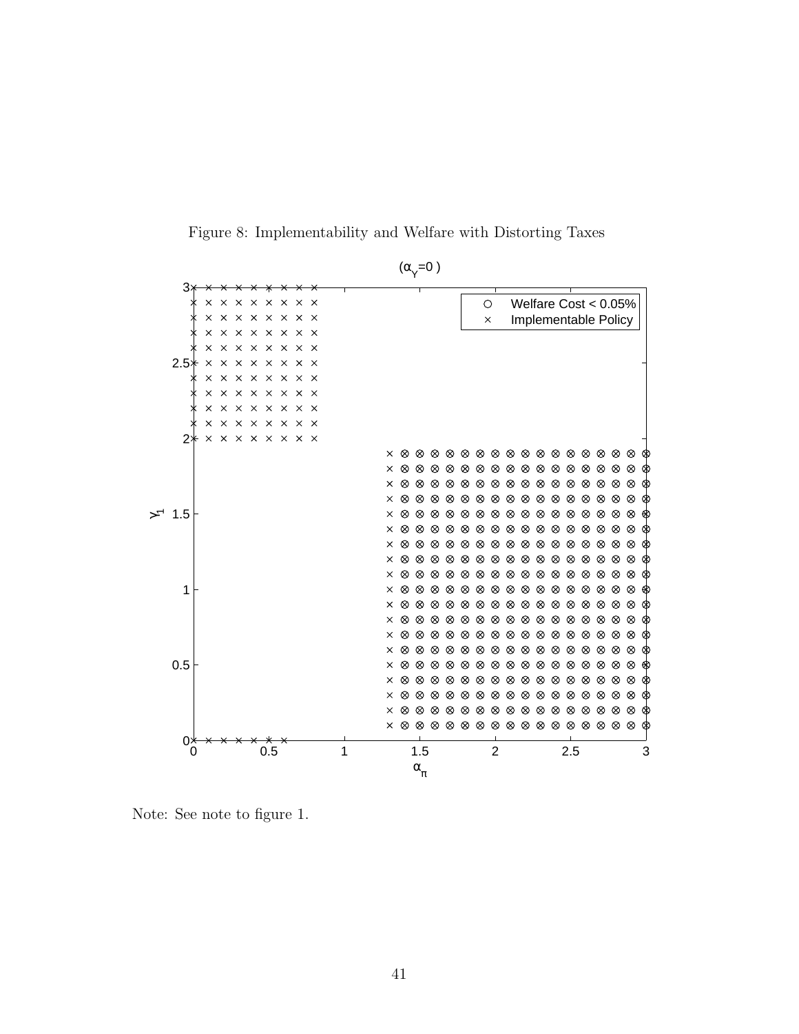Figure 8: Implementability and Welfare with Distorting Taxes

Note: See note to figure 1.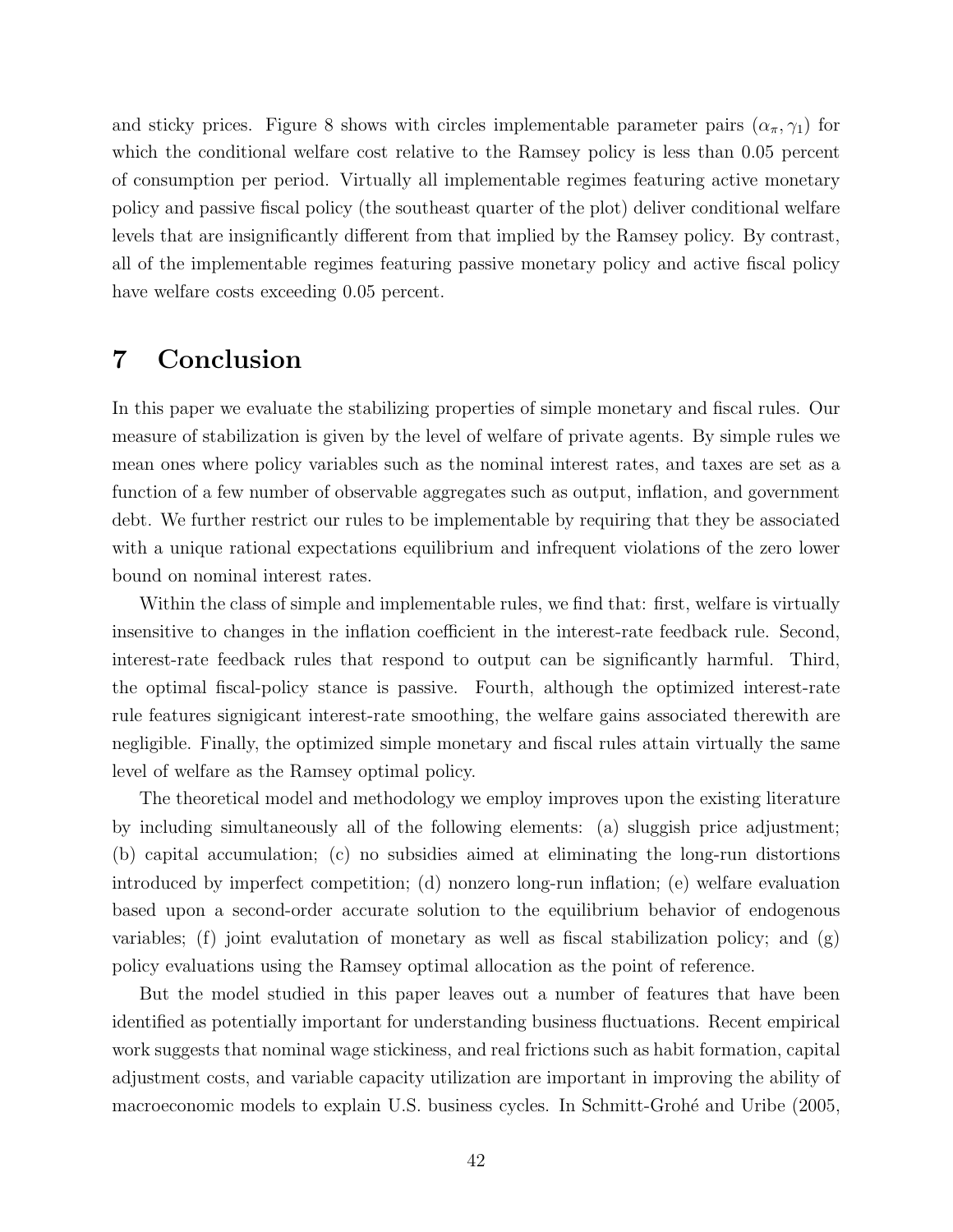and sticky prices. Figure 8 shows with circles implementable parameter pairs $(\alpha_\pi, \gamma_1)$ for which the conditional welfare cost relative to the Ramsey policy is less than 0.05 percent of consumption per period. Virtually all implementable regimes featuring active monetary policy and passive fiscal policy (the southeast quarter of the plot) deliver conditional welfare levels that are insignificantly different from that implied by the Ramsey policy. By contrast, all of the implementable regimes featuring passive monetary policy and active fiscal policy have welfare costs exceeding 0.05 percent.

# 7 Conclusion

In this paper we evaluate the stabilizing properties of simple monetary and fiscal rules. Our measure of stabilization is given by the level of welfare of private agents. By simple rules we mean ones where policy variables such as the nominal interest rates, and taxes are set as a function of a few number of observable aggregates such as output, inflation, and government debt. We further restrict our rules to be implementable by requiring that they be associated with a unique rational expectations equilibrium and infrequent violations of the zero lower bound on nominal interest rates.

Within the class of simple and implementable rules, we find that: first, welfare is virtually insensitive to changes in the inflation coefficient in the interest-rate feedback rule. Second, interest-rate feedback rules that respond to output can be significantly harmful. Third, the optimal fiscal-policy stance is passive. Fourth, although the optimized interest-rate rule features signigicant interest-rate smoothing, the welfare gains associated therewith are negligible. Finally, the optimized simple monetary and fiscal rules attain virtually the same level of welfare as the Ramsey optimal policy.

The theoretical model and methodology we employ improves upon the existing literature by including simultaneously all of the following elements: (a) sluggish price adjustment; (b) capital accumulation; (c) no subsidies aimed at eliminating the long-run distortions introduced by imperfect competition; (d) nonzero long-run inflation; (e) welfare evaluation based upon a second-order accurate solution to the equilibrium behavior of endogenous variables; (f) joint evalutation of monetary as well as fiscal stabilization policy; and (g) policy evaluations using the Ramsey optimal allocation as the point of reference.

But the model studied in this paper leaves out a number of features that have been identified as potentially important for understanding business fluctuations. Recent empirical work suggests that nominal wage stickiness, and real frictions such as habit formation, capital adjustment costs, and variable capacity utilization are important in improving the ability of macroeconomic models to explain U.S. business cycles. In Schmitt-Grohé and Uribe (2005,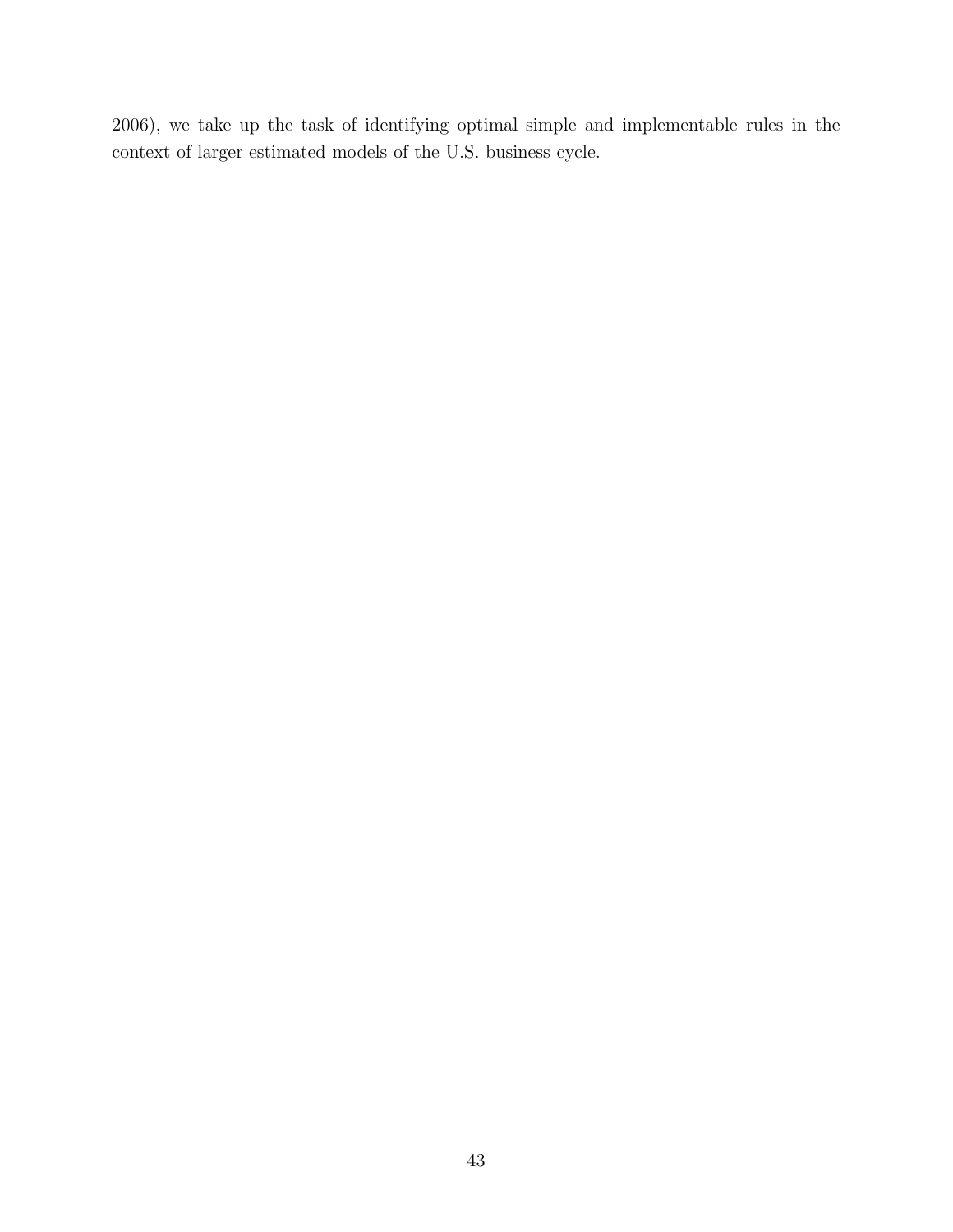2006), we take up the task of identifying optimal simple and implementable rules in the context of larger estimated models of the U.S. business cycle.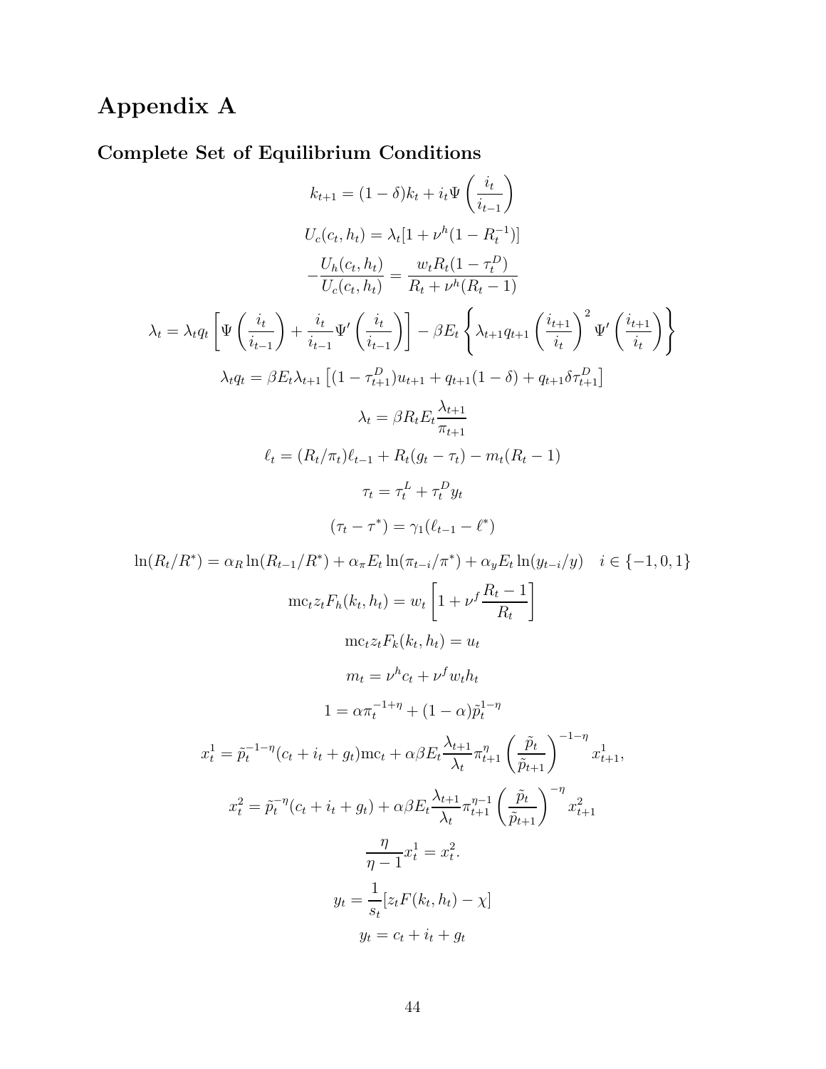# Appendix A

## Complete Set of Equilibrium Conditions

$$k_{t+1} = (1-\delta)k_t + i_t \Psi\left(\frac{i_t}{i_{t-1}}\right)$$

$$U_c(c_t, h_t) = \lambda_t[1 + \nu^h(1 - R_t^{-1})]$$

$$-\frac{U_h(c_t, h_t)}{U_c(c_t, h_t)} = \frac{w_t R_t (1-\tau_t^D)}{R_t + \nu^h(R_t - 1)}$$

$$\lambda_t = \lambda_t q_t \left[\Psi\left(\frac{i_t}{i_{t-1}}\right) + \frac{i_t}{i_{t-1}}\Psi'\left(\frac{i_t}{i_{t-1}}\right)\right] - \beta E_t \left\{\lambda_{t+1} q_{t+1} \left(\frac{i_{t+1}}{i_t}\right)^2 \Psi'\left(\frac{i_{t+1}}{i_t}\right)\right\}$$

$$\lambda_t q_t = \beta E_t \lambda_{t+1}\left[(1-\tau_{t+1}^D)u_{t+1} + q_{t+1}(1-\delta) + q_{t+1}\delta\tau_{t+1}^D\right]$$

$$\lambda_t = \beta R_t E_t \frac{\lambda_{t+1}}{\pi_{t+1}}$$

$$\ell_t = (R_t/\pi_t)\ell_{t-1} + R_t(g_t - \tau_t) - m_t(R_t - 1)$$

$$\tau_t = \tau_t^L + \tau_t^D y_t$$

$$(\tau_t - \tau^*) = \gamma_1(\ell_{t-1} - \ell^*)$$

$$\ln(R_t/R^*) = \alpha_R \ln(R_{t-1}/R^*) + \alpha_\pi E_t \ln(\pi_{t-i}/\pi^*) + \alpha_y E_t \ln(y_{t-i}/y) \quad i \in \{-1, 0, 1\}$$

$$\text{mc}_t z_t F_h(k_t, h_t) = w_t\left[1 + \nu^f \frac{R_t - 1}{R_t}\right]$$

$$\text{mc}_t z_t F_k(k_t, h_t) = u_t$$

$$m_t = \nu^h c_t + \nu^f w_t h_t$$

$$1 = \alpha \pi_t^{-1+\eta} + (1-\alpha)\tilde{p}_t^{1-\eta}$$

$$x_t^1 = \tilde{p}_t^{-1-\eta}(c_t + i_t + g_t)\text{mc}_t + \alpha\beta E_t \frac{\lambda_{t+1}}{\lambda_t}\pi_{t+1}^{\eta}\left(\frac{\tilde{p}_t}{\tilde{p}_{t+1}}\right)^{-1-\eta} x_{t+1}^1,$$

$$x_t^2 = \tilde{p}_t^{-\eta}(c_t + i_t + g_t) + \alpha\beta E_t \frac{\lambda_{t+1}}{\lambda_t}\pi_{t+1}^{\eta-1}\left(\frac{\tilde{p}_t}{\tilde{p}_{t+1}}\right)^{-\eta} x_{t+1}^2$$

$$\frac{\eta}{\eta - 1}x_t^1 = x_t^2.$$

$$y_t = \frac{1}{s_t}[z_t F(k_t, h_t) - \chi]$$

$$y_t = c_t + i_t + g_t$$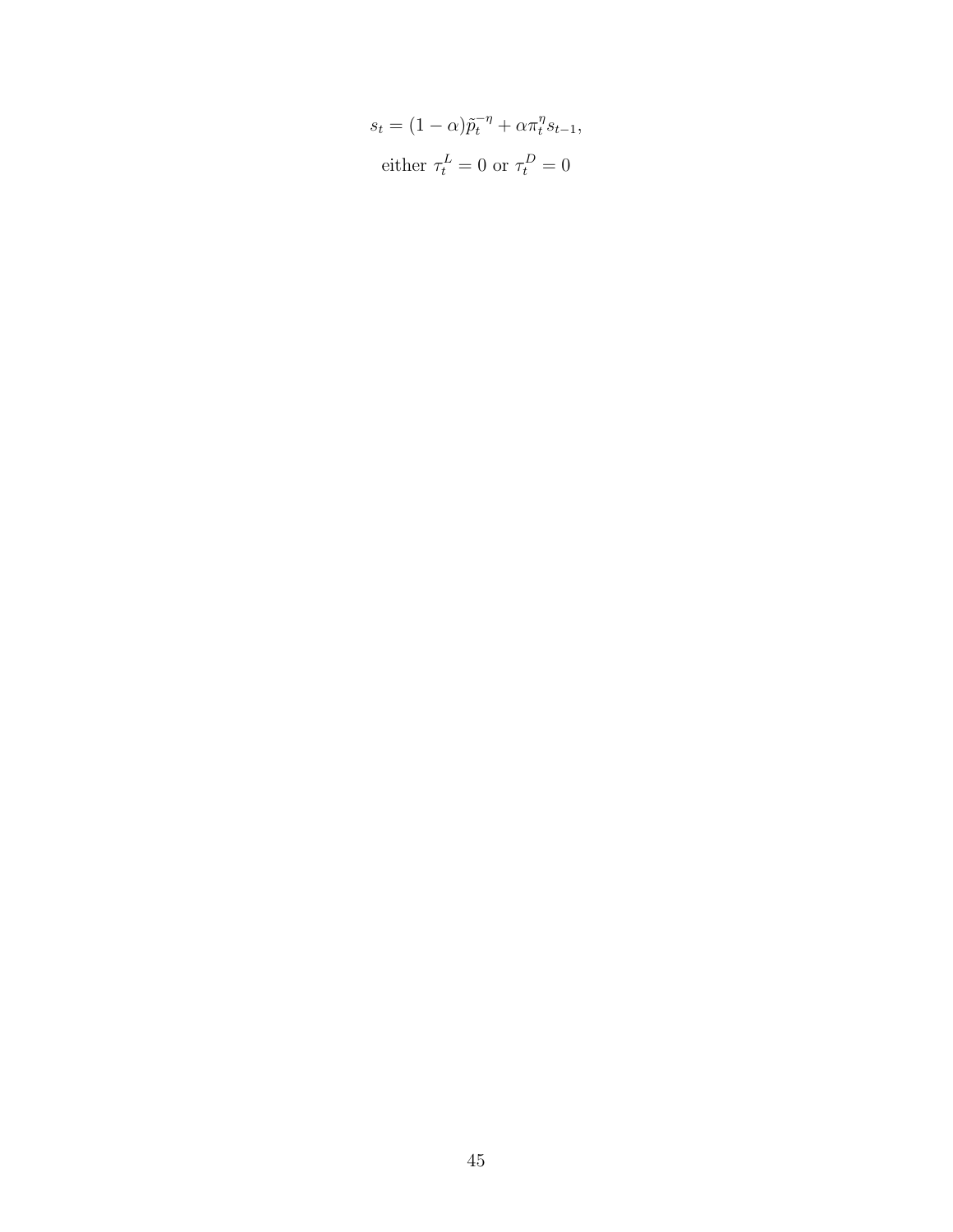$$s_t = (1-\alpha)\tilde{p}_t^{-\eta} + \alpha \pi_t^{\eta} s_{t-1},$$

$$\text{either } \tau_t^L = 0 \text{ or } \tau_t^D = 0$$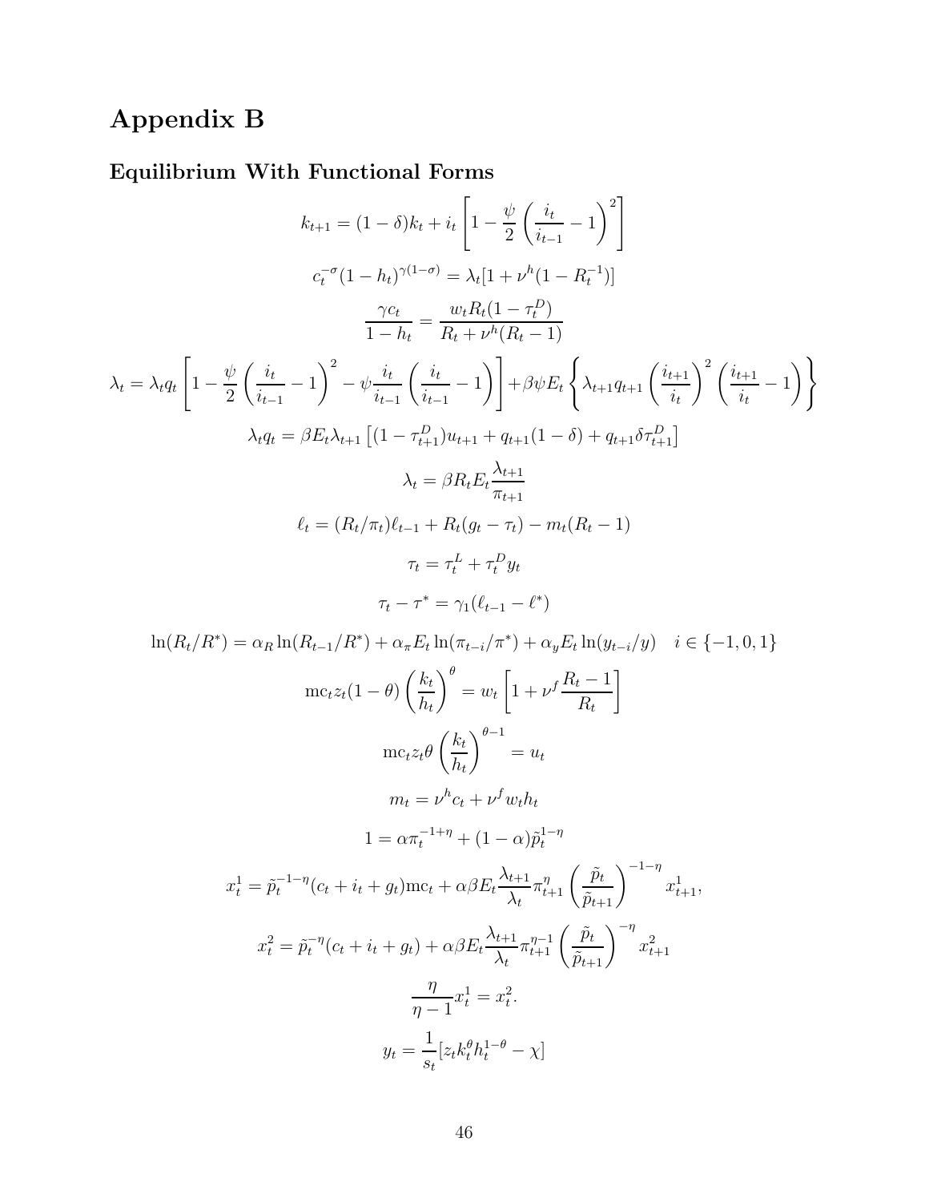# Appendix B

## Equilibrium With Functional Forms

$$k_{t+1} = (1-\delta)k_t + i_t\left[1 - \frac{\psi}{2}\left(\frac{i_t}{i_{t-1}} - 1\right)^2\right]$$

$$c_t^{-\sigma}(1-h_t)^{\gamma(1-\sigma)} = \lambda_t[1 + \nu^h(1 - R_t^{-1})]$$

$$\frac{\gamma c_t}{1-h_t} = \frac{w_t R_t(1-\tau_t^D)}{R_t + \nu^h(R_t - 1)}$$

$$\lambda_t = \lambda_t q_t\left[1 - \frac{\psi}{2}\left(\frac{i_t}{i_{t-1}} - 1\right)^2 - \psi\frac{i_t}{i_{t-1}}\left(\frac{i_t}{i_{t-1}} - 1\right)\right] + \beta\psi E_t\left\{\lambda_{t+1}q_{t+1}\left(\frac{i_{t+1}}{i_t}\right)^2\left(\frac{i_{t+1}}{i_t} - 1\right)\right\}$$

$$\lambda_t q_t = \beta E_t \lambda_{t+1}\left[(1-\tau_{t+1}^D)u_{t+1} + q_{t+1}(1-\delta) + q_{t+1}\delta\tau_{t+1}^D\right]$$

$$\lambda_t = \beta R_t E_t \frac{\lambda_{t+1}}{\pi_{t+1}}$$

$$\ell_t = (R_t/\pi_t)\ell_{t-1} + R_t(g_t - \tau_t) - m_t(R_t - 1)$$

$$\tau_t = \tau_t^L + \tau_t^D y_t$$

$$\tau_t - \tau^* = \gamma_1(\ell_{t-1} - \ell^*)$$

$$\ln(R_t/R^*) = \alpha_R \ln(R_{t-1}/R^*) + \alpha_\pi E_t \ln(\pi_{t-i}/\pi^*) + \alpha_y E_t \ln(y_{t-i}/y) \quad i \in \{-1, 0, 1\}$$

$$\text{mc}_t z_t (1-\theta)\left(\frac{k_t}{h_t}\right)^\theta = w_t\left[1 + \nu^f \frac{R_t - 1}{R_t}\right]$$

$$\text{mc}_t z_t \theta\left(\frac{k_t}{h_t}\right)^{\theta-1} = u_t$$

$$m_t = \nu^h c_t + \nu^f w_t h_t$$

$$1 = \alpha\pi_t^{-1+\eta} + (1-\alpha)\tilde{p}_t^{1-\eta}$$

$$x_t^1 = \tilde{p}_t^{-1-\eta}(c_t + i_t + g_t)\text{mc}_t + \alpha\beta E_t \frac{\lambda_{t+1}}{\lambda_t}\pi_{t+1}^\eta\left(\frac{\tilde{p}_t}{\tilde{p}_{t+1}}\right)^{-1-\eta}x_{t+1}^1,$$

$$x_t^2 = \tilde{p}_t^{-\eta}(c_t + i_t + g_t) + \alpha\beta E_t \frac{\lambda_{t+1}}{\lambda_t}\pi_{t+1}^{\eta-1}\left(\frac{\tilde{p}_t}{\tilde{p}_{t+1}}\right)^{-\eta}x_{t+1}^2$$

$$\frac{\eta}{\eta - 1}x_t^1 = x_t^2.$$

$$y_t = \frac{1}{s_t}[z_t k_t^\theta h_t^{1-\theta} - \chi]$$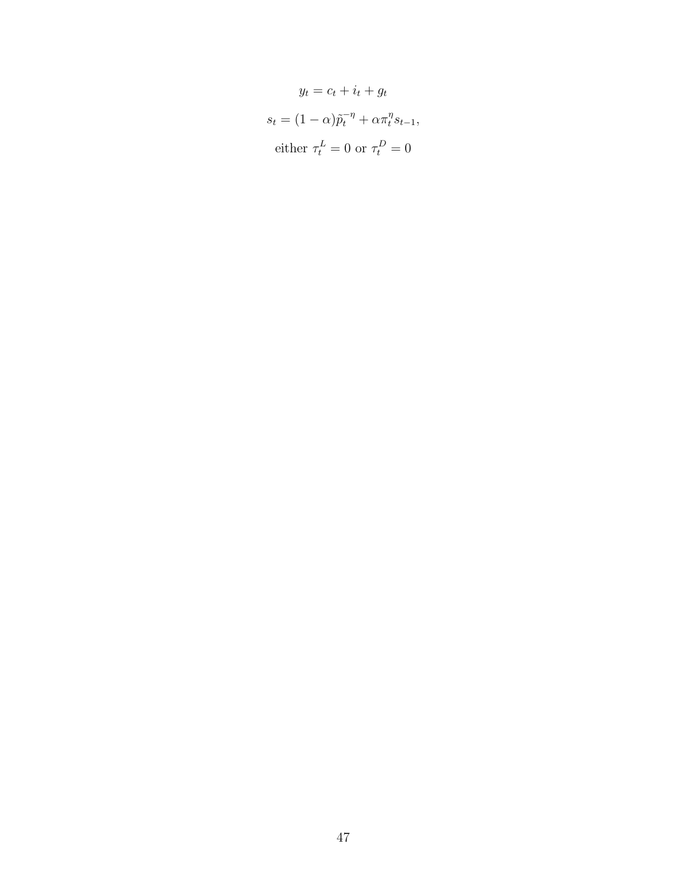$$y_t = c_t + i_t + g_t$$

$$s_t = (1-\alpha)\tilde{p}_t^{-\eta} + \alpha \pi_t^{\eta} s_{t-1},$$

$$\text{either } \tau_t^L = 0 \text{ or } \tau_t^D = 0$$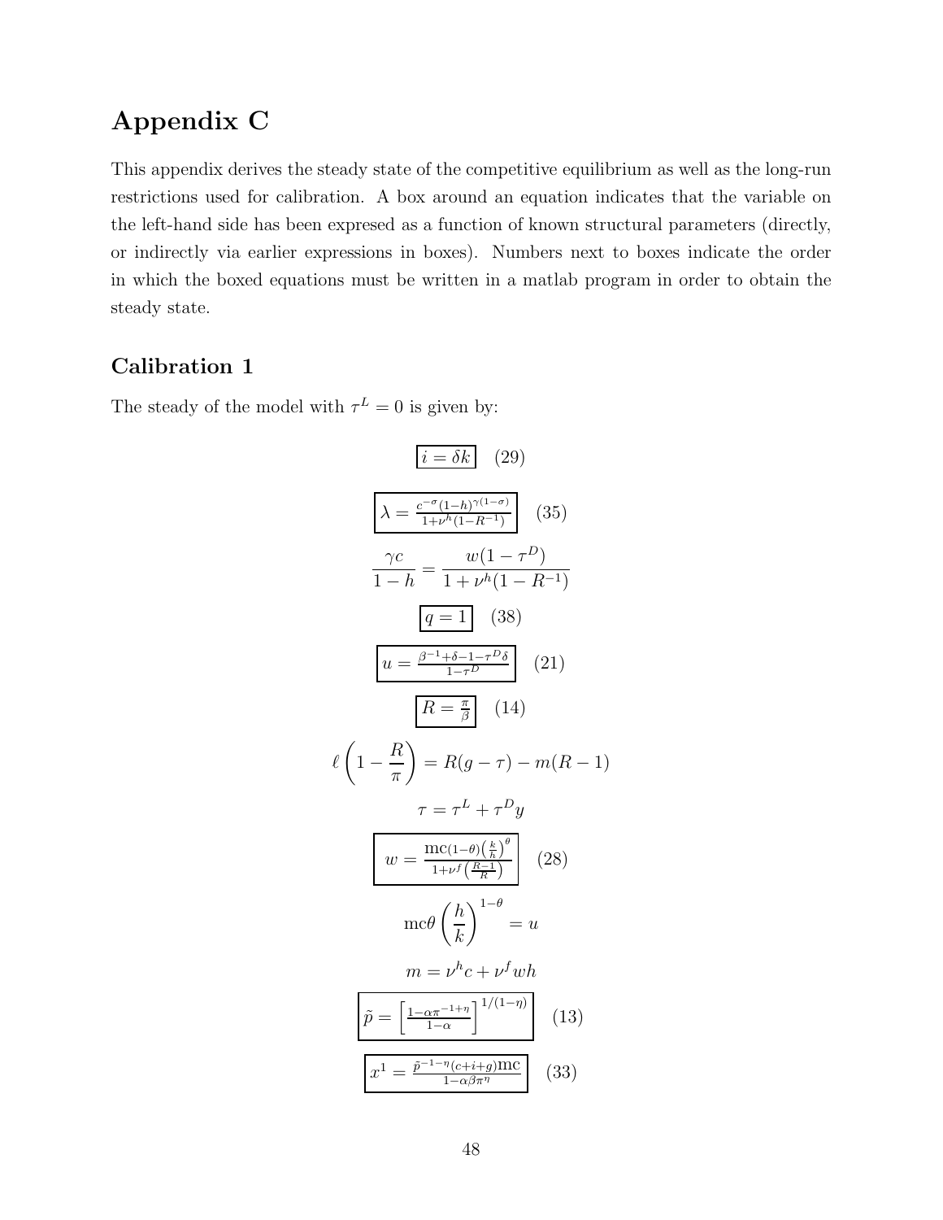# Appendix C

This appendix derives the steady state of the competitive equilibrium as well as the long-run restrictions used for calibration. A box around an equation indicates that the variable on the left-hand side has been expresed as a function of known structural parameters (directly, or indirectly via earlier expressions in boxes). Numbers next to boxes indicate the order in which the boxed equations must be written in a matlab program in order to obtain the steady state.

## Calibration 1

The steady of the model with $\tau^L = 0$ is given by:

$$\boxed{i = \delta k} \quad (29)$$

$$\boxed{\lambda = \frac{c^{-\sigma}(1-h)^{\gamma(1-\sigma)}}{1+\nu^h(1-R^{-1})}} \quad (35)$$

$$\frac{\gamma c}{1-h} = \frac{w(1-\tau^D)}{1+\nu^h(1-R^{-1})}$$

$$\boxed{q = 1} \quad (38)$$

$$\boxed{u = \frac{\beta^{-1}+\delta-1-\tau^D\delta}{1-\tau^D}} \quad (21)$$

$$\boxed{R = \frac{\pi}{\beta}} \quad (14)$$

$$\ell\left(1 - \frac{R}{\pi}\right) = R(g-\tau) - m(R-1)$$

$$\tau = \tau^L + \tau^D y$$

$$\boxed{w = \frac{\text{mc}(1-\theta)\left(\frac{k}{h}\right)^{\theta}}{1+\nu^f\left(\frac{R-1}{R}\right)}} \quad (28)$$

$$\text{mc}\,\theta\left(\frac{h}{k}\right)^{1-\theta} = u$$

$$m = \nu^h c + \nu^f w h$$

$$\boxed{\tilde{p} = \left[\frac{1-\alpha\pi^{-1+\eta}}{1-\alpha}\right]^{1/(1-\eta)}} \quad (13)$$

$$\boxed{x^1 = \frac{\tilde{p}^{-1-\eta}(c+i+g)\text{mc}}{1-\alpha\beta\pi^{\eta}}} \quad (33)$$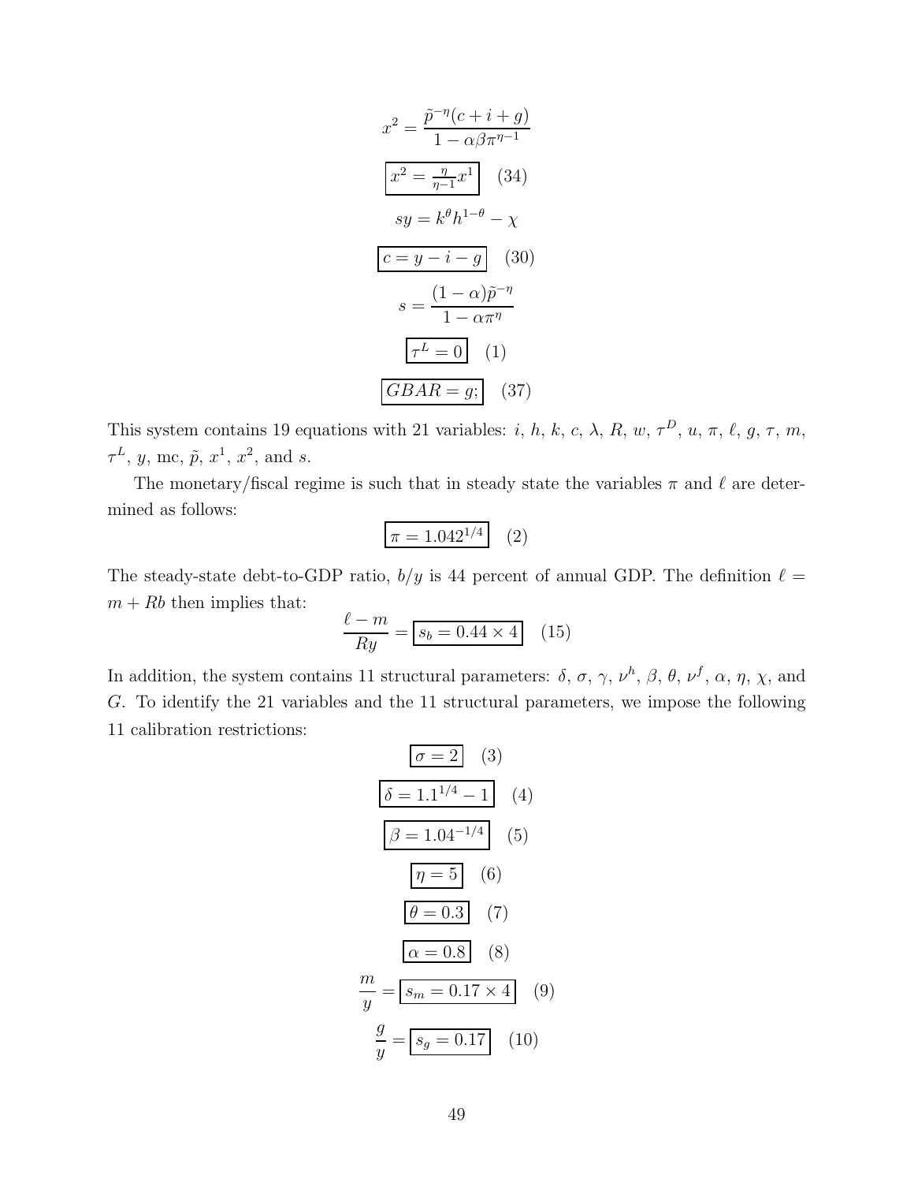$$x^2 = \frac{\tilde{p}^{-\eta}(c+i+g)}{1-\alpha\beta\pi^{\eta-1}}$$

$$\boxed{x^2 = \frac{\eta}{\eta-1}x^1} \quad (34)$$

$$sy = k^\theta h^{1-\theta} - \chi$$

$$\boxed{c = y - i - g} \quad (30)$$

$$s = \frac{(1-\alpha)\tilde{p}^{-\eta}}{1-\alpha\pi^\eta}$$

$$\boxed{\tau^L = 0} \quad (1)$$

$$\boxed{GBAR = g;} \quad (37)$$

This system contains 19 equations with 21 variables: $i$, $h$, $k$, $c$, $\lambda$, $R$, $w$, $\tau^D$, $u$, $\pi$, $\ell$, $g$, $\tau$, $m$, $\tau^L$, $y$, mc, $\tilde{p}$, $x^1$, $x^2$, and $s$.

The monetary/fiscal regime is such that in steady state the variables $\pi$ and $\ell$ are determined as follows:

$$\boxed{\pi = 1.042^{1/4}} \quad (2)$$

The steady-state debt-to-GDP ratio, $b/y$ is 44 percent of annual GDP. The definition $\ell = m + Rb$ then implies that:

$$\frac{\ell - m}{Ry} = \boxed{s_b = 0.44 \times 4} \quad (15)$$

In addition, the system contains 11 structural parameters: $\delta$, $\sigma$, $\gamma$, $\nu^h$, $\beta$, $\theta$, $\nu^f$, $\alpha$, $\eta$, $\chi$, and $G$. To identify the 21 variables and the 11 structural parameters, we impose the following 11 calibration restrictions:

$$\boxed{\sigma = 2} \quad (3)$$

$$\boxed{\delta = 1.1^{1/4} - 1} \quad (4)$$

$$\boxed{\beta = 1.04^{-1/4}} \quad (5)$$

$$\boxed{\eta = 5} \quad (6)$$

$$\boxed{\theta = 0.3} \quad (7)$$

$$\boxed{\alpha = 0.8} \quad (8)$$

$$\frac{m}{y} = \boxed{s_m = 0.17 \times 4} \quad (9)$$

$$\frac{g}{y} = \boxed{s_g = 0.17} \quad (10)$$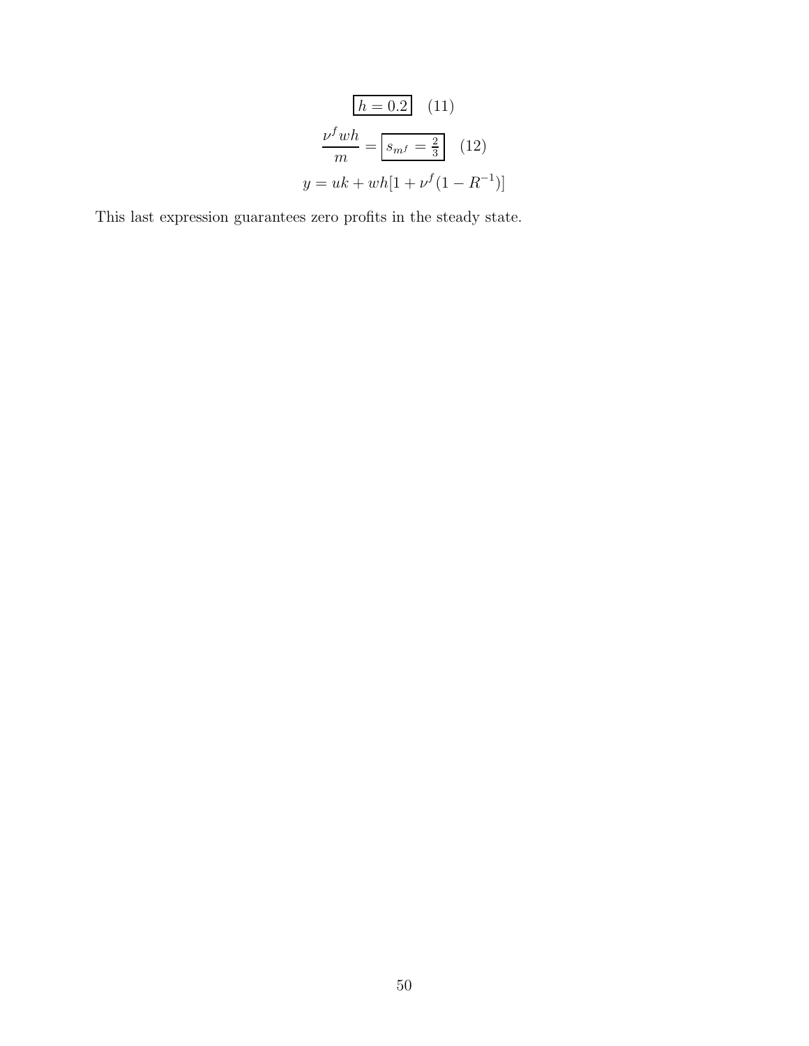$$\boxed{h = 0.2} \quad (11)$$

$$\frac{\nu^f wh}{m} = \boxed{s_{m^f} = \tfrac{2}{3}} \quad (12)$$

$$y = uk + wh[1 + \nu^f(1 - R^{-1})]$$

This last expression guarantees zero profits in the steady state.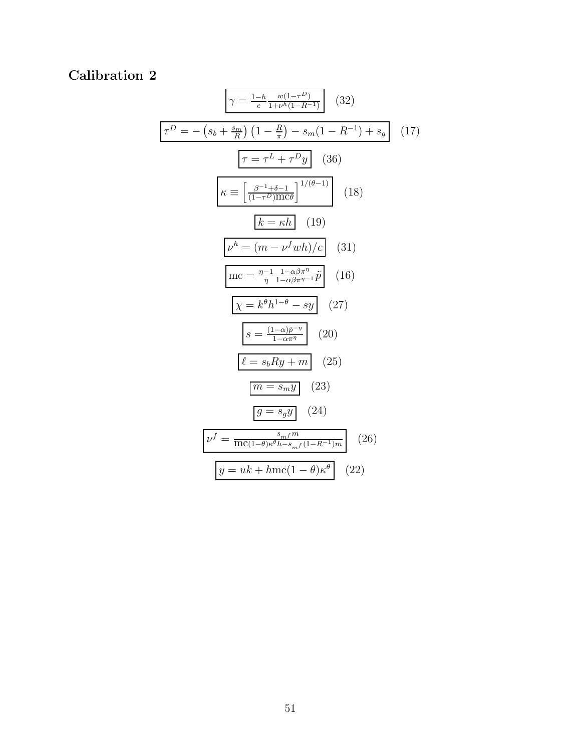**Calibration 2**

$$\boxed{\gamma = \frac{1-h}{c}\frac{w(1-\tau^D)}{1+\nu^h(1-R^{-1})}} \quad (32)$$

$$\boxed{\tau^D = -\left(s_b + \frac{s_m}{R}\right)\left(1-\frac{R}{\pi}\right) - s_m(1-R^{-1}) + s_g} \quad (17)$$

$$\boxed{\tau = \tau^L + \tau^D y} \quad (36)$$

$$\boxed{\kappa \equiv \left[\frac{\beta^{-1}+\delta-1}{(1-\tau^D)\mathrm{mc}\theta}\right]^{1/(\theta-1)}} \quad (18)$$

$$\boxed{k = \kappa h} \quad (19)$$

$$\boxed{\nu^h = (m - \nu^f wh)/c} \quad (31)$$

$$\boxed{\mathrm{mc} = \frac{\eta-1}{\eta}\frac{1-\alpha\beta\pi^{\eta}}{1-\alpha\beta\pi^{\eta-1}}\tilde{p}} \quad (16)$$

$$\boxed{\chi = k^{\theta}h^{1-\theta} - sy} \quad (27)$$

$$\boxed{s = \frac{(1-\alpha)\tilde{p}^{-\eta}}{1-\alpha\pi^{\eta}}} \quad (20)$$

$$\boxed{\ell = s_b R y + m} \quad (25)$$

$$\boxed{m = s_m y} \quad (23)$$

$$\boxed{g = s_g y} \quad (24)$$

$$\boxed{\nu^f = \frac{s_{m^f}m}{\mathrm{mc}(1-\theta)\kappa^{\theta}h - s_{m^f}(1-R^{-1})m}} \quad (26)$$

$$\boxed{y = uk + h\mathrm{mc}(1-\theta)\kappa^{\theta}} \quad (22)$$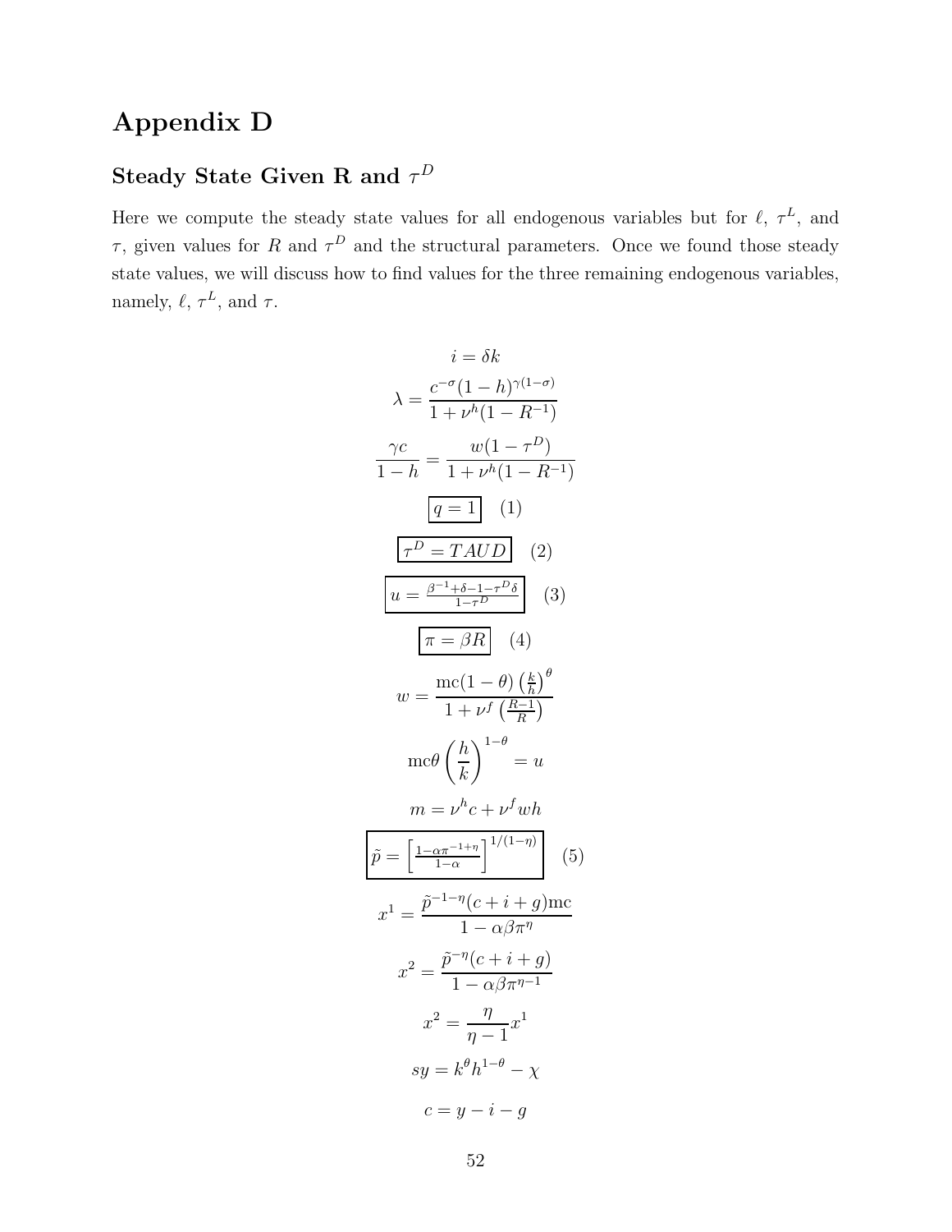# Appendix D

## Steady State Given R and $\tau^D$

Here we compute the steady state values for all endogenous variables but for $\ell$, $\tau^L$, and $\tau$, given values for $R$ and $\tau^D$ and the structural parameters. Once we found those steady state values, we will discuss how to find values for the three remaining endogenous variables, namely, $\ell$, $\tau^L$, and $\tau$.

$$i = \delta k$$

$$\lambda = \frac{c^{-\sigma}(1-h)^{\gamma(1-\sigma)}}{1+\nu^h(1-R^{-1})}$$

$$\frac{\gamma c}{1-h} = \frac{w(1-\tau^D)}{1+\nu^h(1-R^{-1})}$$

$$\boxed{q = 1} \quad (1)$$

$$\boxed{\tau^D = TAUD} \quad (2)$$

$$\boxed{u = \frac{\beta^{-1}+\delta-1-\tau^D\delta}{1-\tau^D}} \quad (3)$$

$$\boxed{\pi = \beta R} \quad (4)$$

$$w = \frac{\text{mc}(1-\theta)\left(\frac{k}{h}\right)^{\theta}}{1+\nu^f\left(\frac{R-1}{R}\right)}$$

$$\text{mc}\theta\left(\frac{h}{k}\right)^{1-\theta} = u$$

$$m = \nu^h c + \nu^f wh$$

$$\boxed{\tilde{p} = \left[\frac{1-\alpha\pi^{-1+\eta}}{1-\alpha}\right]^{1/(1-\eta)}} \quad (5)$$

$$x^1 = \frac{\tilde{p}^{-1-\eta}(c+i+g)\text{mc}}{1-\alpha\beta\pi^{\eta}}$$

$$x^2 = \frac{\tilde{p}^{-\eta}(c+i+g)}{1-\alpha\beta\pi^{\eta-1}}$$

$$x^2 = \frac{\eta}{\eta-1}x^1$$

$$sy = k^{\theta}h^{1-\theta} - \chi$$

$$c = y - i - g$$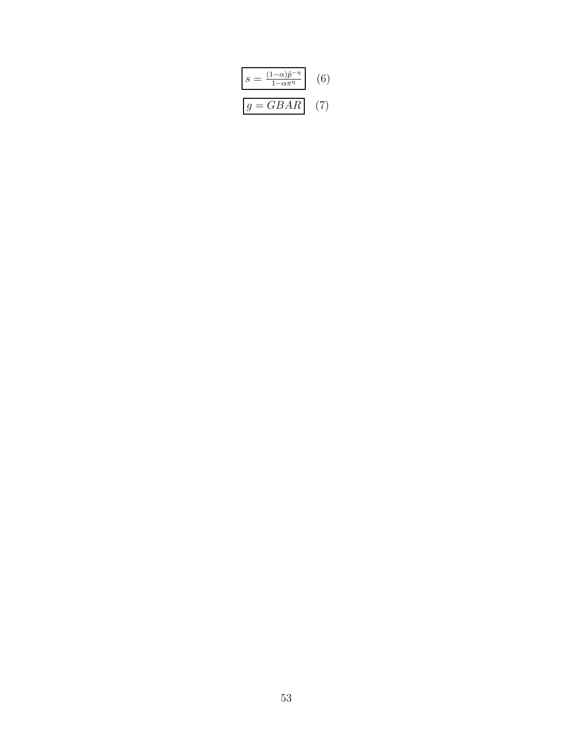$$\boxed{s = \frac{(1-\alpha)\tilde{p}^{-\eta}}{1-\alpha\pi^{\eta}}} \quad (6)$$

$$\boxed{g = GBAR} \quad (7)$$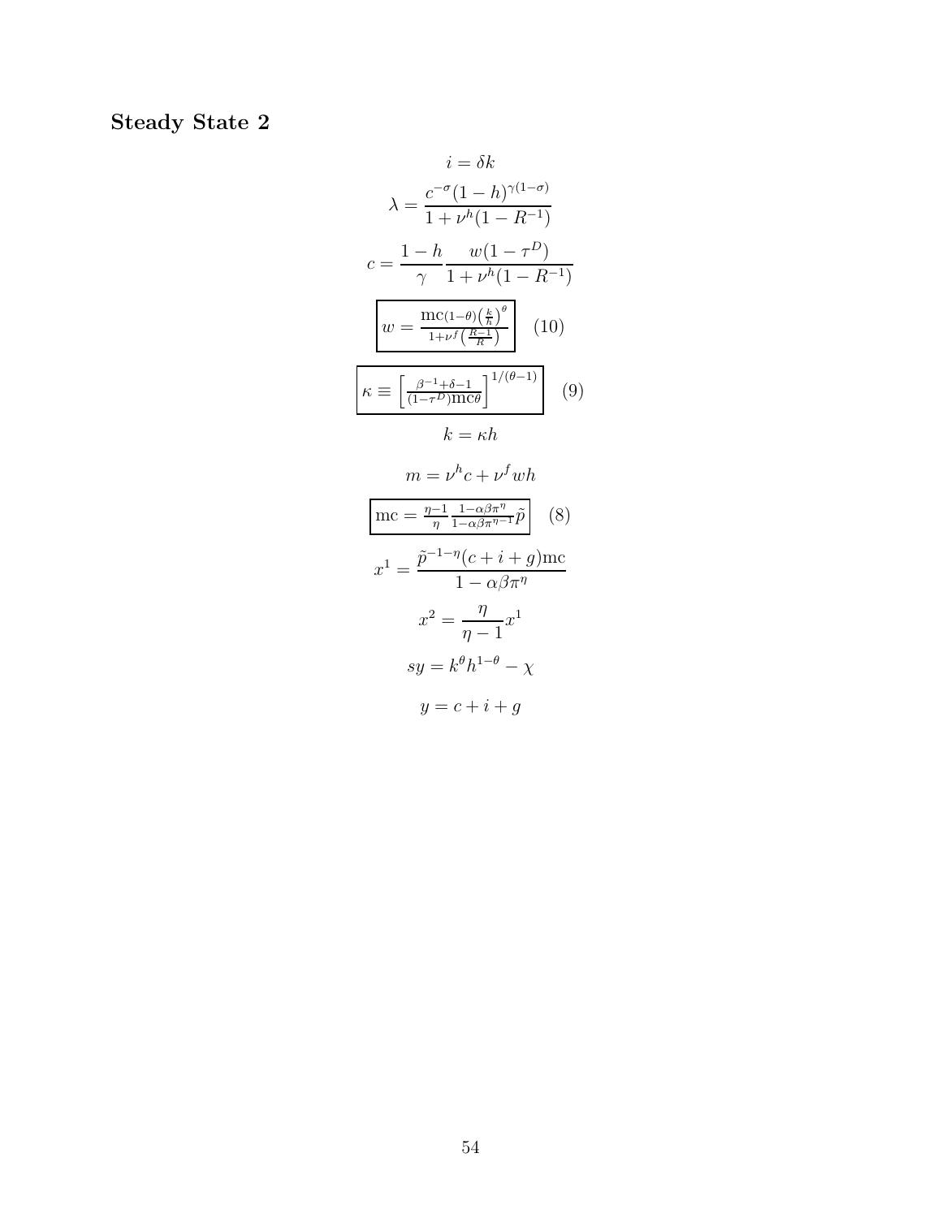**Steady State 2**

$$i = \delta k$$

$$\lambda = \frac{c^{-\sigma}(1-h)^{\gamma(1-\sigma)}}{1+\nu^h(1-R^{-1})}$$

$$c = \frac{1-h}{\gamma}\frac{w(1-\tau^D)}{1+\nu^h(1-R^{-1})}$$

$$\boxed{w = \frac{\text{mc}(1-\theta)\left(\frac{k}{h}\right)^{\theta}}{1+\nu^f\left(\frac{R-1}{R}\right)}} \quad (10)$$

$$\boxed{\kappa \equiv \left[\frac{\beta^{-1}+\delta-1}{(1-\tau^D)\text{mc}\theta}\right]^{1/(\theta-1)}} \quad (9)$$

$$k = \kappa h$$

$$m = \nu^h c + \nu^f wh$$

$$\boxed{\text{mc} = \frac{\eta-1}{\eta}\frac{1-\alpha\beta\pi^{\eta}}{1-\alpha\beta\pi^{\eta-1}}\tilde{p}} \quad (8)$$

$$x^1 = \frac{\tilde{p}^{-1-\eta}(c+i+g)\text{mc}}{1-\alpha\beta\pi^{\eta}}$$

$$x^2 = \frac{\eta}{\eta-1}x^1$$

$$sy = k^{\theta}h^{1-\theta} - \chi$$

$$y = c + i + g$$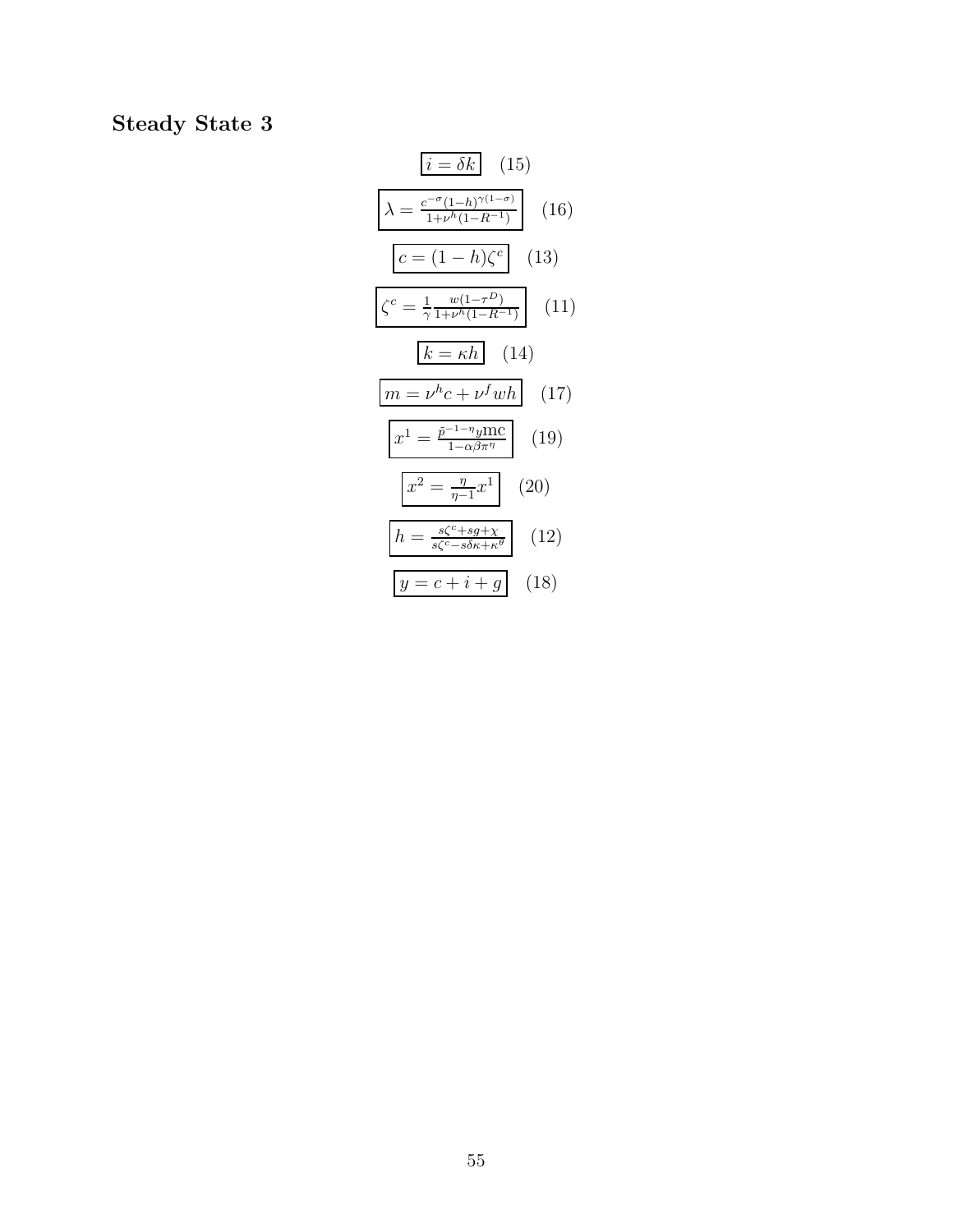**Steady State 3**

$$\boxed{i = \delta k} \quad (15)$$

$$\boxed{\lambda = \frac{c^{-\sigma}(1-h)^{\gamma(1-\sigma)}}{1+\nu^h(1-R^{-1})}} \quad (16)$$

$$\boxed{c = (1-h)\zeta^c} \quad (13)$$

$$\boxed{\zeta^c = \frac{1}{\gamma}\frac{w(1-\tau^D)}{1+\nu^h(1-R^{-1})}} \quad (11)$$

$$\boxed{k = \kappa h} \quad (14)$$

$$\boxed{m = \nu^h c + \nu^f w h} \quad (17)$$

$$\boxed{x^1 = \frac{\tilde{p}^{-1-\eta} y \mathrm{mc}}{1-\alpha\beta\pi^\eta}} \quad (19)$$

$$\boxed{x^2 = \frac{\eta}{\eta-1}x^1} \quad (20)$$

$$\boxed{h = \frac{s\zeta^c + sg + \chi}{s\zeta^c - s\delta\kappa + \kappa^\theta}} \quad (12)$$

$$\boxed{y = c + i + g} \quad (18)$$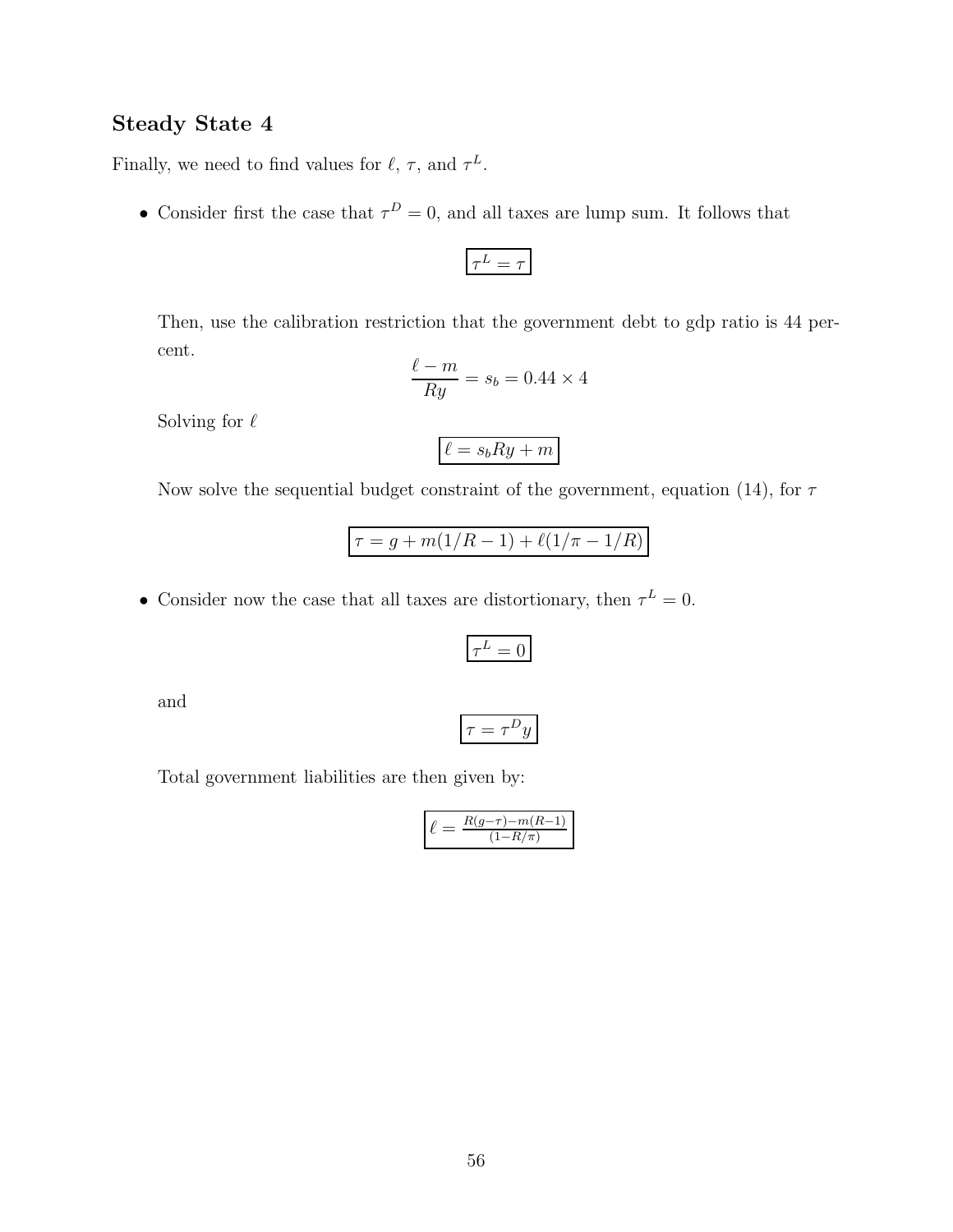## Steady State 4

Finally, we need to find values for $\ell$, $\tau$, and $\tau^L$.

- Consider first the case that $\tau^D = 0$, and all taxes are lump sum. It follows that

  $$\boxed{\tau^L = \tau}$$

  Then, use the calibration restriction that the government debt to gdp ratio is 44 percent.

  $$\frac{\ell - m}{Ry} = s_b = 0.44 \times 4$$

  Solving for $\ell$

  $$\boxed{\ell = s_b R y + m}$$

  Now solve the sequential budget constraint of the government, equation (14), for $\tau$

  $$\boxed{\tau = g + m(1/R - 1) + \ell(1/\pi - 1/R)}$$

- Consider now the case that all taxes are distortionary, then $\tau^L = 0$.

  $$\boxed{\tau^L = 0}$$

  and

  $$\boxed{\tau = \tau^D y}$$

  Total government liabilities are then given by:

  $$\boxed{\ell = \frac{R(g-\tau) - m(R-1)}{(1 - R/\pi)}}$$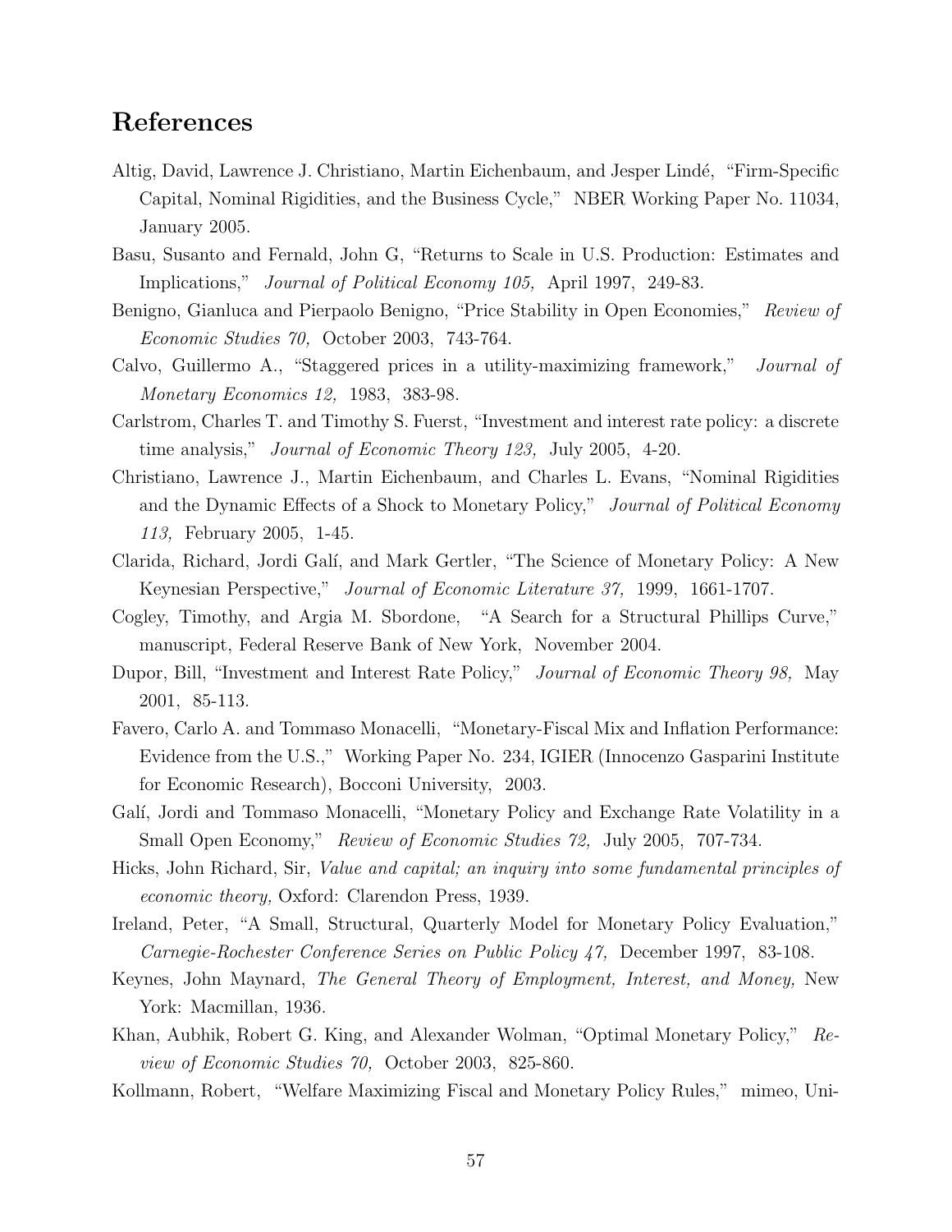## References

Altig, David, Lawrence J. Christiano, Martin Eichenbaum, and Jesper Lindé, "Firm-Specific Capital, Nominal Rigidities, and the Business Cycle," NBER Working Paper No. 11034, January 2005.

Basu, Susanto and Fernald, John G, "Returns to Scale in U.S. Production: Estimates and Implications," *Journal of Political Economy 105,* April 1997, 249-83.

Benigno, Gianluca and Pierpaolo Benigno, "Price Stability in Open Economies," *Review of Economic Studies 70,* October 2003, 743-764.

Calvo, Guillermo A., "Staggered prices in a utility-maximizing framework," *Journal of Monetary Economics 12,* 1983, 383-98.

Carlstrom, Charles T. and Timothy S. Fuerst, "Investment and interest rate policy: a discrete time analysis," *Journal of Economic Theory 123,* July 2005, 4-20.

Christiano, Lawrence J., Martin Eichenbaum, and Charles L. Evans, "Nominal Rigidities and the Dynamic Effects of a Shock to Monetary Policy," *Journal of Political Economy 113,* February 2005, 1-45.

Clarida, Richard, Jordi Galí, and Mark Gertler, "The Science of Monetary Policy: A New Keynesian Perspective," *Journal of Economic Literature 37,* 1999, 1661-1707.

Cogley, Timothy, and Argia M. Sbordone, "A Search for a Structural Phillips Curve," manuscript, Federal Reserve Bank of New York, November 2004.

Dupor, Bill, "Investment and Interest Rate Policy," *Journal of Economic Theory 98,* May 2001, 85-113.

Favero, Carlo A. and Tommaso Monacelli, "Monetary-Fiscal Mix and Inflation Performance: Evidence from the U.S.," Working Paper No. 234, IGIER (Innocenzo Gasparini Institute for Economic Research), Bocconi University, 2003.

Galí, Jordi and Tommaso Monacelli, "Monetary Policy and Exchange Rate Volatility in a Small Open Economy," *Review of Economic Studies 72,* July 2005, 707-734.

Hicks, John Richard, Sir, *Value and capital; an inquiry into some fundamental principles of economic theory,* Oxford: Clarendon Press, 1939.

Ireland, Peter, "A Small, Structural, Quarterly Model for Monetary Policy Evaluation," *Carnegie-Rochester Conference Series on Public Policy 47,* December 1997, 83-108.

Keynes, John Maynard, *The General Theory of Employment, Interest, and Money,* New York: Macmillan, 1936.

Khan, Aubhik, Robert G. King, and Alexander Wolman, "Optimal Monetary Policy," *Review of Economic Studies 70,* October 2003, 825-860.

Kollmann, Robert, "Welfare Maximizing Fiscal and Monetary Policy Rules," mimeo, Uni-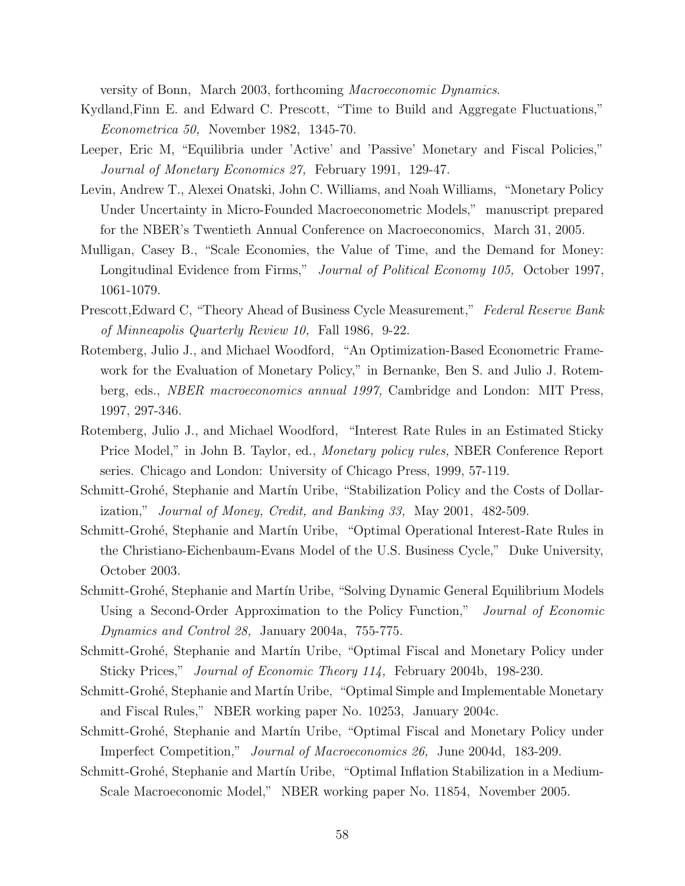versity of Bonn, March 2003, forthcoming *Macroeconomic Dynamics*.

Kydland,Finn E. and Edward C. Prescott, "Time to Build and Aggregate Fluctuations," *Econometrica 50,* November 1982, 1345-70.

Leeper, Eric M, "Equilibria under 'Active' and 'Passive' Monetary and Fiscal Policies," *Journal of Monetary Economics 27,* February 1991, 129-47.

Levin, Andrew T., Alexei Onatski, John C. Williams, and Noah Williams, "Monetary Policy Under Uncertainty in Micro-Founded Macroeconometric Models," manuscript prepared for the NBER's Twentieth Annual Conference on Macroeconomics, March 31, 2005.

Mulligan, Casey B., "Scale Economies, the Value of Time, and the Demand for Money: Longitudinal Evidence from Firms," *Journal of Political Economy 105,* October 1997, 1061-1079.

Prescott,Edward C, "Theory Ahead of Business Cycle Measurement," *Federal Reserve Bank of Minneapolis Quarterly Review 10,* Fall 1986, 9-22.

Rotemberg, Julio J., and Michael Woodford, "An Optimization-Based Econometric Framework for the Evaluation of Monetary Policy," in Bernanke, Ben S. and Julio J. Rotemberg, eds., *NBER macroeconomics annual 1997,* Cambridge and London: MIT Press, 1997, 297-346.

Rotemberg, Julio J., and Michael Woodford, "Interest Rate Rules in an Estimated Sticky Price Model," in John B. Taylor, ed., *Monetary policy rules,* NBER Conference Report series. Chicago and London: University of Chicago Press, 1999, 57-119.

Schmitt-Grohé, Stephanie and Martín Uribe, "Stabilization Policy and the Costs of Dollarization," *Journal of Money, Credit, and Banking 33,* May 2001, 482-509.

Schmitt-Grohé, Stephanie and Martín Uribe, "Optimal Operational Interest-Rate Rules in the Christiano-Eichenbaum-Evans Model of the U.S. Business Cycle," Duke University, October 2003.

Schmitt-Grohé, Stephanie and Martín Uribe, "Solving Dynamic General Equilibrium Models Using a Second-Order Approximation to the Policy Function," *Journal of Economic Dynamics and Control 28,* January 2004a, 755-775.

Schmitt-Grohé, Stephanie and Martín Uribe, "Optimal Fiscal and Monetary Policy under Sticky Prices," *Journal of Economic Theory 114,* February 2004b, 198-230.

Schmitt-Grohé, Stephanie and Martín Uribe, "Optimal Simple and Implementable Monetary and Fiscal Rules," NBER working paper No. 10253, January 2004c.

Schmitt-Grohé, Stephanie and Martín Uribe, "Optimal Fiscal and Monetary Policy under Imperfect Competition," *Journal of Macroeconomics 26,* June 2004d, 183-209.

Schmitt-Grohé, Stephanie and Martín Uribe, "Optimal Inflation Stabilization in a Medium-Scale Macroeconomic Model," NBER working paper No. 11854, November 2005.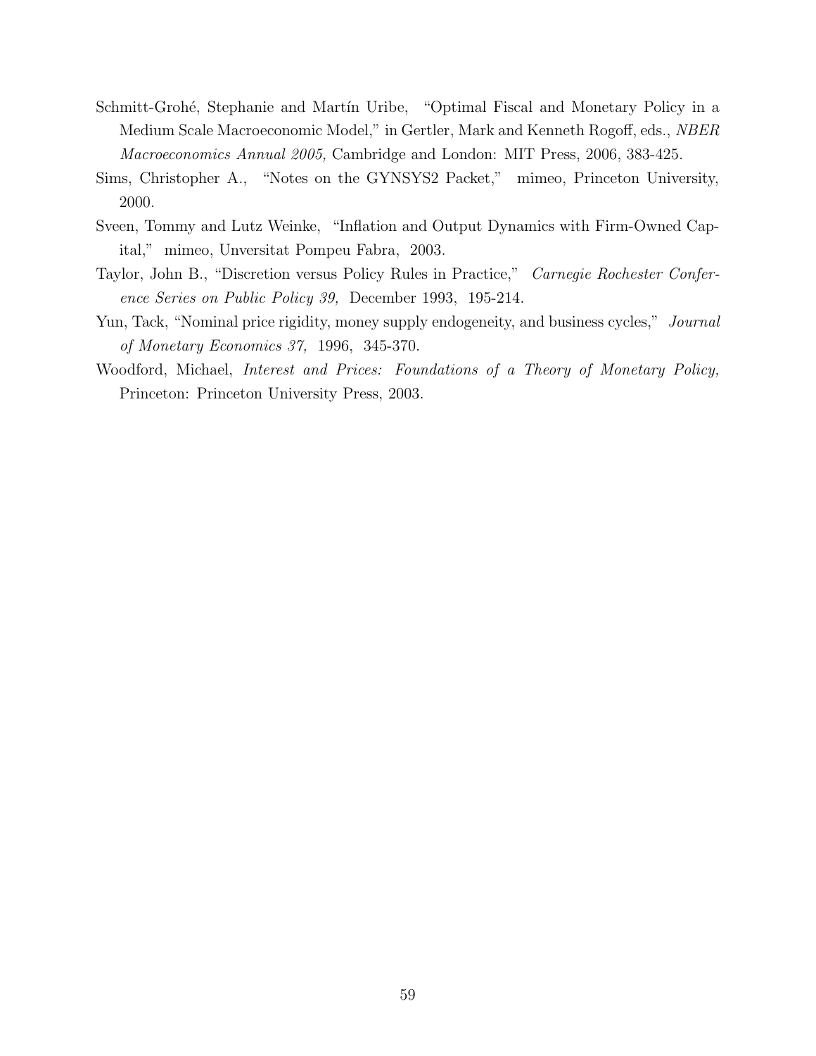Schmitt-Grohé, Stephanie and Martín Uribe, "Optimal Fiscal and Monetary Policy in a Medium Scale Macroeconomic Model," in Gertler, Mark and Kenneth Rogoff, eds., *NBER Macroeconomics Annual 2005,* Cambridge and London: MIT Press, 2006, 383-425.

Sims, Christopher A., "Notes on the GYNSYS2 Packet," mimeo, Princeton University, 2000.

Sveen, Tommy and Lutz Weinke, "Inflation and Output Dynamics with Firm-Owned Capital," mimeo, Unversitat Pompeu Fabra, 2003.

Taylor, John B., "Discretion versus Policy Rules in Practice," *Carnegie Rochester Conference Series on Public Policy 39,* December 1993, 195-214.

Yun, Tack, "Nominal price rigidity, money supply endogeneity, and business cycles," *Journal of Monetary Economics 37,* 1996, 345-370.

Woodford, Michael, *Interest and Prices: Foundations of a Theory of Monetary Policy,* Princeton: Princeton University Press, 2003.